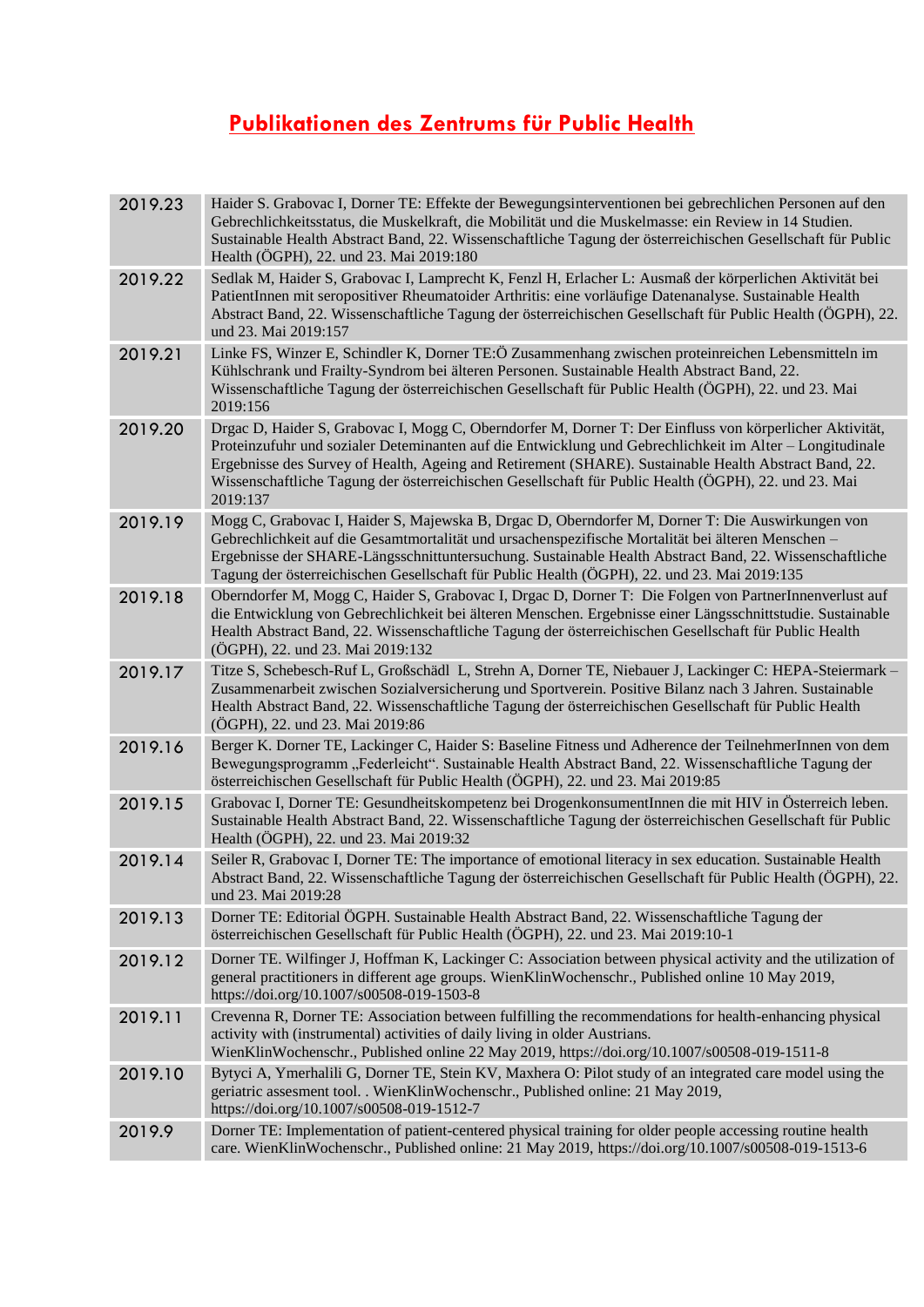# Publikationen des Zentrums für Public Health

| | |
|---|---|
| 2019.23 | Haider S. Grabovac I, Dorner TE: Effekte der Bewegungsinterventionen bei gebrechlichen Personen auf den Gebrechlichkeitsstatus, die Muskelkraft, die Mobilität und die Muskelmasse: ein Review in 14 Studien. Sustainable Health Abstract Band, 22. Wissenschaftliche Tagung der österreichischen Gesellschaft für Public Health (ÖGPH), 22. und 23. Mai 2019:180 |
| 2019.22 | Sedlak M, Haider S, Grabovac I, Lamprecht K, Fenzl H, Erlacher L: Ausmaß der körperlichen Aktivität bei PatientInnen mit seropositiver Rheumatoider Arthritis: eine vorläufige Datenanalyse. Sustainable Health Abstract Band, 22. Wissenschaftliche Tagung der österreichischen Gesellschaft für Public Health (ÖGPH), 22. und 23. Mai 2019:157 |
| 2019.21 | Linke FS, Winzer E, Schindler K, Dorner TE:Ö Zusammenhang zwischen proteinreichen Lebensmitteln im Kühlschrank und Frailty-Syndrom bei älteren Personen. Sustainable Health Abstract Band, 22. Wissenschaftliche Tagung der österreichischen Gesellschaft für Public Health (ÖGPH), 22. und 23. Mai 2019:156 |
| 2019.20 | Drgac D, Haider S, Grabovac I, Mogg C, Oberndorfer M, Dorner T: Der Einfluss von körperlicher Aktivität, Proteinzufuhr und sozialer Deteminanten auf die Entwicklung und Gebrechlichkeit im Alter – Longitudinale Ergebnisse des Survey of Health, Ageing and Retirement (SHARE). Sustainable Health Abstract Band, 22. Wissenschaftliche Tagung der österreichischen Gesellschaft für Public Health (ÖGPH), 22. und 23. Mai 2019:137 |
| 2019.19 | Mogg C, Grabovac I, Haider S, Majewska B, Drgac D, Oberndorfer M, Dorner T: Die Auswirkungen von Gebrechlichkeit auf die Gesamtmortalität und ursachenspezifische Mortalität bei älteren Menschen – Ergebnisse der SHARE-Längsschnittuntersuchung. Sustainable Health Abstract Band, 22. Wissenschaftliche Tagung der österreichischen Gesellschaft für Public Health (ÖGPH), 22. und 23. Mai 2019:135 |
| 2019.18 | Oberndorfer M, Mogg C, Haider S, Grabovac I, Drgac D, Dorner T: Die Folgen von PartnerInnenverlust auf die Entwicklung von Gebrechlichkeit bei älteren Menschen. Ergebnisse einer Längsschnittstudie. Sustainable Health Abstract Band, 22. Wissenschaftliche Tagung der österreichischen Gesellschaft für Public Health (ÖGPH), 22. und 23. Mai 2019:132 |
| 2019.17 | Titze S, Schebesch-Ruf L, Großschädl L, Strehn A, Dorner TE, Niebauer J, Lackinger C: HEPA-Steiermark – Zusammenarbeit zwischen Sozialversicherung und Sportverein. Positive Bilanz nach 3 Jahren. Sustainable Health Abstract Band, 22. Wissenschaftliche Tagung der österreichischen Gesellschaft für Public Health (ÖGPH), 22. und 23. Mai 2019:86 |
| 2019.16 | Berger K. Dorner TE, Lackinger C, Haider S: Baseline Fitness und Adherence der TeilnehmerInnen von dem Bewegungsprogramm „Federleicht". Sustainable Health Abstract Band, 22. Wissenschaftliche Tagung der österreichischen Gesellschaft für Public Health (ÖGPH), 22. und 23. Mai 2019:85 |
| 2019.15 | Grabovac I, Dorner TE: Gesundheitskompetenz bei DrogenkonsumentInnen die mit HIV in Österreich leben. Sustainable Health Abstract Band, 22. Wissenschaftliche Tagung der österreichischen Gesellschaft für Public Health (ÖGPH), 22. und 23. Mai 2019:32 |
| 2019.14 | Seiler R, Grabovac I, Dorner TE: The importance of emotional literacy in sex education. Sustainable Health Abstract Band, 22. Wissenschaftliche Tagung der österreichischen Gesellschaft für Public Health (ÖGPH), 22. und 23. Mai 2019:28 |
| 2019.13 | Dorner TE: Editorial ÖGPH. Sustainable Health Abstract Band, 22. Wissenschaftliche Tagung der österreichischen Gesellschaft für Public Health (ÖGPH), 22. und 23. Mai 2019:10-1 |
| 2019.12 | Dorner TE. Wilfinger J, Hoffman K, Lackinger C: Association between physical activity and the utilization of general practitioners in different age groups. WienKlinWochenschr., Published online 10 May 2019, https://doi.org/10.1007/s00508-019-1503-8 |
| 2019.11 | Crevenna R, Dorner TE: Association between fulfilling the recommendations for health-enhancing physical activity with (instrumental) activities of daily living in older Austrians. WienKlinWochenschr., Published online 22 May 2019, https://doi.org/10.1007/s00508-019-1511-8 |
| 2019.10 | Bytyci A, Ymerhalili G, Dorner TE, Stein KV, Maxhera O: Pilot study of an integrated care model using the geriatric assesment tool. . WienKlinWochenschr., Published online: 21 May 2019, https://doi.org/10.1007/s00508-019-1512-7 |
| 2019.9 | Dorner TE: Implementation of patient-centered physical training for older people accessing routine health care. WienKlinWochenschr., Published online: 21 May 2019, https://doi.org/10.1007/s00508-019-1513-6 |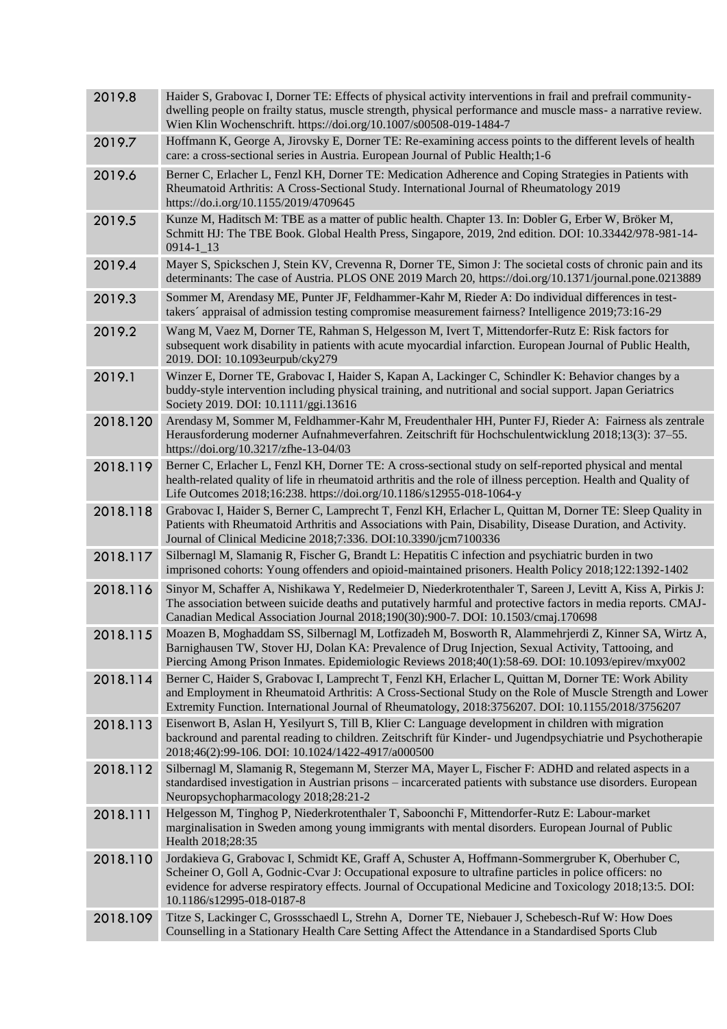| | |
|---|---|
| 2019.8 | Haider S, Grabovac I, Dorner TE: Effects of physical activity interventions in frail and prefrail community-dwelling people on frailty status, muscle strength, physical performance and muscle mass- a narrative review. Wien Klin Wochenschrift. https://doi.org/10.1007/s00508-019-1484-7 |
| 2019.7 | Hoffmann K, George A, Jirovsky E, Dorner TE: Re-examining access points to the different levels of health care: a cross-sectional series in Austria. European Journal of Public Health;1-6 |
| 2019.6 | Berner C, Erlacher L, Fenzl KH, Dorner TE: Medication Adherence and Coping Strategies in Patients with Rheumatoid Arthritis: A Cross-Sectional Study. International Journal of Rheumatology 2019 https://do.i.org/10.1155/2019/4709645 |
| 2019.5 | Kunze M, Haditsch M: TBE as a matter of public health. Chapter 13. In: Dobler G, Erber W, Bröker M, Schmitt HJ: The TBE Book. Global Health Press, Singapore, 2019, 2nd edition. DOI: 10.33442/978-981-14-0914-1_13 |
| 2019.4 | Mayer S, Spickschen J, Stein KV, Crevenna R, Dorner TE, Simon J: The societal costs of chronic pain and its determinants: The case of Austria. PLOS ONE 2019 March 20, https://doi.org/10.1371/journal.pone.0213889 |
| 2019.3 | Sommer M, Arendasy ME, Punter JF, Feldhammer-Kahr M, Rieder A: Do individual differences in test-takers´ appraisal of admission testing compromise measurement fairness? Intelligence 2019;73:16-29 |
| 2019.2 | Wang M, Vaez M, Dorner TE, Rahman S, Helgesson M, Ivert T, Mittendorfer-Rutz E: Risk factors for subsequent work disability in patients with acute myocardial infarction. European Journal of Public Health, 2019. DOI: 10.1093eurpub/cky279 |
| 2019.1 | Winzer E, Dorner TE, Grabovac I, Haider S, Kapan A, Lackinger C, Schindler K: Behavior changes by a buddy-style intervention including physical training, and nutritional and social support. Japan Geriatrics Society 2019. DOI: 10.1111/ggi.13616 |
| 2018.120 | Arendasy M, Sommer M, Feldhammer-Kahr M, Freudenthaler HH, Punter FJ, Rieder A: Fairness als zentrale Herausforderung moderner Aufnahmeverfahren. Zeitschrift für Hochschulentwicklung 2018;13(3): 37–55. https://doi.org/10.3217/zfhe-13-04/03 |
| 2018.119 | Berner C, Erlacher L, Fenzl KH, Dorner TE: A cross-sectional study on self-reported physical and mental health-related quality of life in rheumatoid arthritis and the role of illness perception. Health and Quality of Life Outcomes 2018;16:238. https://doi.org/10.1186/s12955-018-1064-y |
| 2018.118 | Grabovac I, Haider S, Berner C, Lamprecht T, Fenzl KH, Erlacher L, Quittan M, Dorner TE: Sleep Quality in Patients with Rheumatoid Arthritis and Associations with Pain, Disability, Disease Duration, and Activity. Journal of Clinical Medicine 2018;7:336. DOI:10.3390/jcm7100336 |
| 2018.117 | Silbernagl M, Slamanig R, Fischer G, Brandt L: Hepatitis C infection and psychiatric burden in two imprisoned cohorts: Young offenders and opioid-maintained prisoners. Health Policy 2018;122:1392-1402 |
| 2018.116 | Sinyor M, Schaffer A, Nishikawa Y, Redelmeier D, Niederkrotenthaler T, Sareen J, Levitt A, Kiss A, Pirkis J: The association between suicide deaths and putatively harmful and protective factors in media reports. CMAJ-Canadian Medical Association Journal 2018;190(30):900-7. DOI: 10.1503/cmaj.170698 |
| 2018.115 | Moazen B, Moghaddam SS, Silbernagl M, Lotfizadeh M, Bosworth R, Alammehrjerdi Z, Kinner SA, Wirtz A, Barnighausen TW, Stover HJ, Dolan KA: Prevalence of Drug Injection, Sexual Activity, Tattooing, and Piercing Among Prison Inmates. Epidemiologic Reviews 2018;40(1):58-69. DOI: 10.1093/epirev/mxy002 |
| 2018.114 | Berner C, Haider S, Grabovac I, Lamprecht T, Fenzl KH, Erlacher L, Quittan M, Dorner TE: Work Ability and Employment in Rheumatoid Arthritis: A Cross-Sectional Study on the Role of Muscle Strength and Lower Extremity Function. International Journal of Rheumatology, 2018:3756207. DOI: 10.1155/2018/3756207 |
| 2018.113 | Eisenwort B, Aslan H, Yesilyurt S, Till B, Klier C: Language development in children with migration backround and parental reading to children. Zeitschrift für Kinder- und Jugendpsychiatrie und Psychotherapie 2018;46(2):99-106. DOI: 10.1024/1422-4917/a000500 |
| 2018.112 | Silbernagl M, Slamanig R, Stegemann M, Sterzer MA, Mayer L, Fischer F: ADHD and related aspects in a standardised investigation in Austrian prisons – incarcerated patients with substance use disorders. European Neuropsychopharmacology 2018;28:21-2 |
| 2018.111 | Helgesson M, Tinghog P, Niederkrotenthaler T, Saboonchi F, Mittendorfer-Rutz E: Labour-market marginalisation in Sweden among young immigrants with mental disorders. European Journal of Public Health 2018;28:35 |
| 2018.110 | Jordakieva G, Grabovac I, Schmidt KE, Graff A, Schuster A, Hoffmann-Sommergruber K, Oberhuber C, Scheiner O, Goll A, Godnic-Cvar J: Occupational exposure to ultrafine particles in police officers: no evidence for adverse respiratory effects. Journal of Occupational Medicine and Toxicology 2018;13:5. DOI: 10.1186/s12995-018-0187-8 |
| 2018.109 | Titze S, Lackinger C, Grossschaedl L, Strehn A, Dorner TE, Niebauer J, Schebesch-Ruf W: How Does Counselling in a Stationary Health Care Setting Affect the Attendance in a Standardised Sports Club |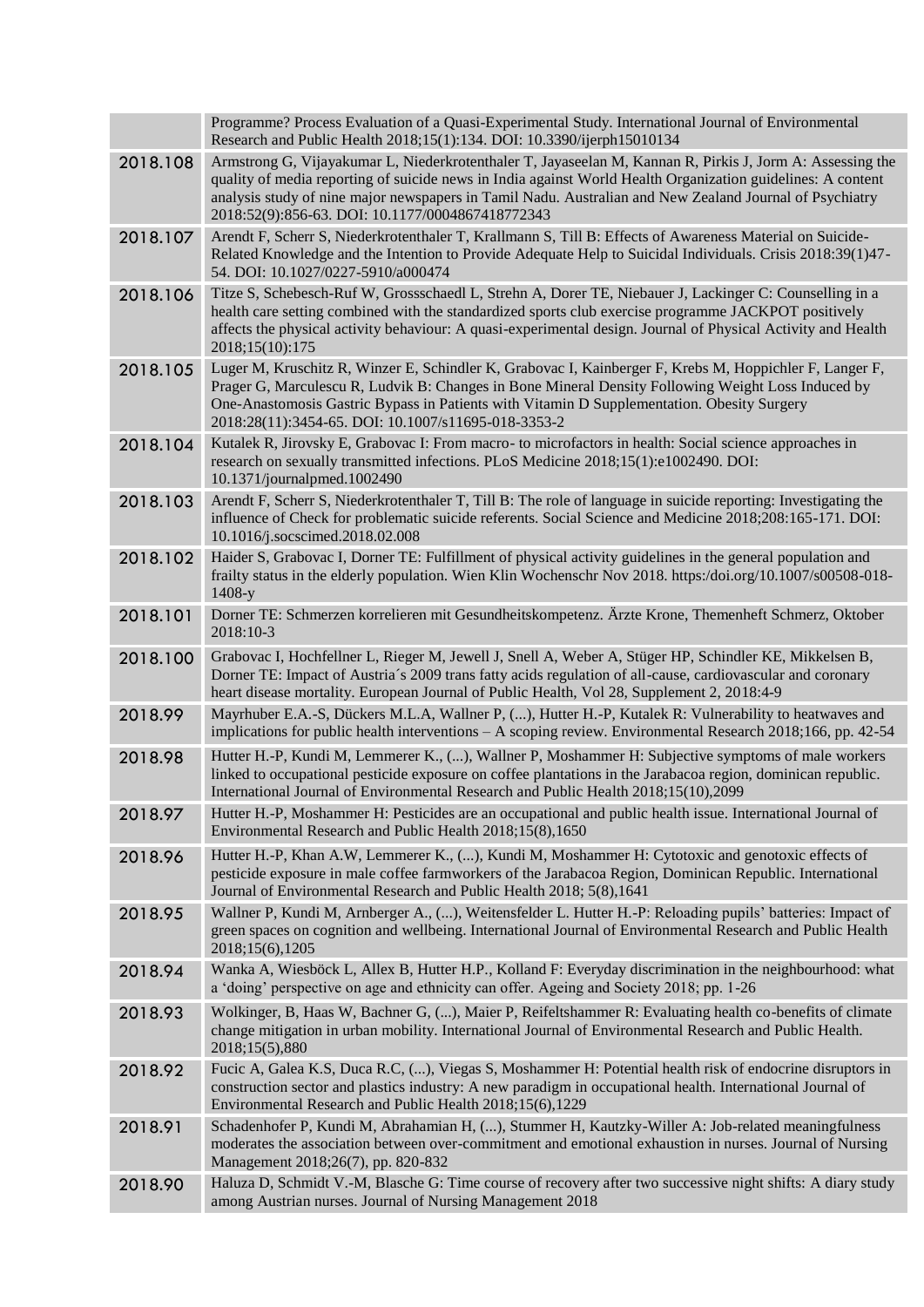| | |
|---|---|
| | Programme? Process Evaluation of a Quasi-Experimental Study. International Journal of Environmental Research and Public Health 2018;15(1):134. DOI: 10.3390/ijerph15010134 |
| 2018.108 | Armstrong G, Vijayakumar L, Niederkrotenthaler T, Jayaseelan M, Kannan R, Pirkis J, Jorm A: Assessing the quality of media reporting of suicide news in India against World Health Organization guidelines: A content analysis study of nine major newspapers in Tamil Nadu. Australian and New Zealand Journal of Psychiatry 2018:52(9):856-63. DOI: 10.1177/0004867418772343 |
| 2018.107 | Arendt F, Scherr S, Niederkrotenthaler T, Krallmann S, Till B: Effects of Awareness Material on Suicide-Related Knowledge and the Intention to Provide Adequate Help to Suicidal Individuals. Crisis 2018:39(1)47-54. DOI: 10.1027/0227-5910/a000474 |
| 2018.106 | Titze S, Schebesch-Ruf W, Grossschaedl L, Strehn A, Dorer TE, Niebauer J, Lackinger C: Counselling in a health care setting combined with the standardized sports club exercise programme JACKPOT positively affects the physical activity behaviour: A quasi-experimental design. Journal of Physical Activity and Health 2018;15(10):175 |
| 2018.105 | Luger M, Kruschitz R, Winzer E, Schindler K, Grabovac I, Kainberger F, Krebs M, Hoppichler F, Langer F, Prager G, Marculescu R, Ludvik B: Changes in Bone Mineral Density Following Weight Loss Induced by One-Anastomosis Gastric Bypass in Patients with Vitamin D Supplementation. Obesity Surgery 2018:28(11):3454-65. DOI: 10.1007/s11695-018-3353-2 |
| 2018.104 | Kutalek R, Jirovsky E, Grabovac I: From macro- to microfactors in health: Social science approaches in research on sexually transmitted infections. PLoS Medicine 2018;15(1):e1002490. DOI: 10.1371/journalpmed.1002490 |
| 2018.103 | Arendt F, Scherr S, Niederkrotenthaler T, Till B: The role of language in suicide reporting: Investigating the influence of Check for problematic suicide referents. Social Science and Medicine 2018;208:165-171. DOI: 10.1016/j.socscimed.2018.02.008 |
| 2018.102 | Haider S, Grabovac I, Dorner TE: Fulfillment of physical activity guidelines in the general population and frailty status in the elderly population. Wien Klin Wochenschr Nov 2018. https:/doi.org/10.1007/s00508-018-1408-y |
| 2018.101 | Dorner TE: Schmerzen korrelieren mit Gesundheitskompetenz. Ärzte Krone, Themenheft Schmerz, Oktober 2018:10-3 |
| 2018.100 | Grabovac I, Hochfellner L, Rieger M, Jewell J, Snell A, Weber A, Stüger HP, Schindler KE, Mikkelsen B, Dorner TE: Impact of Austria´s 2009 trans fatty acids regulation of all-cause, cardiovascular and coronary heart disease mortality. European Journal of Public Health, Vol 28, Supplement 2, 2018:4-9 |
| 2018.99 | Mayrhuber E.A.-S, Dückers M.L.A, Wallner P, (...), Hutter H.-P, Kutalek R: Vulnerability to heatwaves and implications for public health interventions – A scoping review. Environmental Research 2018;166, pp. 42-54 |
| 2018.98 | Hutter H.-P, Kundi M, Lemmerer K., (...), Wallner P, Moshammer H: Subjective symptoms of male workers linked to occupational pesticide exposure on coffee plantations in the Jarabacoa region, dominican republic. International Journal of Environmental Research and Public Health 2018;15(10),2099 |
| 2018.97 | Hutter H.-P, Moshammer H: Pesticides are an occupational and public health issue. International Journal of Environmental Research and Public Health 2018;15(8),1650 |
| 2018.96 | Hutter H.-P, Khan A.W, Lemmerer K., (...), Kundi M, Moshammer H: Cytotoxic and genotoxic effects of pesticide exposure in male coffee farmworkers of the Jarabacoa Region, Dominican Republic. International Journal of Environmental Research and Public Health 2018; 5(8),1641 |
| 2018.95 | Wallner P, Kundi M, Arnberger A., (...), Weitensfelder L. Hutter H.-P: Reloading pupils' batteries: Impact of green spaces on cognition and wellbeing. International Journal of Environmental Research and Public Health 2018;15(6),1205 |
| 2018.94 | Wanka A, Wiesböck L, Allex B, Hutter H.P., Kolland F: Everyday discrimination in the neighbourhood: what a 'doing' perspective on age and ethnicity can offer. Ageing and Society 2018; pp. 1-26 |
| 2018.93 | Wolkinger, B, Haas W, Bachner G, (...), Maier P, Reifeltshammer R: Evaluating health co-benefits of climate change mitigation in urban mobility. International Journal of Environmental Research and Public Health. 2018;15(5),880 |
| 2018.92 | Fucic A, Galea K.S, Duca R.C, (...), Viegas S, Moshammer H: Potential health risk of endocrine disruptors in construction sector and plastics industry: A new paradigm in occupational health. International Journal of Environmental Research and Public Health 2018;15(6),1229 |
| 2018.91 | Schadenhofer P, Kundi M, Abrahamian H, (...), Stummer H, Kautzky-Willer A: Job-related meaningfulness moderates the association between over-commitment and emotional exhaustion in nurses. Journal of Nursing Management 2018;26(7), pp. 820-832 |
| 2018.90 | Haluza D, Schmidt V.-M, Blasche G: Time course of recovery after two successive night shifts: A diary study among Austrian nurses. Journal of Nursing Management 2018 |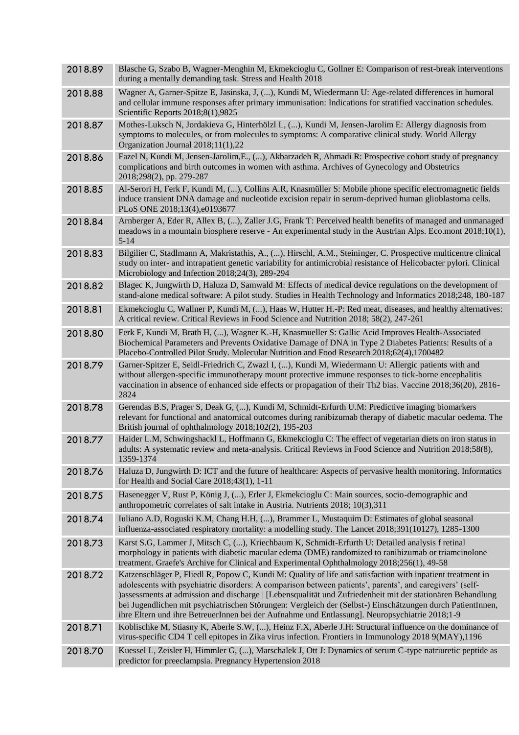| | |
|---|---|
| 2018.89 | Blasche G, Szabo B, Wagner-Menghin M, Ekmekcioglu C, Gollner E: Comparison of rest-break interventions during a mentally demanding task. Stress and Health 2018 |
| 2018.88 | Wagner A, Garner-Spitze E, Jasinska, J, (...), Kundi M, Wiedermann U: Age-related differences in humoral and cellular immune responses after primary immunisation: Indications for stratified vaccination schedules. Scientific Reports 2018;8(1),9825 |
| 2018.87 | Mothes-Luksch N, Jordakieva G, Hinterhölzl L, (...), Kundi M, Jensen-Jarolim E: Allergy diagnosis from symptoms to molecules, or from molecules to symptoms: A comparative clinical study. World Allergy Organization Journal 2018;11(1),22 |
| 2018.86 | Fazel N, Kundi M, Jensen-Jarolim,E., (...), Akbarzadeh R, Ahmadi R: Prospective cohort study of pregnancy complications and birth outcomes in women with asthma. Archives of Gynecology and Obstetrics 2018;298(2), pp. 279-287 |
| 2018.85 | Al-Serori H, Ferk F, Kundi M, (...), Collins A.R, Knasmüller S: Mobile phone specific electromagnetic fields induce transient DNA damage and nucleotide excision repair in serum-deprived human glioblastoma cells. PLoS ONE 2018;13(4),e0193677 |
| 2018.84 | Arnberger A, Eder R, Allex B, (...), Zaller J.G, Frank T: Perceived health benefits of managed and unmanaged meadows in a mountain biosphere reserve - An experimental study in the Austrian Alps. Eco.mont 2018;10(1), 5-14 |
| 2018.83 | Bilgilier C, Stadlmann A, Makristathis, A., (...), Hirschl, A.M., Steininger, C. Prospective multicentre clinical study on inter- and intrapatient genetic variability for antimicrobial resistance of Helicobacter pylori. Clinical Microbiology and Infection 2018;24(3), 289-294 |
| 2018.82 | Blagec K, Jungwirth D, Haluza D, Samwald M: Effects of medical device regulations on the development of stand-alone medical software: A pilot study. Studies in Health Technology and Informatics 2018;248, 180-187 |
| 2018.81 | Ekmekcioglu C, Wallner P, Kundi M, (...), Haas W, Hutter H.-P: Red meat, diseases, and healthy alternatives: A critical review. Critical Reviews in Food Science and Nutrition 2018; 58(2), 247-261 |
| 2018.80 | Ferk F, Kundi M, Brath H, (...), Wagner K.-H, Knasmueller S: Gallic Acid Improves Health-Associated Biochemical Parameters and Prevents Oxidative Damage of DNA in Type 2 Diabetes Patients: Results of a Placebo-Controlled Pilot Study. Molecular Nutrition and Food Research 2018;62(4),1700482 |
| 2018.79 | Garner-Spitzer E, Seidl-Friedrich C, Zwazl I, (...), Kundi M, Wiedermann U: Allergic patients with and without allergen-specific immunotherapy mount protective immune responses to tick-borne encephalitis vaccination in absence of enhanced side effects or propagation of their Th2 bias. Vaccine 2018;36(20), 2816-2824 |
| 2018.78 | Gerendas B.S, Prager S, Deak G, (...), Kundi M, Schmidt-Erfurth U.M: Predictive imaging biomarkers relevant for functional and anatomical outcomes during ranibizumab therapy of diabetic macular oedema. The British journal of ophthalmology 2018;102(2), 195-203 |
| 2018.77 | Haider L.M, Schwingshackl L, Hoffmann G, Ekmekcioglu C: The effect of vegetarian diets on iron status in adults: A systematic review and meta-analysis. Critical Reviews in Food Science and Nutrition 2018;58(8), 1359-1374 |
| 2018.76 | Haluza D, Jungwirth D: ICT and the future of healthcare: Aspects of pervasive health monitoring. Informatics for Health and Social Care 2018;43(1), 1-11 |
| 2018.75 | Hasenegger V, Rust P, König J, (...), Erler J, Ekmekcioglu C: Main sources, socio-demographic and anthropometric correlates of salt intake in Austria. Nutrients 2018; 10(3),311 |
| 2018.74 | Iuliano A.D, Roguski K.M, Chang H.H, (...), Brammer L, Mustaquim D: Estimates of global seasonal influenza-associated respiratory mortality: a modelling study. The Lancet 2018;391(10127), 1285-1300 |
| 2018.73 | Karst S.G, Lammer J, Mitsch C, (...), Kriechbaum K, Schmidt-Erfurth U: Detailed analysis f retinal morphology in patients with diabetic macular edema (DME) randomized to ranibizumab or triamcinolone treatment. Graefe's Archive for Clinical and Experimental Ophthalmology 2018;256(1), 49-58 |
| 2018.72 | Katzenschläger P, Fliedl R, Popow C, Kundi M: Quality of life and satisfaction with inpatient treatment in adolescents with psychiatric disorders: A comparison between patients', parents', and caregivers' (self-)assessments at admission and discharge \| [Lebensqualität und Zufriedenheit mit der stationären Behandlung bei Jugendlichen mit psychiatrischen Störungen: Vergleich der (Selbst-) Einschätzungen durch PatientInnen, ihre Eltern und ihre BetreuerInnen bei der Aufnahme und Entlassung]. Neuropsychiatrie 2018;1-9 |
| 2018.71 | Koblischke M, Stiasny K, Aberle S.W, (...), Heinz F.X, Aberle J.H: Structural influence on the dominance of virus-specific CD4 T cell epitopes in Zika virus infection. Frontiers in Immunology 2018 9(MAY),1196 |
| 2018.70 | Kuessel L, Zeisler H, Himmler G, (...), Marschalek J, Ott J: Dynamics of serum C-type natriuretic peptide as predictor for preeclampsia. Pregnancy Hypertension 2018 |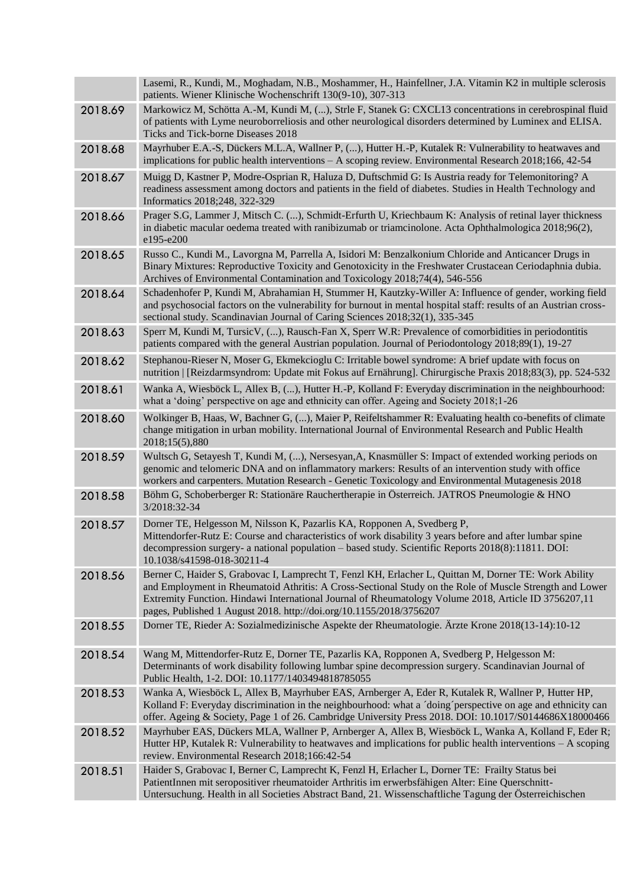| | |
|---|---|
| | Lasemi, R., Kundi, M., Moghadam, N.B., Moshammer, H., Hainfellner, J.A. Vitamin K2 in multiple sclerosis patients. Wiener Klinische Wochenschrift 130(9-10), 307-313 |
| 2018.69 | Markowicz M, Schötta A.-M, Kundi M, (...), Strle F, Stanek G: CXCL13 concentrations in cerebrospinal fluid of patients with Lyme neuroborreliosis and other neurological disorders determined by Luminex and ELISA. Ticks and Tick-borne Diseases 2018 |
| 2018.68 | Mayrhuber E.A.-S, Dückers M.L.A, Wallner P, (...), Hutter H.-P, Kutalek R: Vulnerability to heatwaves and implications for public health interventions – A scoping review. Environmental Research 2018;166, 42-54 |
| 2018.67 | Muigg D, Kastner P, Modre-Osprian R, Haluza D, Duftschmid G: Is Austria ready for Telemonitoring? A readiness assessment among doctors and patients in the field of diabetes. Studies in Health Technology and Informatics 2018;248, 322-329 |
| 2018.66 | Prager S.G, Lammer J, Mitsch C. (...), Schmidt-Erfurth U, Kriechbaum K: Analysis of retinal layer thickness in diabetic macular oedema treated with ranibizumab or triamcinolone. Acta Ophthalmologica 2018;96(2), e195-e200 |
| 2018.65 | Russo C., Kundi M., Lavorgna M, Parrella A, Isidori M: Benzalkonium Chloride and Anticancer Drugs in Binary Mixtures: Reproductive Toxicity and Genotoxicity in the Freshwater Crustacean Ceriodaphnia dubia. Archives of Environmental Contamination and Toxicology 2018;74(4), 546-556 |
| 2018.64 | Schadenhofer P, Kundi M, Abrahamian H, Stummer H, Kautzky-Willer A: Influence of gender, working field and psychosocial factors on the vulnerability for burnout in mental hospital staff: results of an Austrian cross-sectional study. Scandinavian Journal of Caring Sciences 2018;32(1), 335-345 |
| 2018.63 | Sperr M, Kundi M, TursicV, (...), Rausch-Fan X, Sperr W.R: Prevalence of comorbidities in periodontitis patients compared with the general Austrian population. Journal of Periodontology 2018;89(1), 19-27 |
| 2018.62 | Stephanou-Rieser N, Moser G, Ekmekcioglu C: Irritable bowel syndrome: A brief update with focus on nutrition \| [Reizdarmsyndrom: Update mit Fokus auf Ernährung]. Chirurgische Praxis 2018;83(3), pp. 524-532 |
| 2018.61 | Wanka A, Wiesböck L, Allex B, (...), Hutter H.-P, Kolland F: Everyday discrimination in the neighbourhood: what a 'doing' perspective on age and ethnicity can offer. Ageing and Society 2018;1-26 |
| 2018.60 | Wolkinger B, Haas, W, Bachner G, (...), Maier P, Reifeltshammer R: Evaluating health co-benefits of climate change mitigation in urban mobility. International Journal of Environmental Research and Public Health 2018;15(5),880 |
| 2018.59 | Wultsch G, Setayesh T, Kundi M, (...), Nersesyan,A, Knasmüller S: Impact of extended working periods on genomic and telomeric DNA and on inflammatory markers: Results of an intervention study with office workers and carpenters. Mutation Research - Genetic Toxicology and Environmental Mutagenesis 2018 |
| 2018.58 | Böhm G, Schoberberger R: Stationäre Rauchertherapie in Österreich. JATROS Pneumologie & HNO 3/2018:32-34 |
| 2018.57 | Dorner TE, Helgesson M, Nilsson K, Pazarlis KA, Ropponen A, Svedberg P, Mittendorfer-Rutz E: Course and characteristics of work disability 3 years before and after lumbar spine decompression surgery- a national population – based study. Scientific Reports 2018(8):11811. DOI: 10.1038/s41598-018-30211-4 |
| 2018.56 | Berner C, Haider S, Grabovac I, Lamprecht T, Fenzl KH, Erlacher L, Quittan M, Dorner TE: Work Ability and Employment in Rheumatoid Athritis: A Cross-Sectional Study on the Role of Muscle Strength and Lower Extremity Function. Hindawi International Journal of Rheumatology Volume 2018, Article ID 3756207,11 pages, Published 1 August 2018. http://doi.org/10.1155/2018/3756207 |
| 2018.55 | Dorner TE, Rieder A: Sozialmedizinische Aspekte der Rheumatologie. Ärzte Krone 2018(13-14):10-12 |
| 2018.54 | Wang M, Mittendorfer-Rutz E, Dorner TE, Pazarlis KA, Ropponen A, Svedberg P, Helgesson M: Determinants of work disability following lumbar spine decompression surgery. Scandinavian Journal of Public Health, 1-2. DOI: 10.1177/1403494818785055 |
| 2018.53 | Wanka A, Wiesböck L, Allex B, Mayrhuber EAS, Arnberger A, Eder R, Kutalek R, Wallner P, Hutter HP, Kolland F: Everyday discrimination in the neighbourhood: what a ´doing´perspective on age and ethnicity can offer. Ageing & Society, Page 1 of 26. Cambridge University Press 2018. DOI: 10.1017/S0144686X18000466 |
| 2018.52 | Mayrhuber EAS, Dückers MLA, Wallner P, Arnberger A, Allex B, Wiesböck L, Wanka A, Kolland F, Eder R; Hutter HP, Kutalek R: Vulnerability to heatwaves and implications for public health interventions – A scoping review. Environmental Research 2018;166:42-54 |
| 2018.51 | Haider S, Grabovac I, Berner C, Lamprecht K, Fenzl H, Erlacher L, Dorner TE: Frailty Status bei PatientInnen mit seropositiver rheumatoider Arthritis im erwerbsfähigen Alter: Eine Querschnitt-Untersuchung. Health in all Societies Abstract Band, 21. Wissenschaftliche Tagung der Österreichischen |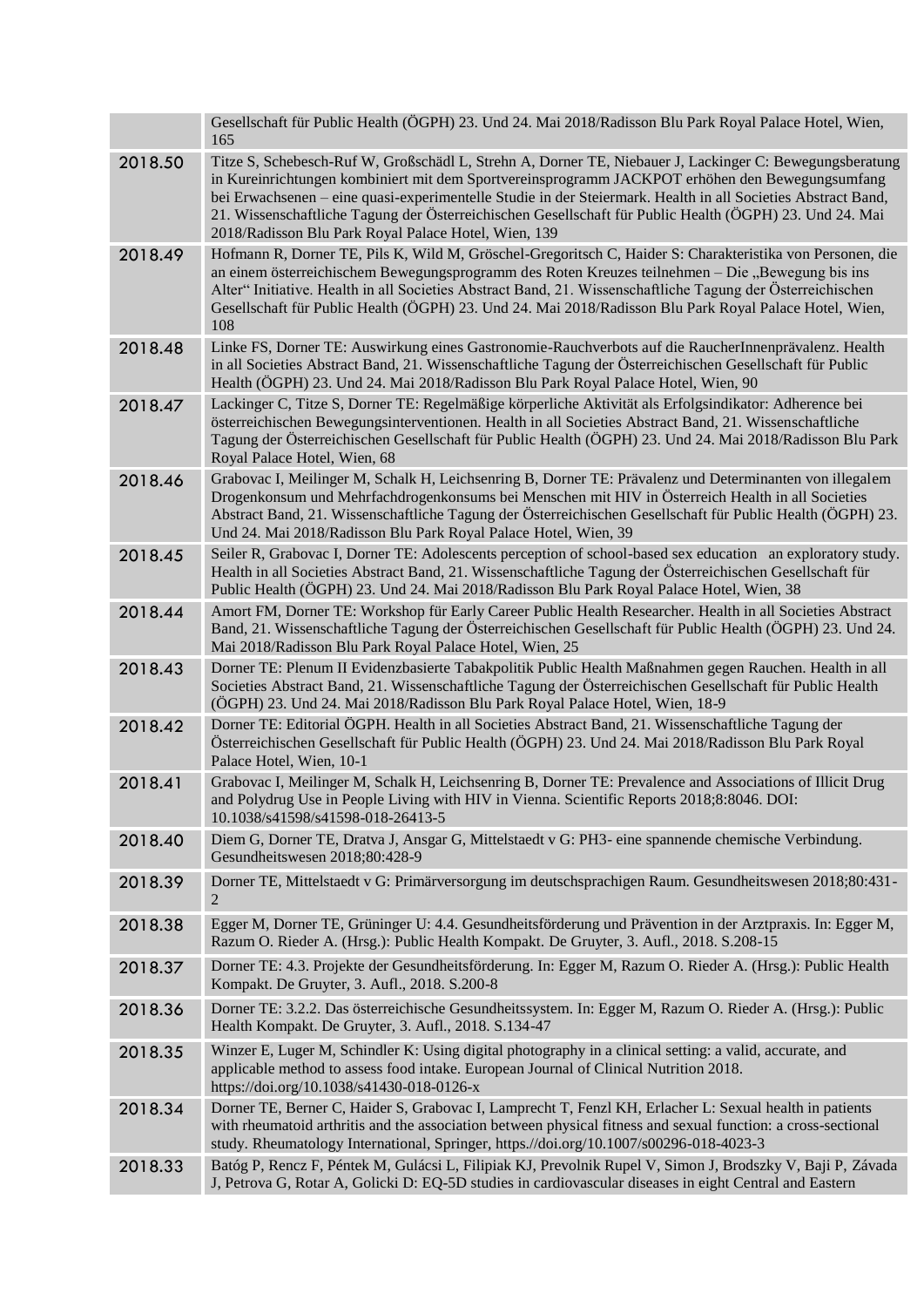| | |
|---|---|
| | Gesellschaft für Public Health (ÖGPH) 23. Und 24. Mai 2018/Radisson Blu Park Royal Palace Hotel, Wien, 165 |
| 2018.50 | Titze S, Schebesch-Ruf W, Großschädl L, Strehn A, Dorner TE, Niebauer J, Lackinger C: Bewegungsberatung in Kureinrichtungen kombiniert mit dem Sportvereinsprogramm JACKPOT erhöhen den Bewegungsumfang bei Erwachsenen – eine quasi-experimentelle Studie in der Steiermark. Health in all Societies Abstract Band, 21. Wissenschaftliche Tagung der Österreichischen Gesellschaft für Public Health (ÖGPH) 23. Und 24. Mai 2018/Radisson Blu Park Royal Palace Hotel, Wien, 139 |
| 2018.49 | Hofmann R, Dorner TE, Pils K, Wild M, Gröschel-Gregoritsch C, Haider S: Charakteristika von Personen, die an einem österreichischem Bewegungsprogramm des Roten Kreuzes teilnehmen – Die „Bewegung bis ins Alter" Initiative. Health in all Societies Abstract Band, 21. Wissenschaftliche Tagung der Österreichischen Gesellschaft für Public Health (ÖGPH) 23. Und 24. Mai 2018/Radisson Blu Park Royal Palace Hotel, Wien, 108 |
| 2018.48 | Linke FS, Dorner TE: Auswirkung eines Gastronomie-Rauchverbots auf die RaucherInnenprävalenz. Health in all Societies Abstract Band, 21. Wissenschaftliche Tagung der Österreichischen Gesellschaft für Public Health (ÖGPH) 23. Und 24. Mai 2018/Radisson Blu Park Royal Palace Hotel, Wien, 90 |
| 2018.47 | Lackinger C, Titze S, Dorner TE: Regelmäßige körperliche Aktivität als Erfolgsindikator: Adherence bei österreichischen Bewegungsinterventionen. Health in all Societies Abstract Band, 21. Wissenschaftliche Tagung der Österreichischen Gesellschaft für Public Health (ÖGPH) 23. Und 24. Mai 2018/Radisson Blu Park Royal Palace Hotel, Wien, 68 |
| 2018.46 | Grabovac I, Meilinger M, Schalk H, Leichsenring B, Dorner TE: Prävalenz und Determinanten von illegalem Drogenkonsum und Mehrfachdrogenkonsums bei Menschen mit HIV in Österreich Health in all Societies Abstract Band, 21. Wissenschaftliche Tagung der Österreichischen Gesellschaft für Public Health (ÖGPH) 23. Und 24. Mai 2018/Radisson Blu Park Royal Palace Hotel, Wien, 39 |
| 2018.45 | Seiler R, Grabovac I, Dorner TE: Adolescents perception of school-based sex education an exploratory study. Health in all Societies Abstract Band, 21. Wissenschaftliche Tagung der Österreichischen Gesellschaft für Public Health (ÖGPH) 23. Und 24. Mai 2018/Radisson Blu Park Royal Palace Hotel, Wien, 38 |
| 2018.44 | Amort FM, Dorner TE: Workshop für Early Career Public Health Researcher. Health in all Societies Abstract Band, 21. Wissenschaftliche Tagung der Österreichischen Gesellschaft für Public Health (ÖGPH) 23. Und 24. Mai 2018/Radisson Blu Park Royal Palace Hotel, Wien, 25 |
| 2018.43 | Dorner TE: Plenum II Evidenzbasierte Tabakpolitik Public Health Maßnahmen gegen Rauchen. Health in all Societies Abstract Band, 21. Wissenschaftliche Tagung der Österreichischen Gesellschaft für Public Health (ÖGPH) 23. Und 24. Mai 2018/Radisson Blu Park Royal Palace Hotel, Wien, 18-9 |
| 2018.42 | Dorner TE: Editorial ÖGPH. Health in all Societies Abstract Band, 21. Wissenschaftliche Tagung der Österreichischen Gesellschaft für Public Health (ÖGPH) 23. Und 24. Mai 2018/Radisson Blu Park Royal Palace Hotel, Wien, 10-1 |
| 2018.41 | Grabovac I, Meilinger M, Schalk H, Leichsenring B, Dorner TE: Prevalence and Associations of Illicit Drug and Polydrug Use in People Living with HIV in Vienna. Scientific Reports 2018;8:8046. DOI: 10.1038/s41598/s41598-018-26413-5 |
| 2018.40 | Diem G, Dorner TE, Dratva J, Ansgar G, Mittelstaedt v G: PH3- eine spannende chemische Verbindung. Gesundheitswesen 2018;80:428-9 |
| 2018.39 | Dorner TE, Mittelstaedt v G: Primärversorgung im deutschsprachigen Raum. Gesundheitswesen 2018;80:431-2 |
| 2018.38 | Egger M, Dorner TE, Grüninger U: 4.4. Gesundheitsförderung und Prävention in der Arztpraxis. In: Egger M, Razum O. Rieder A. (Hrsg.): Public Health Kompakt. De Gruyter, 3. Aufl., 2018. S.208-15 |
| 2018.37 | Dorner TE: 4.3. Projekte der Gesundheitsförderung. In: Egger M, Razum O. Rieder A. (Hrsg.): Public Health Kompakt. De Gruyter, 3. Aufl., 2018. S.200-8 |
| 2018.36 | Dorner TE: 3.2.2. Das österreichische Gesundheitssystem. In: Egger M, Razum O. Rieder A. (Hrsg.): Public Health Kompakt. De Gruyter, 3. Aufl., 2018. S.134-47 |
| 2018.35 | Winzer E, Luger M, Schindler K: Using digital photography in a clinical setting: a valid, accurate, and applicable method to assess food intake. European Journal of Clinical Nutrition 2018. https://doi.org/10.1038/s41430-018-0126-x |
| 2018.34 | Dorner TE, Berner C, Haider S, Grabovac I, Lamprecht T, Fenzl KH, Erlacher L: Sexual health in patients with rheumatoid arthritis and the association between physical fitness and sexual function: a cross-sectional study. Rheumatology International, Springer, https://doi.org/10.1007/s00296-018-4023-3 |
| 2018.33 | Batóg P, Rencz F, Péntek M, Gulácsi L, Filipiak KJ, Prevolnik Rupel V, Simon J, Brodszky V, Baji P, Závada J, Petrova G, Rotar A, Golicki D: EQ-5D studies in cardiovascular diseases in eight Central and Eastern |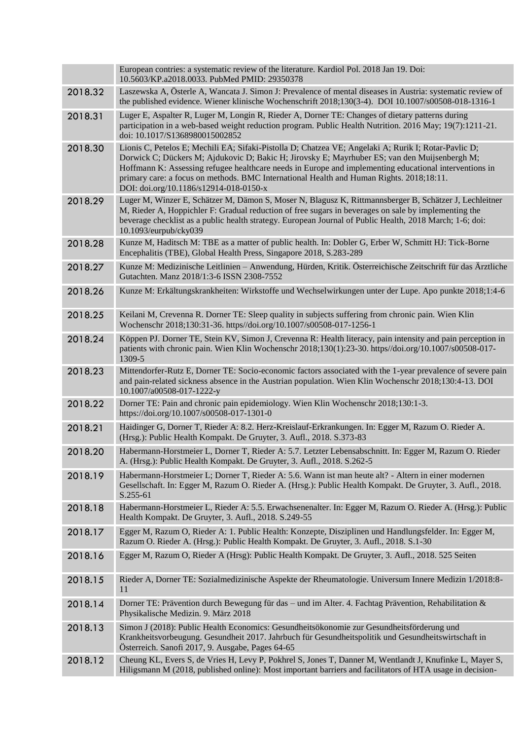| | |
|---|---|
| | European contries: a systematic review of the literature. Kardiol Pol. 2018 Jan 19. Doi: 10.5603/KP.a2018.0033. PubMed PMID: 29350378 |
| 2018.32 | Laszewska A, Österle A, Wancata J. Simon J: Prevalence of mental diseases in Austria: systematic review of the published evidence. Wiener klinische Wochenschrift 2018;130(3-4). DOI 10.1007/s00508-018-1316-1 |
| 2018.31 | Luger E, Aspalter R, Luger M, Longin R, Rieder A, Dorner TE: Changes of dietary patterns during participation in a web-based weight reduction program. Public Health Nutrition. 2016 May; 19(7):1211-21. doi: 10.1017/S1368980015002852 |
| 2018.30 | Lionis C, Petelos E; Mechili EA; Sifaki-Pistolla D; Chatzea VE; Angelaki A; Rurik I; Rotar-Pavlic D; Dorwick C; Dückers M; Ajdukovic D; Bakic H; Jirovsky E; Mayrhuber ES; van den Muijsenbergh M; Hoffmann K: Assessing refugee healthcare needs in Europe and implementing educational interventions in primary care: a focus on methods. BMC International Health and Human Rights. 2018;18:11. DOI: doi.org/10.1186/s12914-018-0150-x |
| 2018.29 | Luger M, Winzer E, Schätzer M, Dämon S, Moser N, Blagusz K, Rittmannsberger B, Schätzer J, Lechleitner M, Rieder A, Hoppichler F: Gradual reduction of free sugars in beverages on sale by implementing the beverage checklist as a public health strategy. European Journal of Public Health, 2018 March; 1-6; doi: 10.1093/eurpub/cky039 |
| 2018.28 | Kunze M, Haditsch M: TBE as a matter of public health. In: Dobler G, Erber W, Schmitt HJ: Tick-Borne Encephalitis (TBE), Global Health Press, Singapore 2018, S.283-289 |
| 2018.27 | Kunze M: Medizinische Leitlinien – Anwendung, Hürden, Kritik. Österreichische Zeitschrift für das Ärztliche Gutachten. Manz 2018/1:3-6 ISSN 2308-7552 |
| 2018.26 | Kunze M: Erkältungskrankheiten: Wirkstoffe und Wechselwirkungen unter der Lupe. Apo punkte 2018;1:4-6 |
| 2018.25 | Keilani M, Crevenna R. Dorner TE: Sleep quality in subjects suffering from chronic pain. Wien Klin Wochenschr 2018;130:31-36. https//doi.org/10.1007/s00508-017-1256-1 |
| 2018.24 | Köppen PJ. Dorner TE, Stein KV, Simon J, Crevenna R: Health literacy, pain intensity and pain perception in patients with chronic pain. Wien Klin Wochenschr 2018;130(1):23-30. https//doi.org/10.1007/s00508-017-1309-5 |
| 2018.23 | Mittendorfer-Rutz E, Dorner TE: Socio-economic factors associated with the 1-year prevalence of severe pain and pain-related sickness absence in the Austrian population. Wien Klin Wochenschr 2018;130:4-13. DOI 10.1007/a00508-017-1222-y |
| 2018.22 | Dorner TE: Pain and chronic pain epidemiology. Wien Klin Wochenschr 2018;130:1-3. https://doi.org/10.1007/s00508-017-1301-0 |
| 2018.21 | Haidinger G, Dorner T, Rieder A: 8.2. Herz-Kreislauf-Erkrankungen. In: Egger M, Razum O. Rieder A. (Hrsg.): Public Health Kompakt. De Gruyter, 3. Aufl., 2018. S.373-83 |
| 2018.20 | Habermann-Horstmeier L, Dorner T, Rieder A: 5.7. Letzter Lebensabschnitt. In: Egger M, Razum O. Rieder A. (Hrsg.): Public Health Kompakt. De Gruyter, 3. Aufl., 2018. S.262-5 |
| 2018.19 | Habermann-Horstmeier L; Dorner T, Rieder A: 5.6. Wann ist man heute alt? - Altern in einer modernen Gesellschaft. In: Egger M, Razum O. Rieder A. (Hrsg.): Public Health Kompakt. De Gruyter, 3. Aufl., 2018. S.255-61 |
| 2018.18 | Habermann-Horstmeier L, Rieder A: 5.5. Erwachsenenalter. In: Egger M, Razum O. Rieder A. (Hrsg.): Public Health Kompakt. De Gruyter, 3. Aufl., 2018. S.249-55 |
| 2018.17 | Egger M, Razum O, Rieder A: 1. Public Health: Konzepte, Disziplinen und Handlungsfelder. In: Egger M, Razum O. Rieder A. (Hrsg.): Public Health Kompakt. De Gruyter, 3. Aufl., 2018. S.1-30 |
| 2018.16 | Egger M, Razum O, Rieder A (Hrsg): Public Health Kompakt. De Gruyter, 3. Aufl., 2018. 525 Seiten |
| 2018.15 | Rieder A, Dorner TE: Sozialmedizinische Aspekte der Rheumatologie. Universum Innere Medizin 1/2018:8-11 |
| 2018.14 | Dorner TE: Prävention durch Bewegung für das – und im Alter. 4. Fachtag Prävention, Rehabilitation & Physikalische Medizin. 9. März 2018 |
| 2018.13 | Simon J (2018): Public Health Economics: Gesundheitsökonomie zur Gesundheitsförderung und Krankheitsvorbeugung. Gesundheit 2017. Jahrbuch für Gesundheitspolitik und Gesundheitswirtschaft in Österreich. Sanofi 2017, 9. Ausgabe, Pages 64-65 |
| 2018.12 | Cheung KL, Evers S, de Vries H, Levy P, Pokhrel S, Jones T, Danner M, Wentlandt J, Knufinke L, Mayer S, Hiligsmann M (2018, published online): Most important barriers and facilitators of HTA usage in decision- |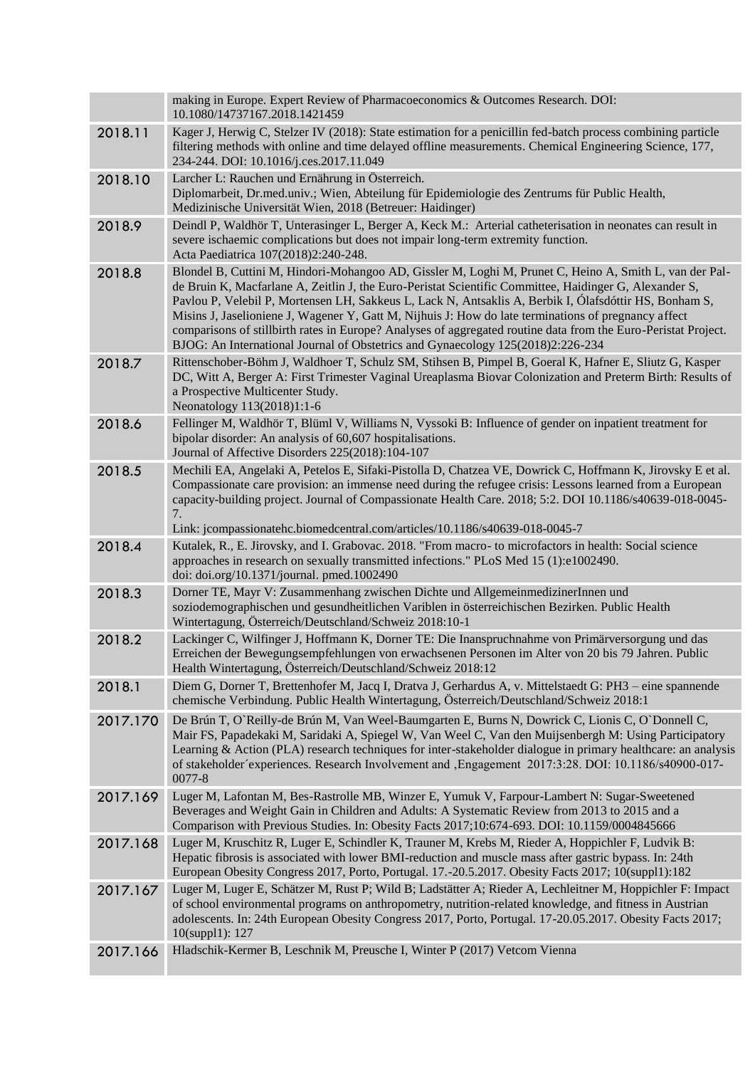| | |
|---|---|
| | making in Europe. Expert Review of Pharmacoeconomics & Outcomes Research. DOI: 10.1080/14737167.2018.1421459 |
| 2018.11 | Kager J, Herwig C, Stelzer IV (2018): State estimation for a penicillin fed-batch process combining particle filtering methods with online and time delayed offline measurements. Chemical Engineering Science, 177, 234-244. DOI: 10.1016/j.ces.2017.11.049 |
| 2018.10 | Larcher L: Rauchen und Ernährung in Österreich.<br>Diplomarbeit, Dr.med.univ.; Wien, Abteilung für Epidemiologie des Zentrums für Public Health, Medizinische Universität Wien, 2018 (Betreuer: Haidinger) |
| 2018.9 | Deindl P, Waldhör T, Unterasinger L, Berger A, Keck M.: Arterial catheterisation in neonates can result in severe ischaemic complications but does not impair long-term extremity function.<br>Acta Paediatrica 107(2018)2:240-248. |
| 2018.8 | Blondel B, Cuttini M, Hindori-Mohangoo AD, Gissler M, Loghi M, Prunet C, Heino A, Smith L, van der Pal-de Bruin K, Macfarlane A, Zeitlin J, the Euro-Peristat Scientific Committee, Haidinger G, Alexander S, Pavlou P, Velebil P, Mortensen LH, Sakkeus L, Lack N, Antsaklis A, Berbik I, Ólafsdóttir HS, Bonham S, Misins J, Jaselioniene J, Wagener Y, Gatt M, Nijhuis J: How do late terminations of pregnancy affect comparisons of stillbirth rates in Europe? Analyses of aggregated routine data from the Euro-Peristat Project. BJOG: An International Journal of Obstetrics and Gynaecology 125(2018)2:226-234 |
| 2018.7 | Rittenschober-Böhm J, Waldhoer T, Schulz SM, Stihsen B, Pimpel B, Goeral K, Hafner E, Sliutz G, Kasper DC, Witt A, Berger A: First Trimester Vaginal Ureaplasma Biovar Colonization and Preterm Birth: Results of a Prospective Multicenter Study.<br>Neonatology 113(2018)1:1-6 |
| 2018.6 | Fellinger M, Waldhör T, Blüml V, Williams N, Vyssoki B: Influence of gender on inpatient treatment for bipolar disorder: An analysis of 60,607 hospitalisations.<br>Journal of Affective Disorders 225(2018):104-107 |
| 2018.5 | Mechili EA, Angelaki A, Petelos E, Sifaki-Pistolla D, Chatzea VE, Dowrick C, Hoffmann K, Jirovsky E et al. Compassionate care provision: an immense need during the refugee crisis: Lessons learned from a European capacity-building project. Journal of Compassionate Health Care. 2018; 5:2. DOI 10.1186/s40639-018-0045-7.<br>Link: jcompassionatehc.biomedcentral.com/articles/10.1186/s40639-018-0045-7 |
| 2018.4 | Kutalek, R., E. Jirovsky, and I. Grabovac. 2018. "From macro- to microfactors in health: Social science approaches in research on sexually transmitted infections." PLoS Med 15 (1):e1002490.<br>doi: doi.org/10.1371/journal. pmed.1002490 |
| 2018.3 | Dorner TE, Mayr V: Zusammenhang zwischen Dichte und AllgemeinmedizinerInnen und soziodemographischen und gesundheitlichen VarIblen in österreichischen Bezirken. Public Health Wintertagung, Österreich/Deutschland/Schweiz 2018:10-1 |
| 2018.2 | Lackinger C, Wilfinger J, Hoffmann K, Dorner TE: Die Inanspruchnahme von Primärversorgung und das Erreichen der Bewegungsempfehlungen von erwachsenen Personen im Alter von 20 bis 79 Jahren. Public Health Wintertagung, Österreich/Deutschland/Schweiz 2018:12 |
| 2018.1 | Diem G, Dorner T, Brettenhofer M, Jacq I, Dratva J, Gerhardus A, v. Mittelstaedt G: PH3 – eine spannende chemische Verbindung. Public Health Wintertagung, Österreich/Deutschland/Schweiz 2018:1 |
| 2017.170 | De Brún T, O`Reilly-de Brún M, Van Weel-Baumgarten E, Burns N, Dowrick C, Lionis C, O`Donnell C, Mair FS, Papadekaki M, Saridaki A, Spiegel W, Van Weel C, Van den Muijsenbergh M: Using Participatory Learning & Action (PLA) research techniques for inter-stakeholder dialogue in primary healthcare: an analysis of stakeholder´experiences. Research Involvement and ,Engagement 2017:3:28. DOI: 10.1186/s40900-017-0077-8 |
| 2017.169 | Luger M, Lafontan M, Bes-Rastrolle MB, Winzer E, Yumuk V, Farpour-Lambert N: Sugar-Sweetened Beverages and Weight Gain in Children and Adults: A Systematic Review from 2013 to 2015 and a Comparison with Previous Studies. In: Obesity Facts 2017;10:674-693. DOI: 10.1159/0004845666 |
| 2017.168 | Luger M, Kruschitz R, Luger E, Schindler K, Trauner M, Krebs M, Rieder A, Hoppichler F, Ludvik B: Hepatic fibrosis is associated with lower BMI-reduction and muscle mass after gastric bypass. In: 24th European Obesity Congress 2017, Porto, Portugal. 17.-20.5.2017. Obesity Facts 2017; 10(suppl1):182 |
| 2017.167 | Luger M, Luger E, Schätzer M, Rust P; Wild B; Ladstätter A; Rieder A, Lechleitner M, Hoppichler F: Impact of school environmental programs on anthropometry, nutrition-related knowledge, and fitness in Austrian adolescents. In: 24th European Obesity Congress 2017, Porto, Portugal. 17-20.05.2017. Obesity Facts 2017; 10(suppl1): 127 |
| 2017.166 | Hladschik-Kermer B, Leschnik M, Preusche I, Winter P (2017) Vetcom Vienna |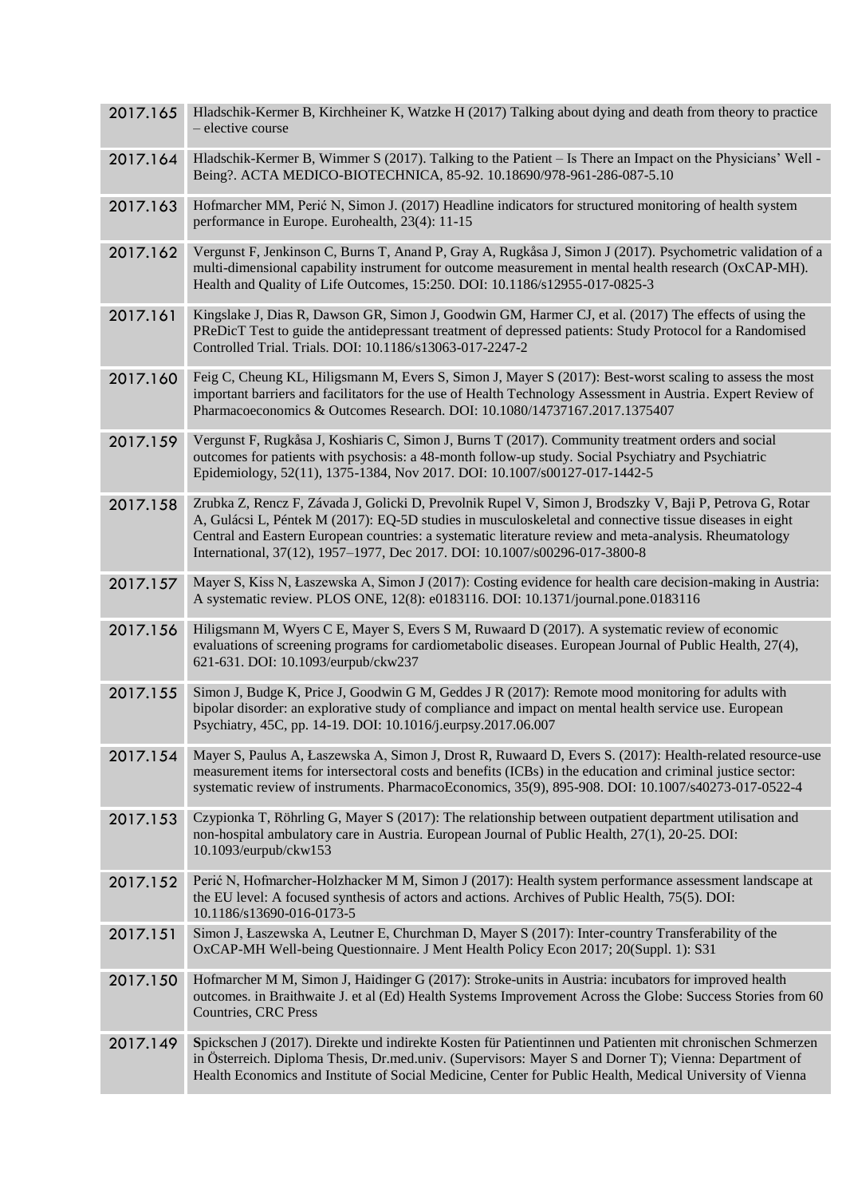| | |
|---|---|
| 2017.165 | Hladschik-Kermer B, Kirchheiner K, Watzke H (2017) Talking about dying and death from theory to practice – elective course |
| 2017.164 | Hladschik-Kermer B, Wimmer S (2017). Talking to the Patient – Is There an Impact on the Physicians' Well - Being?. ACTA MEDICO-BIOTECHNICA, 85-92. 10.18690/978-961-286-087-5.10 |
| 2017.163 | Hofmarcher MM, Perić N, Simon J. (2017) Headline indicators for structured monitoring of health system performance in Europe. Eurohealth, 23(4): 11-15 |
| 2017.162 | Vergunst F, Jenkinson C, Burns T, Anand P, Gray A, Rugkåsa J, Simon J (2017). Psychometric validation of a multi-dimensional capability instrument for outcome measurement in mental health research (OxCAP-MH). Health and Quality of Life Outcomes, 15:250. DOI: 10.1186/s12955-017-0825-3 |
| 2017.161 | Kingslake J, Dias R, Dawson GR, Simon J, Goodwin GM, Harmer CJ, et al. (2017) The effects of using the PReDicT Test to guide the antidepressant treatment of depressed patients: Study Protocol for a Randomised Controlled Trial. Trials. DOI: 10.1186/s13063-017-2247-2 |
| 2017.160 | Feig C, Cheung KL, Hiligsmann M, Evers S, Simon J, Mayer S (2017): Best-worst scaling to assess the most important barriers and facilitators for the use of Health Technology Assessment in Austria. Expert Review of Pharmacoeconomics & Outcomes Research. DOI: 10.1080/14737167.2017.1375407 |
| 2017.159 | Vergunst F, Rugkåsa J, Koshiaris C, Simon J, Burns T (2017). Community treatment orders and social outcomes for patients with psychosis: a 48-month follow-up study. Social Psychiatry and Psychiatric Epidemiology, 52(11), 1375-1384, Nov 2017. DOI: 10.1007/s00127-017-1442-5 |
| 2017.158 | Zrubka Z, Rencz F, Závada J, Golicki D, Prevolnik Rupel V, Simon J, Brodszky V, Baji P, Petrova G, Rotar A, Gulácsi L, Péntek M (2017): EQ-5D studies in musculoskeletal and connective tissue diseases in eight Central and Eastern European countries: a systematic literature review and meta-analysis. Rheumatology International, 37(12), 1957–1977, Dec 2017. DOI: 10.1007/s00296-017-3800-8 |
| 2017.157 | Mayer S, Kiss N, Łaszewska A, Simon J (2017): Costing evidence for health care decision-making in Austria: A systematic review. PLOS ONE, 12(8): e0183116. DOI: 10.1371/journal.pone.0183116 |
| 2017.156 | Hiligsmann M, Wyers C E, Mayer S, Evers S M, Ruwaard D (2017). A systematic review of economic evaluations of screening programs for cardiometabolic diseases. European Journal of Public Health, 27(4), 621-631. DOI: 10.1093/eurpub/ckw237 |
| 2017.155 | Simon J, Budge K, Price J, Goodwin G M, Geddes J R (2017): Remote mood monitoring for adults with bipolar disorder: an explorative study of compliance and impact on mental health service use. European Psychiatry, 45C, pp. 14-19. DOI: 10.1016/j.eurpsy.2017.06.007 |
| 2017.154 | Mayer S, Paulus A, Łaszewska A, Simon J, Drost R, Ruwaard D, Evers S. (2017): Health-related resource-use measurement items for intersectoral costs and benefits (ICBs) in the education and criminal justice sector: systematic review of instruments. PharmacoEconomics, 35(9), 895-908. DOI: 10.1007/s40273-017-0522-4 |
| 2017.153 | Czypionka T, Röhrling G, Mayer S (2017): The relationship between outpatient department utilisation and non-hospital ambulatory care in Austria. European Journal of Public Health, 27(1), 20-25. DOI: 10.1093/eurpub/ckw153 |
| 2017.152 | Perić N, Hofmarcher-Holzhacker M M, Simon J (2017): Health system performance assessment landscape at the EU level: A focused synthesis of actors and actions. Archives of Public Health, 75(5). DOI: 10.1186/s13690-016-0173-5 |
| 2017.151 | Simon J, Łaszewska A, Leutner E, Churchman D, Mayer S (2017): Inter-country Transferability of the OxCAP-MH Well-being Questionnaire. J Ment Health Policy Econ 2017; 20(Suppl. 1): S31 |
| 2017.150 | Hofmarcher M M, Simon J, Haidinger G (2017): Stroke-units in Austria: incubators for improved health outcomes. in Braithwaite J. et al (Ed) Health Systems Improvement Across the Globe: Success Stories from 60 Countries, CRC Press |
| 2017.149 | **S**pickschen J (2017). Direkte und indirekte Kosten für Patientinnen und Patienten mit chronischen Schmerzen in Österreich. Diploma Thesis, Dr.med.univ. (Supervisors: Mayer S and Dorner T); Vienna: Department of Health Economics and Institute of Social Medicine, Center for Public Health, Medical University of Vienna |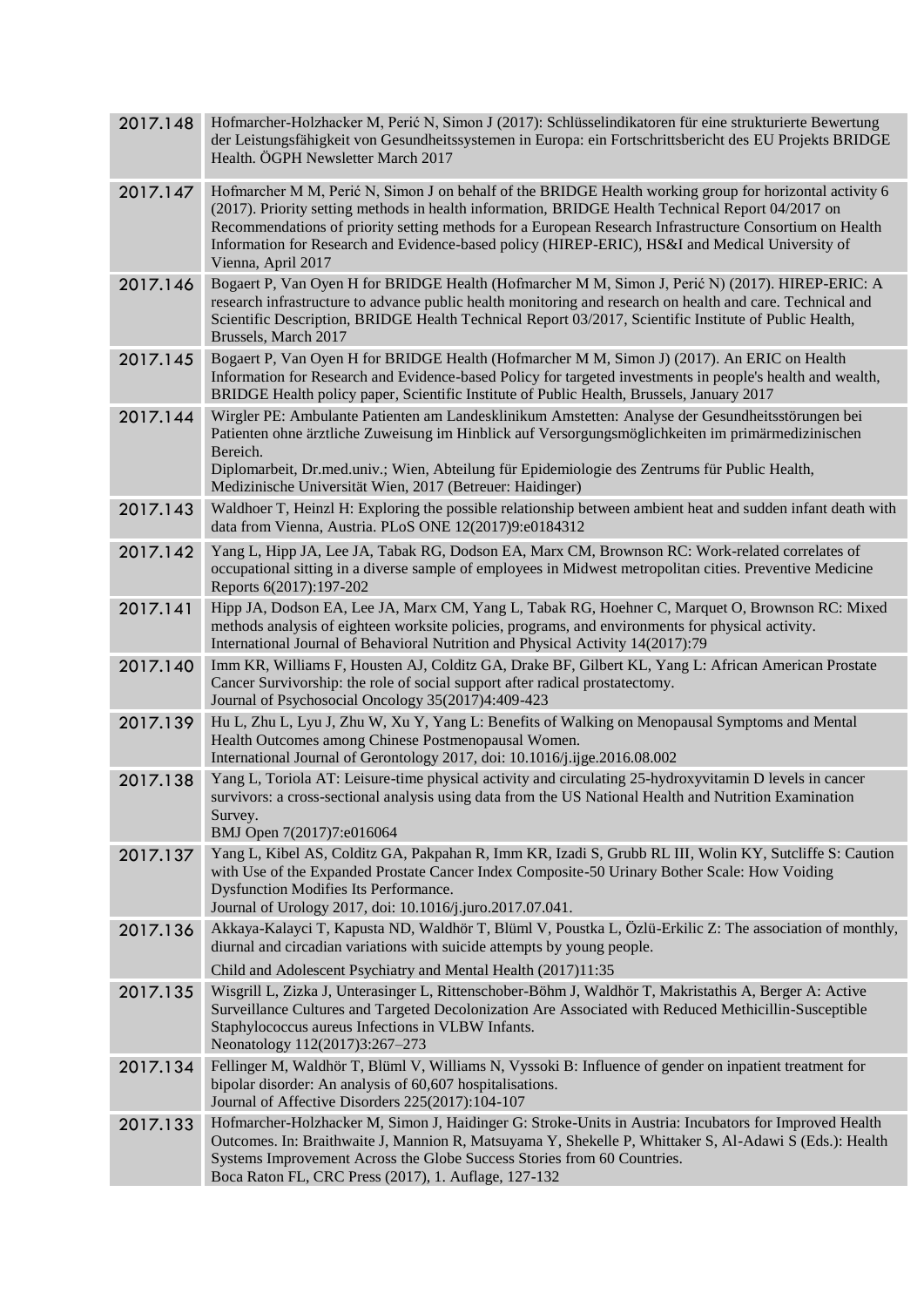| | |
|---|---|
| 2017.148 | Hofmarcher-Holzhacker M, Perić N, Simon J (2017): Schlüsselindikatoren für eine strukturierte Bewertung der Leistungsfähigkeit von Gesundheitssystemen in Europa: ein Fortschrittsbericht des EU Projekts BRIDGE Health. ÖGPH Newsletter March 2017 |
| 2017.147 | Hofmarcher M M, Perić N, Simon J on behalf of the BRIDGE Health working group for horizontal activity 6 (2017). Priority setting methods in health information, BRIDGE Health Technical Report 04/2017 on Recommendations of priority setting methods for a European Research Infrastructure Consortium on Health Information for Research and Evidence-based policy (HIREP-ERIC), HS&I and Medical University of Vienna, April 2017 |
| 2017.146 | Bogaert P, Van Oyen H for BRIDGE Health (Hofmarcher M M, Simon J, Perić N) (2017). HIREP-ERIC: A research infrastructure to advance public health monitoring and research on health and care. Technical and Scientific Description, BRIDGE Health Technical Report 03/2017, Scientific Institute of Public Health, Brussels, March 2017 |
| 2017.145 | Bogaert P, Van Oyen H for BRIDGE Health (Hofmarcher M M, Simon J) (2017). An ERIC on Health Information for Research and Evidence-based Policy for targeted investments in people's health and wealth, BRIDGE Health policy paper, Scientific Institute of Public Health, Brussels, January 2017 |
| 2017.144 | Wirgler PE: Ambulante Patienten am Landesklinikum Amstetten: Analyse der Gesundheitsstörungen bei Patienten ohne ärztliche Zuweisung im Hinblick auf Versorgungsmöglichkeiten im primärmedizinischen Bereich.<br>Diplomarbeit, Dr.med.univ.; Wien, Abteilung für Epidemiologie des Zentrums für Public Health, Medizinische Universität Wien, 2017 (Betreuer: Haidinger) |
| 2017.143 | Waldhoer T, Heinzl H: Exploring the possible relationship between ambient heat and sudden infant death with data from Vienna, Austria. PLoS ONE 12(2017)9:e0184312 |
| 2017.142 | Yang L, Hipp JA, Lee JA, Tabak RG, Dodson EA, Marx CM, Brownson RC: Work-related correlates of occupational sitting in a diverse sample of employees in Midwest metropolitan cities. Preventive Medicine Reports 6(2017):197-202 |
| 2017.141 | Hipp JA, Dodson EA, Lee JA, Marx CM, Yang L, Tabak RG, Hoehner C, Marquet O, Brownson RC: Mixed methods analysis of eighteen worksite policies, programs, and environments for physical activity. International Journal of Behavioral Nutrition and Physical Activity 14(2017):79 |
| 2017.140 | Imm KR, Williams F, Housten AJ, Colditz GA, Drake BF, Gilbert KL, Yang L: African American Prostate Cancer Survivorship: the role of social support after radical prostatectomy.<br>Journal of Psychosocial Oncology 35(2017)4:409-423 |
| 2017.139 | Hu L, Zhu L, Lyu J, Zhu W, Xu Y, Yang L: Benefits of Walking on Menopausal Symptoms and Mental Health Outcomes among Chinese Postmenopausal Women.<br>International Journal of Gerontology 2017, doi: 10.1016/j.ijge.2016.08.002 |
| 2017.138 | Yang L, Toriola AT: Leisure-time physical activity and circulating 25-hydroxyvitamin D levels in cancer survivors: a cross-sectional analysis using data from the US National Health and Nutrition Examination Survey.<br>BMJ Open 7(2017)7:e016064 |
| 2017.137 | Yang L, Kibel AS, Colditz GA, Pakpahan R, Imm KR, Izadi S, Grubb RL III, Wolin KY, Sutcliffe S: Caution with Use of the Expanded Prostate Cancer Index Composite-50 Urinary Bother Scale: How Voiding Dysfunction Modifies Its Performance.<br>Journal of Urology 2017, doi: 10.1016/j.juro.2017.07.041. |
| 2017.136 | Akkaya-Kalayci T, Kapusta ND, Waldhör T, Blüml V, Poustka L, Özlü-Erkilic Z: The association of monthly, diurnal and circadian variations with suicide attempts by young people.<br>Child and Adolescent Psychiatry and Mental Health (2017)11:35 |
| 2017.135 | Wisgrill L, Zizka J, Unterasinger L, Rittenschober-Böhm J, Waldhör T, Makristathis A, Berger A: Active Surveillance Cultures and Targeted Decolonization Are Associated with Reduced Methicillin-Susceptible Staphylococcus aureus Infections in VLBW Infants.<br>Neonatology 112(2017)3:267–273 |
| 2017.134 | Fellinger M, Waldhör T, Blüml V, Williams N, Vyssoki B: Influence of gender on inpatient treatment for bipolar disorder: An analysis of 60,607 hospitalisations.<br>Journal of Affective Disorders 225(2017):104-107 |
| 2017.133 | Hofmarcher-Holzhacker M, Simon J, Haidinger G: Stroke-Units in Austria: Incubators for Improved Health Outcomes. In: Braithwaite J, Mannion R, Matsuyama Y, Shekelle P, Whittaker S, Al-Adawi S (Eds.): Health Systems Improvement Across the Globe Success Stories from 60 Countries.<br>Boca Raton FL, CRC Press (2017), 1. Auflage, 127-132 |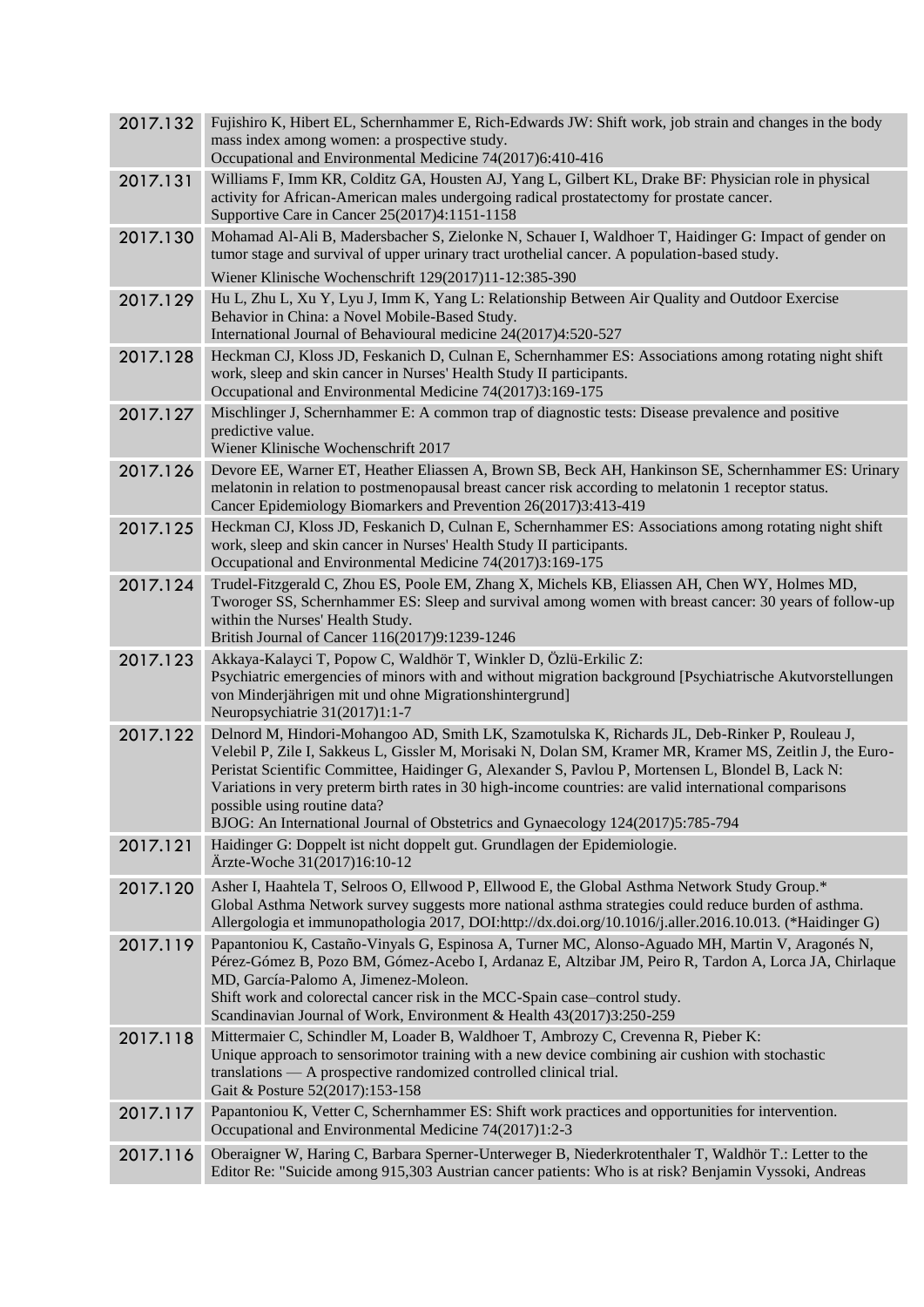| | |
|---|---|
| 2017.132 | Fujishiro K, Hibert EL, Schernhammer E, Rich-Edwards JW: Shift work, job strain and changes in the body mass index among women: a prospective study.<br>Occupational and Environmental Medicine 74(2017)6:410-416 |
| 2017.131 | Williams F, Imm KR, Colditz GA, Housten AJ, Yang L, Gilbert KL, Drake BF: Physician role in physical activity for African-American males undergoing radical prostatectomy for prostate cancer.<br>Supportive Care in Cancer 25(2017)4:1151-1158 |
| 2017.130 | Mohamad Al-Ali B, Madersbacher S, Zielonke N, Schauer I, Waldhoer T, Haidinger G: Impact of gender on tumor stage and survival of upper urinary tract urothelial cancer. A population-based study.<br>Wiener Klinische Wochenschrift 129(2017)11-12:385-390 |
| 2017.129 | Hu L, Zhu L, Xu Y, Lyu J, Imm K, Yang L: Relationship Between Air Quality and Outdoor Exercise Behavior in China: a Novel Mobile-Based Study.<br>International Journal of Behavioural medicine 24(2017)4:520-527 |
| 2017.128 | Heckman CJ, Kloss JD, Feskanich D, Culnan E, Schernhammer ES: Associations among rotating night shift work, sleep and skin cancer in Nurses' Health Study II participants.<br>Occupational and Environmental Medicine 74(2017)3:169-175 |
| 2017.127 | Mischlinger J, Schernhammer E: A common trap of diagnostic tests: Disease prevalence and positive predictive value.<br>Wiener Klinische Wochenschrift 2017 |
| 2017.126 | Devore EE, Warner ET, Heather Eliassen A, Brown SB, Beck AH, Hankinson SE, Schernhammer ES: Urinary melatonin in relation to postmenopausal breast cancer risk according to melatonin 1 receptor status.<br>Cancer Epidemiology Biomarkers and Prevention 26(2017)3:413-419 |
| 2017.125 | Heckman CJ, Kloss JD, Feskanich D, Culnan E, Schernhammer ES: Associations among rotating night shift work, sleep and skin cancer in Nurses' Health Study II participants.<br>Occupational and Environmental Medicine 74(2017)3:169-175 |
| 2017.124 | Trudel-Fitzgerald C, Zhou ES, Poole EM, Zhang X, Michels KB, Eliassen AH, Chen WY, Holmes MD, Tworoger SS, Schernhammer ES: Sleep and survival among women with breast cancer: 30 years of follow-up within the Nurses' Health Study.<br>British Journal of Cancer 116(2017)9:1239-1246 |
| 2017.123 | Akkaya-Kalayci T, Popow C, Waldhör T, Winkler D, Özlü-Erkilic Z:<br>Psychiatric emergencies of minors with and without migration background [Psychiatrische Akutvorstellungen von Minderjährigen mit und ohne Migrationshintergrund]<br>Neuropsychiatrie 31(2017)1:1-7 |
| 2017.122 | Delnord M, Hindori-Mohangoo AD, Smith LK, Szamotulska K, Richards JL, Deb-Rinker P, Rouleau J, Velebil P, Zile I, Sakkeus L, Gissler M, Morisaki N, Dolan SM, Kramer MR, Kramer MS, Zeitlin J, the Euro-Peristat Scientific Committee, Haidinger G, Alexander S, Pavlou P, Mortensen L, Blondel B, Lack N: Variations in very preterm birth rates in 30 high-income countries: are valid international comparisons possible using routine data?<br>BJOG: An International Journal of Obstetrics and Gynaecology 124(2017)5:785-794 |
| 2017.121 | Haidinger G: Doppelt ist nicht doppelt gut. Grundlagen der Epidemiologie.<br>Ärzte-Woche 31(2017)16:10-12 |
| 2017.120 | Asher I, Haahtela T, Selroos O, Ellwood P, Ellwood E, the Global Asthma Network Study Group.*<br>Global Asthma Network survey suggests more national asthma strategies could reduce burden of asthma.<br>Allergologia et immunopathologia 2017, DOI:http://dx.doi.org/10.1016/j.aller.2016.10.013. (*Haidinger G) |
| 2017.119 | Papantoniou K, Castaño-Vinyals G, Espinosa A, Turner MC, Alonso-Aguado MH, Martin V, Aragonés N, Pérez-Gómez B, Pozo BM, Gómez-Acebo I, Ardanaz E, Altzibar JM, Peiro R, Tardon A, Lorca JA, Chirlaque MD, García-Palomo A, Jimenez-Moleon.<br>Shift work and colorectal cancer risk in the MCC-Spain case–control study.<br>Scandinavian Journal of Work, Environment & Health 43(2017)3:250-259 |
| 2017.118 | Mittermaier C, Schindler M, Loader B, Waldhoer T, Ambrozy C, Crevenna R, Pieber K:<br>Unique approach to sensorimotor training with a new device combining air cushion with stochastic translations — A prospective randomized controlled clinical trial.<br>Gait & Posture 52(2017):153-158 |
| 2017.117 | Papantoniou K, Vetter C, Schernhammer ES: Shift work practices and opportunities for intervention.<br>Occupational and Environmental Medicine 74(2017)1:2-3 |
| 2017.116 | Oberaigner W, Haring C, Barbara Sperner-Unterweger B, Niederkrotenthaler T, Waldhör T.: Letter to the Editor Re: "Suicide among 915,303 Austrian cancer patients: Who is at risk? Benjamin Vyssoki, Andreas |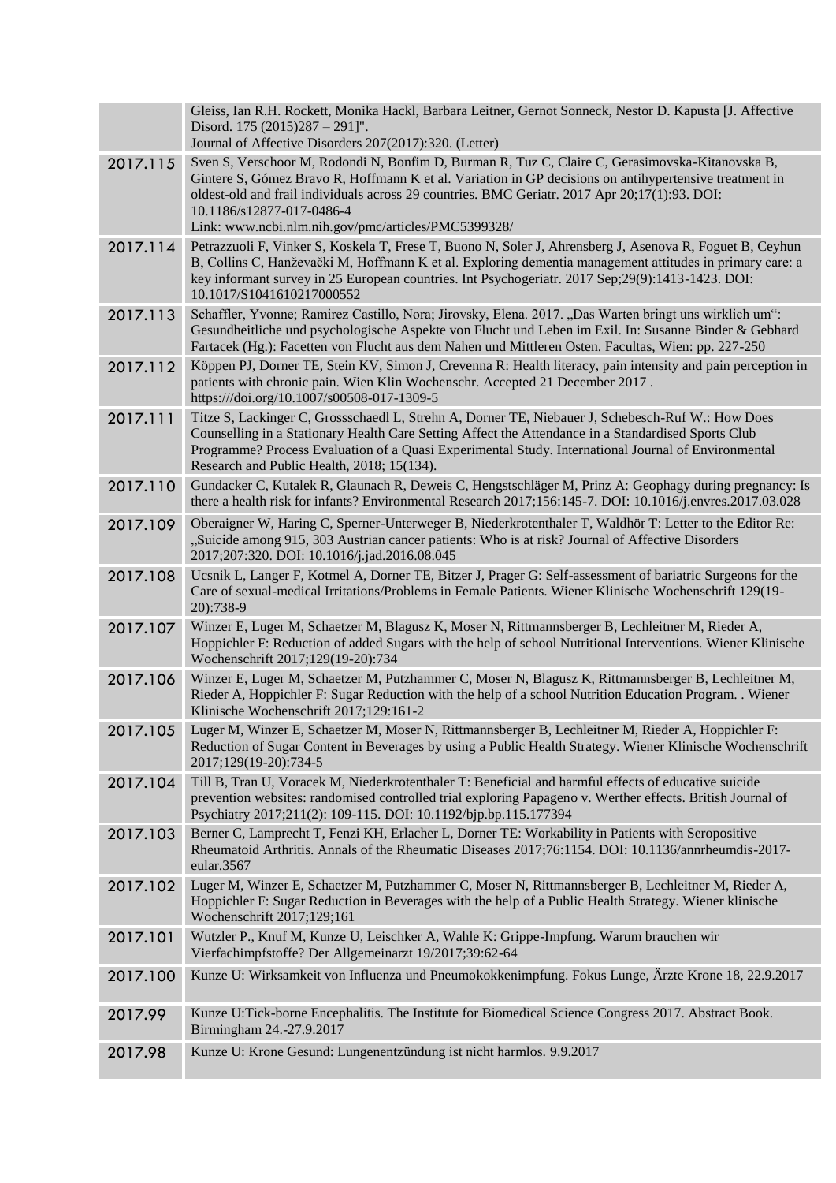|  |  |
|---|---|
|  | Gleiss, Ian R.H. Rockett, Monika Hackl, Barbara Leitner, Gernot Sonneck, Nestor D. Kapusta [J. Affective Disord. 175 (2015)287 – 291]". Journal of Affective Disorders 207(2017):320. (Letter) |
| 2017.115 | Sven S, Verschoor M, Rodondi N, Bonfim D, Burman R, Tuz C, Claire C, Gerasimovska-Kitanovska B, Gintere S, Gómez Bravo R, Hoffmann K et al. Variation in GP decisions on antihypertensive treatment in oldest-old and frail individuals across 29 countries. BMC Geriatr. 2017 Apr 20;17(1):93. DOI: 10.1186/s12877-017-0486-4 Link: www.ncbi.nlm.nih.gov/pmc/articles/PMC5399328/ |
| 2017.114 | Petrazzuoli F, Vinker S, Koskela T, Frese T, Buono N, Soler J, Ahrensberg J, Asenova R, Foguet B, Ceyhun B, Collins C, Hanževački M, Hoffmann K et al. Exploring dementia management attitudes in primary care: a key informant survey in 25 European countries. Int Psychogeriatr. 2017 Sep;29(9):1413-1423. DOI: 10.1017/S1041610217000552 |
| 2017.113 | Schaffler, Yvonne; Ramirez Castillo, Nora; Jirovsky, Elena. 2017. „Das Warten bringt uns wirklich um": Gesundheitliche und psychologische Aspekte von Flucht und Leben im Exil. In: Susanne Binder & Gebhard Fartacek (Hg.): Facetten von Flucht aus dem Nahen und Mittleren Osten. Facultas, Wien: pp. 227-250 |
| 2017.112 | Köppen PJ, Dorner TE, Stein KV, Simon J, Crevenna R: Health literacy, pain intensity and pain perception in patients with chronic pain. Wien Klin Wochenschr. Accepted 21 December 2017 . https:///doi.org/10.1007/s00508-017-1309-5 |
| 2017.111 | Titze S, Lackinger C, Grossschaedl L, Strehn A, Dorner TE, Niebauer J, Schebesch-Ruf W.: How Does Counselling in a Stationary Health Care Setting Affect the Attendance in a Standardised Sports Club Programme? Process Evaluation of a Quasi Experimental Study. International Journal of Environmental Research and Public Health, 2018; 15(134). |
| 2017.110 | Gundacker C, Kutalek R, Glaunach R, Deweis C, Hengstschläger M, Prinz A: Geophagy during pregnancy: Is there a health risk for infants? Environmental Research 2017;156:145-7. DOI: 10.1016/j.envres.2017.03.028 |
| 2017.109 | Oberaigner W, Haring C, Sperner-Unterweger B, Niederkrotenthaler T, Waldhör T: Letter to the Editor Re: „Suicide among 915, 303 Austrian cancer patients: Who is at risk? Journal of Affective Disorders 2017;207:320. DOI: 10.1016/j.jad.2016.08.045 |
| 2017.108 | Ucsnik L, Langer F, Kotmel A, Dorner TE, Bitzer J, Prager G: Self-assessment of bariatric Surgeons for the Care of sexual-medical Irritations/Problems in Female Patients. Wiener Klinische Wochenschrift 129(19-20):738-9 |
| 2017.107 | Winzer E, Luger M, Schaetzer M, Blagusz K, Moser N, Rittmannsberger B, Lechleitner M, Rieder A, Hoppichler F: Reduction of added Sugars with the help of school Nutritional Interventions. Wiener Klinische Wochenschrift 2017;129(19-20):734 |
| 2017.106 | Winzer E, Luger M, Schaetzer M, Putzhammer C, Moser N, Blagusz K, Rittmannsberger B, Lechleitner M, Rieder A, Hoppichler F: Sugar Reduction with the help of a school Nutrition Education Program. . Wiener Klinische Wochenschrift 2017;129:161-2 |
| 2017.105 | Luger M, Winzer E, Schaetzer M, Moser N, Rittmannsberger B, Lechleitner M, Rieder A, Hoppichler F: Reduction of Sugar Content in Beverages by using a Public Health Strategy. Wiener Klinische Wochenschrift 2017;129(19-20):734-5 |
| 2017.104 | Till B, Tran U, Voracek M, Niederkrotenthaler T: Beneficial and harmful effects of educative suicide prevention websites: randomised controlled trial exploring Papageno v. Werther effects. British Journal of Psychiatry 2017;211(2): 109-115. DOI: 10.1192/bjp.bp.115.177394 |
| 2017.103 | Berner C, Lamprecht T, Fenzi KH, Erlacher L, Dorner TE: Workability in Patients with Seropositive Rheumatoid Arthritis. Annals of the Rheumatic Diseases 2017;76:1154. DOI: 10.1136/annrheumdis-2017-eular.3567 |
| 2017.102 | Luger M, Winzer E, Schaetzer M, Putzhammer C, Moser N, Rittmannsberger B, Lechleitner M, Rieder A, Hoppichler F: Sugar Reduction in Beverages with the help of a Public Health Strategy. Wiener klinische Wochenschrift 2017;129;161 |
| 2017.101 | Wutzler P., Knuf M, Kunze U, Leischker A, Wahle K: Grippe-Impfung. Warum brauchen wir Vierfachimpfstoffe? Der Allgemeinarzt 19/2017;39:62-64 |
| 2017.100 | Kunze U: Wirksamkeit von Influenza und Pneumokokkenimpfung. Fokus Lunge, Ärzte Krone 18, 22.9.2017 |
| 2017.99 | Kunze U:Tick-borne Encephalitis. The Institute for Biomedical Science Congress 2017. Abstract Book. Birmingham 24.-27.9.2017 |
| 2017.98 | Kunze U: Krone Gesund: Lungenentzündung ist nicht harmlos. 9.9.2017 |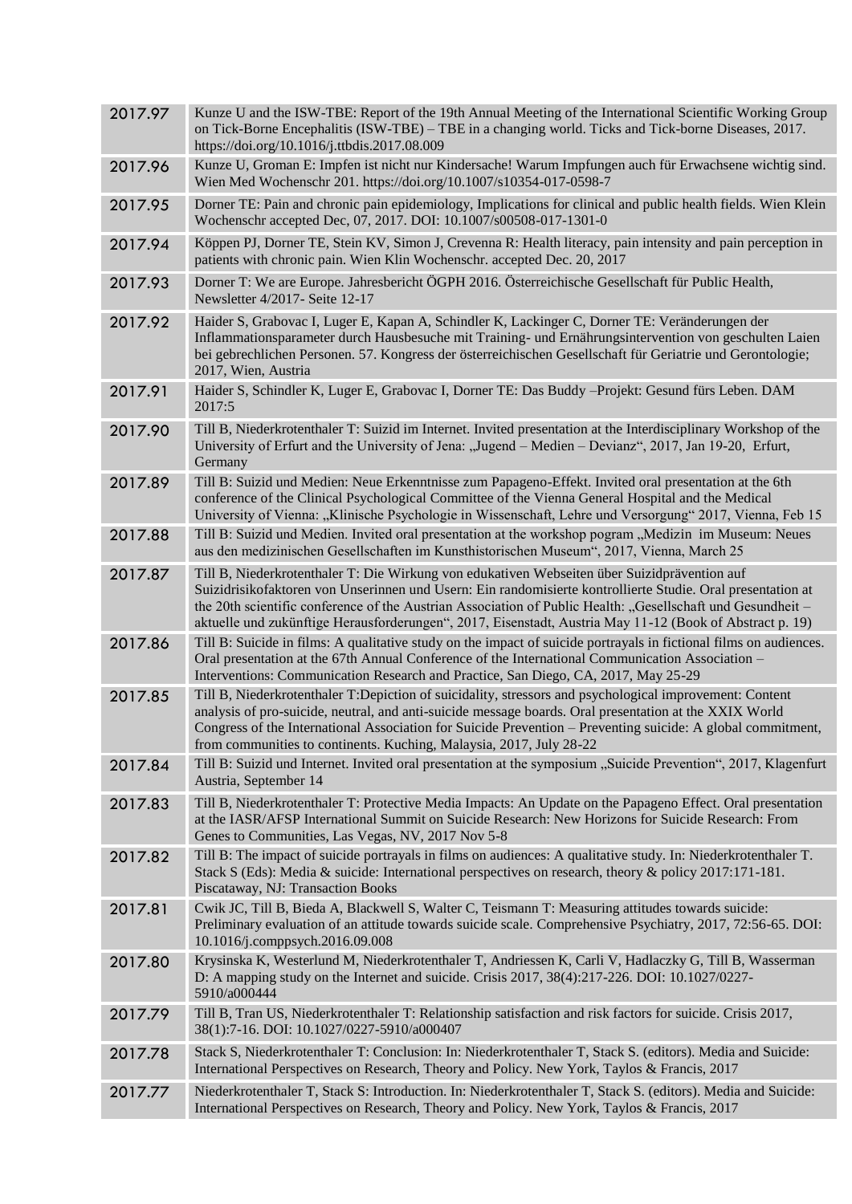| | |
|---|---|
| 2017.97 | Kunze U and the ISW-TBE: Report of the 19th Annual Meeting of the International Scientific Working Group on Tick-Borne Encephalitis (ISW-TBE) – TBE in a changing world. Ticks and Tick-borne Diseases, 2017. https://doi.org/10.1016/j.ttbdis.2017.08.009 |
| 2017.96 | Kunze U, Groman E: Impfen ist nicht nur Kindersache! Warum Impfungen auch für Erwachsene wichtig sind. Wien Med Wochenschr 201. https://doi.org/10.1007/s10354-017-0598-7 |
| 2017.95 | Dorner TE: Pain and chronic pain epidemiology, Implications for clinical and public health fields. Wien Klein Wochenschr accepted Dec, 07, 2017. DOI: 10.1007/s00508-017-1301-0 |
| 2017.94 | Köppen PJ, Dorner TE, Stein KV, Simon J, Crevenna R: Health literacy, pain intensity and pain perception in patients with chronic pain. Wien Klin Wochenschr. accepted Dec. 20, 2017 |
| 2017.93 | Dorner T: We are Europe. Jahresbericht ÖGPH 2016. Österreichische Gesellschaft für Public Health, Newsletter 4/2017- Seite 12-17 |
| 2017.92 | Haider S, Grabovac I, Luger E, Kapan A, Schindler K, Lackinger C, Dorner TE: Veränderungen der Inflammationsparameter durch Hausbesuche mit Training- und Ernährungsintervention von geschulten Laien bei gebrechlichen Personen. 57. Kongress der österreichischen Gesellschaft für Geriatrie und Gerontologie; 2017, Wien, Austria |
| 2017.91 | Haider S, Schindler K, Luger E, Grabovac I, Dorner TE: Das Buddy –Projekt: Gesund fürs Leben. DAM 2017:5 |
| 2017.90 | Till B, Niederkrotenthaler T: Suizid im Internet. Invited presentation at the Interdisciplinary Workshop of the University of Erfurt and the University of Jena: „Jugend – Medien – Devianz", 2017, Jan 19-20, Erfurt, Germany |
| 2017.89 | Till B: Suizid und Medien: Neue Erkenntnisse zum Papageno-Effekt. Invited oral presentation at the 6th conference of the Clinical Psychological Committee of the Vienna General Hospital and the Medical University of Vienna: „Klinische Psychologie in Wissenschaft, Lehre und Versorgung" 2017, Vienna, Feb 15 |
| 2017.88 | Till B: Suizid und Medien. Invited oral presentation at the workshop pogram „Medizin im Museum: Neues aus den medizinischen Gesellschaften im Kunsthistorischen Museum", 2017, Vienna, March 25 |
| 2017.87 | Till B, Niederkrotenthaler T: Die Wirkung von edukativen Webseiten über Suizidprävention auf Suizidrisikofaktoren von Unserinnen und Usern: Ein randomisierte kontrollierte Studie. Oral presentation at the 20th scientific conference of the Austrian Association of Public Health: „Gesellschaft und Gesundheit – aktuelle und zukünftige Herausforderungen", 2017, Eisenstadt, Austria May 11-12 (Book of Abstract p. 19) |
| 2017.86 | Till B: Suicide in films: A qualitative study on the impact of suicide portrayals in fictional films on audiences. Oral presentation at the 67th Annual Conference of the International Communication Association – Interventions: Communication Research and Practice, San Diego, CA, 2017, May 25-29 |
| 2017.85 | Till B, Niederkrotenthaler T:Depiction of suicidality, stressors and psychological improvement: Content analysis of pro-suicide, neutral, and anti-suicide message boards. Oral presentation at the XXIX World Congress of the International Association for Suicide Prevention – Preventing suicide: A global commitment, from communities to continents. Kuching, Malaysia, 2017, July 28-22 |
| 2017.84 | Till B: Suizid und Internet. Invited oral presentation at the symposium „Suicide Prevention", 2017, Klagenfurt Austria, September 14 |
| 2017.83 | Till B, Niederkrotenthaler T: Protective Media Impacts: An Update on the Papageno Effect. Oral presentation at the IASR/AFSP International Summit on Suicide Research: New Horizons for Suicide Research: From Genes to Communities, Las Vegas, NV, 2017 Nov 5-8 |
| 2017.82 | Till B: The impact of suicide portrayals in films on audiences: A qualitative study. In: Niederkrotenthaler T. Stack S (Eds): Media & suicide: International perspectives on research, theory & policy 2017:171-181. Piscataway, NJ: Transaction Books |
| 2017.81 | Cwik JC, Till B, Bieda A, Blackwell S, Walter C, Teismann T: Measuring attitudes towards suicide: Preliminary evaluation of an attitude towards suicide scale. Comprehensive Psychiatry, 2017, 72:56-65. DOI: 10.1016/j.comppsych.2016.09.008 |
| 2017.80 | Krysinska K, Westerlund M, Niederkrotenthaler T, Andriessen K, Carli V, Hadlaczky G, Till B, Wasserman D: A mapping study on the Internet and suicide. Crisis 2017, 38(4):217-226. DOI: 10.1027/0227-5910/a000444 |
| 2017.79 | Till B, Tran US, Niederkrotenthaler T: Relationship satisfaction and risk factors for suicide. Crisis 2017, 38(1):7-16. DOI: 10.1027/0227-5910/a000407 |
| 2017.78 | Stack S, Niederkrotenthaler T: Conclusion: In: Niederkrotenthaler T, Stack S. (editors). Media and Suicide: International Perspectives on Research, Theory and Policy. New York, Taylos & Francis, 2017 |
| 2017.77 | Niederkrotenthaler T, Stack S: Introduction. In: Niederkrotenthaler T, Stack S. (editors). Media and Suicide: International Perspectives on Research, Theory and Policy. New York, Taylos & Francis, 2017 |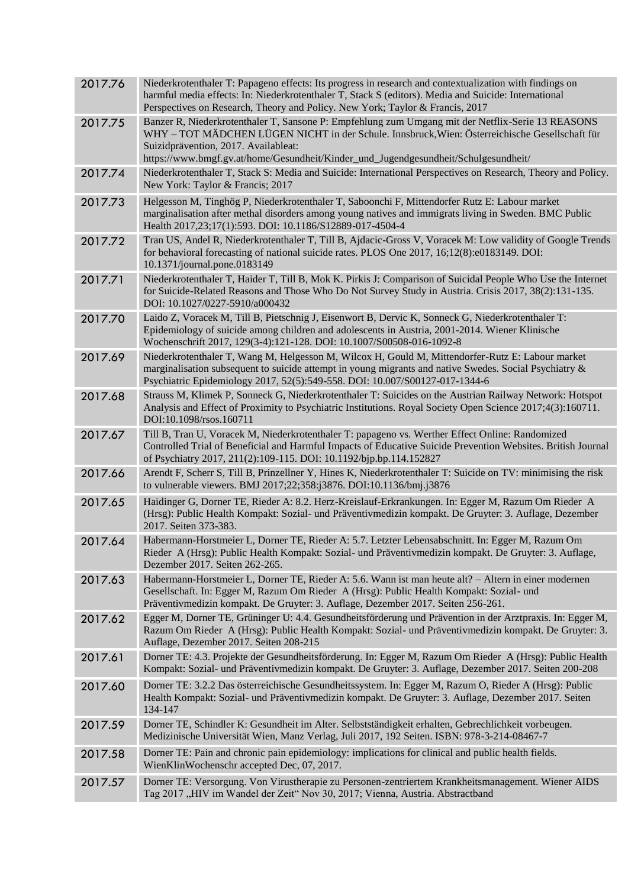| | |
|---|---|
| 2017.76 | Niederkrotenthaler T: Papageno effects: Its progress in research and contextualization with findings on harmful media effects: In: Niederkrotenthaler T, Stack S (editors). Media and Suicide: International Perspectives on Research, Theory and Policy. New York; Taylor & Francis, 2017 |
| 2017.75 | Banzer R, Niederkrotenthaler T, Sansone P: Empfehlung zum Umgang mit der Netflix-Serie 13 REASONS WHY – TOT MÄDCHEN LÜGEN NICHT in der Schule. Innsbruck,Wien: Österreichische Gesellschaft für Suizidprävention, 2017. Availableat: https://www.bmgf.gv.at/home/Gesundheit/Kinder_und_Jugendgesundheit/Schulgesundheit/ |
| 2017.74 | Niederkrotenthaler T, Stack S: Media and Suicide: International Perspectives on Research, Theory and Policy. New York: Taylor & Francis; 2017 |
| 2017.73 | Helgesson M, Tinghög P, Niederkrotenthaler T, Saboonchi F, Mittendorfer Rutz E: Labour market marginalisation after methal disorders among young natives and immigrats living in Sweden. BMC Public Health 2017,23;17(1):593. DOI: 10.1186/S12889-017-4504-4 |
| 2017.72 | Tran US, Andel R, Niederkrotenthaler T, Till B, Ajdacic-Gross V, Voracek M: Low validity of Google Trends for behavioral forecasting of national suicide rates. PLOS One 2017, 16;12(8):e0183149. DOI: 10.1371/journal.pone.0183149 |
| 2017.71 | Niederkrotenthaler T, Haider T, Till B, Mok K. Pirkis J: Comparison of Suicidal People Who Use the Internet for Suicide-Related Reasons and Those Who Do Not Survey Study in Austria. Crisis 2017, 38(2):131-135. DOI: 10.1027/0227-5910/a000432 |
| 2017.70 | Laido Z, Voracek M, Till B, Pietschnig J, Eisenwort B, Dervic K, Sonneck G, Niederkrotenthaler T: Epidemiology of suicide among children and adolescents in Austria, 2001-2014. Wiener Klinische Wochenschrift 2017, 129(3-4):121-128. DOI: 10.1007/S00508-016-1092-8 |
| 2017.69 | Niederkrotenthaler T, Wang M, Helgesson M, Wilcox H, Gould M, Mittendorfer-Rutz E: Labour market marginalisation subsequent to suicide attempt in young migrants and native Swedes. Social Psychiatry & Psychiatric Epidemiology 2017, 52(5):549-558. DOI: 10.007/S00127-017-1344-6 |
| 2017.68 | Strauss M, Klimek P, Sonneck G, Niederkrotenthaler T: Suicides on the Austrian Railway Network: Hotspot Analysis and Effect of Proximity to Psychiatric Institutions. Royal Society Open Science 2017;4(3):160711. DOI:10.1098/rsos.160711 |
| 2017.67 | Till B, Tran U, Voracek M, Niederkrotenthaler T: papageno vs. Werther Effect Online: Randomized Controlled Trial of Beneficial and Harmful Impacts of Educative Suicide Prevention Websites. British Journal of Psychiatry 2017, 211(2):109-115. DOI: 10.1192/bjp.bp.114.152827 |
| 2017.66 | Arendt F, Scherr S, Till B, Prinzellner Y, Hines K, Niederkrotenthaler T: Suicide on TV: minimising the risk to vulnerable viewers. BMJ 2017;22;358:j3876. DOI:10.1136/bmj.j3876 |
| 2017.65 | Haidinger G, Dorner TE, Rieder A: 8.2. Herz-Kreislauf-Erkrankungen. In: Egger M, Razum Om Rieder A (Hrsg): Public Health Kompakt: Sozial- und Präventivmedizin kompakt. De Gruyter: 3. Auflage, Dezember 2017. Seiten 373-383. |
| 2017.64 | Habermann-Horstmeier L, Dorner TE, Rieder A: 5.7. Letzter Lebensabschnitt. In: Egger M, Razum Om Rieder A (Hrsg): Public Health Kompakt: Sozial- und Präventivmedizin kompakt. De Gruyter: 3. Auflage, Dezember 2017. Seiten 262-265. |
| 2017.63 | Habermann-Horstmeier L, Dorner TE, Rieder A: 5.6. Wann ist man heute alt? – Altern in einer modernen Gesellschaft. In: Egger M, Razum Om Rieder A (Hrsg): Public Health Kompakt: Sozial- und Präventivmedizin kompakt. De Gruyter: 3. Auflage, Dezember 2017. Seiten 256-261. |
| 2017.62 | Egger M, Dorner TE, Grüninger U: 4.4. Gesundheitsförderung und Prävention in der Arztpraxis. In: Egger M, Razum Om Rieder A (Hrsg): Public Health Kompakt: Sozial- und Präventivmedizin kompakt. De Gruyter: 3. Auflage, Dezember 2017. Seiten 208-215 |
| 2017.61 | Dorner TE: 4.3. Projekte der Gesundheitsförderung. In: Egger M, Razum Om Rieder A (Hrsg): Public Health Kompakt: Sozial- und Präventivmedizin kompakt. De Gruyter: 3. Auflage, Dezember 2017. Seiten 200-208 |
| 2017.60 | Dorner TE: 3.2.2 Das österreichische Gesundheitssystem. In: Egger M, Razum O, Rieder A (Hrsg): Public Health Kompakt: Sozial- und Präventivmedizin kompakt. De Gruyter: 3. Auflage, Dezember 2017. Seiten 134-147 |
| 2017.59 | Dorner TE, Schindler K: Gesundheit im Alter. Selbstständigkeit erhalten, Gebrechlichkeit vorbeugen. Medizinische Universität Wien, Manz Verlag, Juli 2017, 192 Seiten. ISBN: 978-3-214-08467-7 |
| 2017.58 | Dorner TE: Pain and chronic pain epidemiology: implications for clinical and public health fields. WienKlinWochenschr accepted Dec, 07, 2017. |
| 2017.57 | Dorner TE: Versorgung. Von Virustherapie zu Personen-zentriertem Krankheitsmanagement. Wiener AIDS Tag 2017 „HIV im Wandel der Zeit" Nov 30, 2017; Vienna, Austria. Abstractband |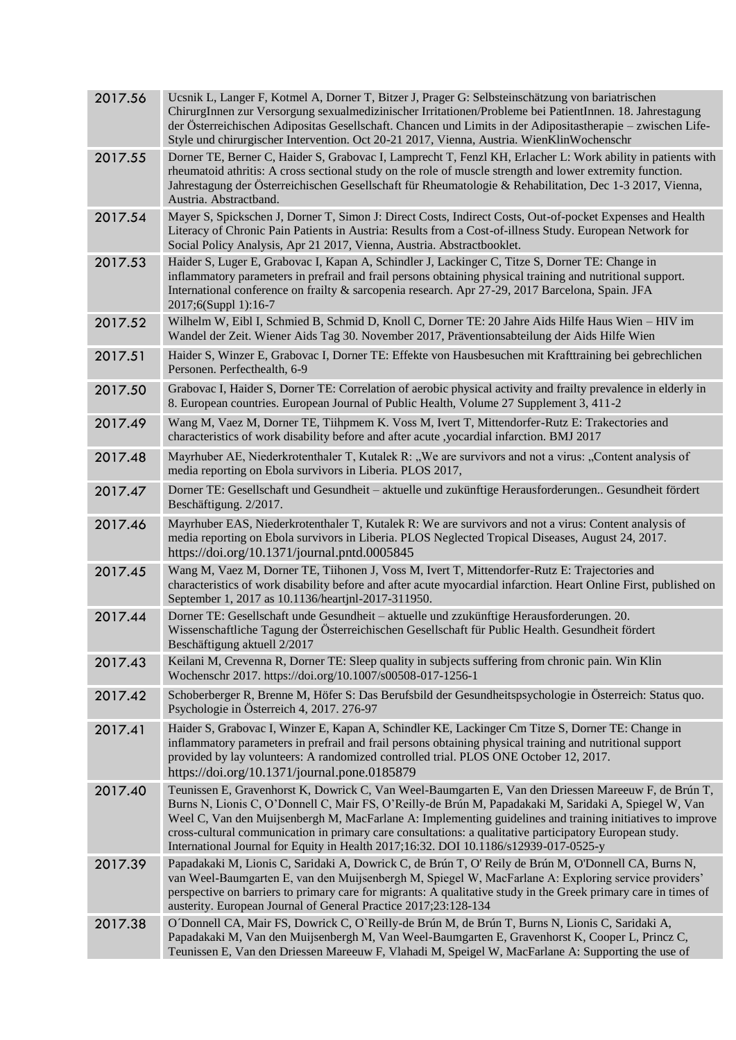| | |
|---|---|
| 2017.56 | Ucsnik L, Langer F, Kotmel A, Dorner T, Bitzer J, Prager G: Selbsteinschätzung von bariatrischen ChirurgInnen zur Versorgung sexualmedizinischer Irritationen/Probleme bei PatientInnen. 18. Jahrestagung der Österreichischen Adipositas Gesellschaft. Chancen und Limits in der Adipositastherapie – zwischen Life-Style und chirurgischer Intervention. Oct 20-21 2017, Vienna, Austria. WienKlinWochenschr |
| 2017.55 | Dorner TE, Berner C, Haider S, Grabovac I, Lamprecht T, Fenzl KH, Erlacher L: Work ability in patients with rheumatoid athritis: A cross sectional study on the role of muscle strength and lower extremity function. Jahrestagung der Österreichischen Gesellschaft für Rheumatologie & Rehabilitation, Dec 1-3 2017, Vienna, Austria. Abstractband. |
| 2017.54 | Mayer S, Spickschen J, Dorner T, Simon J: Direct Costs, Indirect Costs, Out-of-pocket Expenses and Health Literacy of Chronic Pain Patients in Austria: Results from a Cost-of-illness Study. European Network for Social Policy Analysis, Apr 21 2017, Vienna, Austria. Abstractbooklet. |
| 2017.53 | Haider S, Luger E, Grabovac I, Kapan A, Schindler J, Lackinger C, Titze S, Dorner TE: Change in inflammatory parameters in prefrail and frail persons obtaining physical training and nutritional support. International conference on frailty & sarcopenia research. Apr 27-29, 2017 Barcelona, Spain. JFA 2017;6(Suppl 1):16-7 |
| 2017.52 | Wilhelm W, Eibl I, Schmied B, Schmid D, Knoll C, Dorner TE: 20 Jahre Aids Hilfe Haus Wien – HIV im Wandel der Zeit. Wiener Aids Tag 30. November 2017, Präventionsabteilung der Aids Hilfe Wien |
| 2017.51 | Haider S, Winzer E, Grabovac I, Dorner TE: Effekte von Hausbesuchen mit Krafttraining bei gebrechlichen Personen. Perfecthealth, 6-9 |
| 2017.50 | Grabovac I, Haider S, Dorner TE: Correlation of aerobic physical activity and frailty prevalence in elderly in 8. European countries. European Journal of Public Health, Volume 27 Supplement 3, 411-2 |
| 2017.49 | Wang M, Vaez M, Dorner TE, Tiihpmem K. Voss M, Ivert T, Mittendorfer-Rutz E: Trakectories and characteristics of work disability before and after acute ,yocardial infarction. BMJ 2017 |
| 2017.48 | Mayrhuber AE, Niederkrotenthaler T, Kutalek R: „We are survivors and not a virus: „Content analysis of media reporting on Ebola survivors in Liberia. PLOS 2017, |
| 2017.47 | Dorner TE: Gesellschaft und Gesundheit – aktuelle und zukünftige Herausforderungen.. Gesundheit fördert Beschäftigung. 2/2017. |
| 2017.46 | Mayrhuber EAS, Niederkrotenthaler T, Kutalek R: We are survivors and not a virus: Content analysis of media reporting on Ebola survivors in Liberia. PLOS Neglected Tropical Diseases, August 24, 2017. https://doi.org/10.1371/journal.pntd.0005845 |
| 2017.45 | Wang M, Vaez M, Dorner TE, Tiihonen J, Voss M, Ivert T, Mittendorfer-Rutz E: Trajectories and characteristics of work disability before and after acute myocardial infarction. Heart Online First, published on September 1, 2017 as 10.1136/heartjnl-2017-311950. |
| 2017.44 | Dorner TE: Gesellschaft unde Gesundheit – aktuelle und zzukünftige Herausforderungen. 20. Wissenschaftliche Tagung der Österreichischen Gesellschaft für Public Health. Gesundheit fördert Beschäftigung aktuell 2/2017 |
| 2017.43 | Keilani M, Crevenna R, Dorner TE: Sleep quality in subjects suffering from chronic pain. Win Klin Wochenschr 2017. https://doi.org/10.1007/s00508-017-1256-1 |
| 2017.42 | Schoberberger R, Brenne M, Höfer S: Das Berufsbild der Gesundheitspsychologie in Österreich: Status quo. Psychologie in Österreich 4, 2017. 276-97 |
| 2017.41 | Haider S, Grabovac I, Winzer E, Kapan A, Schindler KE, Lackinger Cm Titze S, Dorner TE: Change in inflammatory parameters in prefrail and frail persons obtaining physical training and nutritional support provided by lay volunteers: A randomized controlled trial. PLOS ONE October 12, 2017. https://doi.org/10.1371/journal.pone.0185879 |
| 2017.40 | Teunissen E, Gravenhorst K, Dowrick C, Van Weel-Baumgarten E, Van den Driessen Mareeuw F, de Brún T, Burns N, Lionis C, O'Donnell C, Mair FS, O'Reilly-de Brún M, Papadakaki M, Saridaki A, Spiegel W, Van Weel C, Van den Muijsenbergh M, MacFarlane A: Implementing guidelines and training initiatives to improve cross-cultural communication in primary care consultations: a qualitative participatory European study. International Journal for Equity in Health 2017;16:32. DOI 10.1186/s12939-017-0525-y |
| 2017.39 | Papadakaki M, Lionis C, Saridaki A, Dowrick C, de Brún T, O' Reily de Brún M, O'Donnell CA, Burns N, van Weel-Baumgarten E, van den Muijsenbergh M, Spiegel W, MacFarlane A: Exploring service providers' perspective on barriers to primary care for migrants: A qualitative study in the Greek primary care in times of austerity. European Journal of General Practice 2017;23:128-134 |
| 2017.38 | O´Donnell CA, Mair FS, Dowrick C, O`Reilly-de Brún M, de Brún T, Burns N, Lionis C, Saridaki A, Papadakaki M, Van den Muijsenbergh M, Van Weel-Baumgarten E, Gravenhorst K, Cooper L, Princz C, Teunissen E, Van den Driessen Mareeuw F, Vlahadi M, Speigel W, MacFarlane A: Supporting the use of |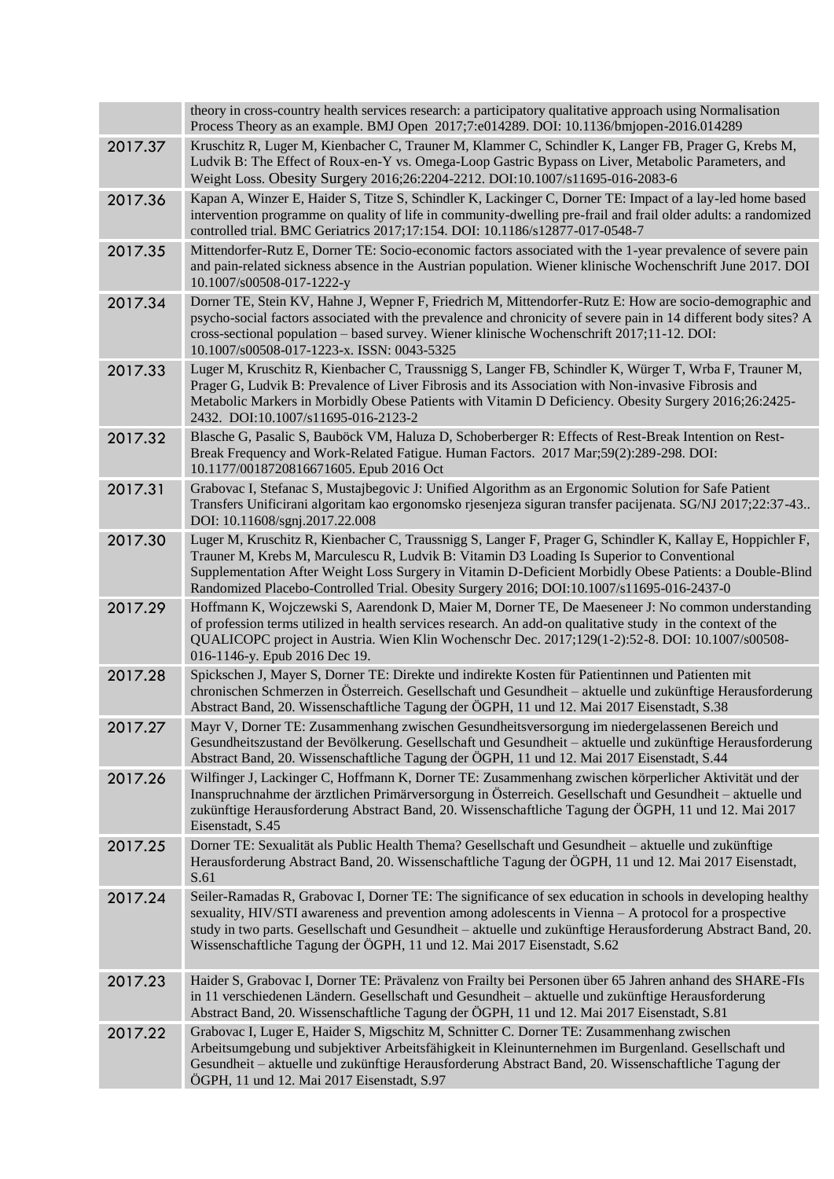| | |
|---|---|
| | theory in cross-country health services research: a participatory qualitative approach using Normalisation Process Theory as an example. BMJ Open 2017;7:e014289. DOI: 10.1136/bmjopen-2016.014289 |
| 2017.37 | Kruschitz R, Luger M, Kienbacher C, Trauner M, Klammer C, Schindler K, Langer FB, Prager G, Krebs M, Ludvik B: The Effect of Roux-en-Y vs. Omega-Loop Gastric Bypass on Liver, Metabolic Parameters, and Weight Loss. Obesity Surgery 2016;26:2204-2212. DOI:10.1007/s11695-016-2083-6 |
| 2017.36 | Kapan A, Winzer E, Haider S, Titze S, Schindler K, Lackinger C, Dorner TE: Impact of a lay-led home based intervention programme on quality of life in community-dwelling pre-frail and frail older adults: a randomized controlled trial. BMC Geriatrics 2017;17:154. DOI: 10.1186/s12877-017-0548-7 |
| 2017.35 | Mittendorfer-Rutz E, Dorner TE: Socio-economic factors associated with the 1-year prevalence of severe pain and pain-related sickness absence in the Austrian population. Wiener klinische Wochenschrift June 2017. DOI 10.1007/s00508-017-1222-y |
| 2017.34 | Dorner TE, Stein KV, Hahne J, Wepner F, Friedrich M, Mittendorfer-Rutz E: How are socio-demographic and psycho-social factors associated with the prevalence and chronicity of severe pain in 14 different body sites? A cross-sectional population – based survey. Wiener klinische Wochenschrift 2017;11-12. DOI: 10.1007/s00508-017-1223-x. ISSN: 0043-5325 |
| 2017.33 | Luger M, Kruschitz R, Kienbacher C, Traussnigg S, Langer FB, Schindler K, Würger T, Wrba F, Trauner M, Prager G, Ludvik B: Prevalence of Liver Fibrosis and its Association with Non-invasive Fibrosis and Metabolic Markers in Morbidly Obese Patients with Vitamin D Deficiency. Obesity Surgery 2016;26:2425-2432. DOI:10.1007/s11695-016-2123-2 |
| 2017.32 | Blasche G, Pasalic S, Bauböck VM, Haluza D, Schoberberger R: Effects of Rest-Break Intention on Rest-Break Frequency and Work-Related Fatigue. Human Factors. 2017 Mar;59(2):289-298. DOI: 10.1177/0018720816671605. Epub 2016 Oct |
| 2017.31 | Grabovac I, Stefanac S, Mustajbegovic J: Unified Algorithm as an Ergonomic Solution for Safe Patient Transfers Unificirani algoritam kao ergonomsko rjesenjeza siguran transfer pacijenata. SG/NJ 2017;22:37-43.. DOI: 10.11608/sgnj.2017.22.008 |
| 2017.30 | Luger M, Kruschitz R, Kienbacher C, Traussnigg S, Langer F, Prager G, Schindler K, Kallay E, Hoppichler F, Trauner M, Krebs M, Marculescu R, Ludvik B: Vitamin D3 Loading Is Superior to Conventional Supplementation After Weight Loss Surgery in Vitamin D-Deficient Morbidly Obese Patients: a Double-Blind Randomized Placebo-Controlled Trial. Obesity Surgery 2016; DOI:10.1007/s11695-016-2437-0 |
| 2017.29 | Hoffmann K, Wojczewski S, Aarendonk D, Maier M, Dorner TE, De Maeseneer J: No common understanding of profession terms utilized in health services research. An add-on qualitative study in the context of the QUALICOPC project in Austria. Wien Klin Wochenschr Dec. 2017;129(1-2):52-8. DOI: 10.1007/s00508-016-1146-y. Epub 2016 Dec 19. |
| 2017.28 | Spickschen J, Mayer S, Dorner TE: Direkte und indirekte Kosten für Patientinnen und Patienten mit chronischen Schmerzen in Österreich. Gesellschaft und Gesundheit – aktuelle und zukünftige Herausforderung Abstract Band, 20. Wissenschaftliche Tagung der ÖGPH, 11 und 12. Mai 2017 Eisenstadt, S.38 |
| 2017.27 | Mayr V, Dorner TE: Zusammenhang zwischen Gesundheitsversorgung im niedergelassenen Bereich und Gesundheitszustand der Bevölkerung. Gesellschaft und Gesundheit – aktuelle und zukünftige Herausforderung Abstract Band, 20. Wissenschaftliche Tagung der ÖGPH, 11 und 12. Mai 2017 Eisenstadt, S.44 |
| 2017.26 | Wilfinger J, Lackinger C, Hoffmann K, Dorner TE: Zusammenhang zwischen körperlicher Aktivität und der Inanspruchnahme der ärztlichen Primärversorgung in Österreich. Gesellschaft und Gesundheit – aktuelle und zukünftige Herausforderung Abstract Band, 20. Wissenschaftliche Tagung der ÖGPH, 11 und 12. Mai 2017 Eisenstadt, S.45 |
| 2017.25 | Dorner TE: Sexualität als Public Health Thema? Gesellschaft und Gesundheit – aktuelle und zukünftige Herausforderung Abstract Band, 20. Wissenschaftliche Tagung der ÖGPH, 11 und 12. Mai 2017 Eisenstadt, S.61 |
| 2017.24 | Seiler-Ramadas R, Grabovac I, Dorner TE: The significance of sex education in schools in developing healthy sexuality, HIV/STI awareness and prevention among adolescents in Vienna – A protocol for a prospective study in two parts. Gesellschaft und Gesundheit – aktuelle und zukünftige Herausforderung Abstract Band, 20. Wissenschaftliche Tagung der ÖGPH, 11 und 12. Mai 2017 Eisenstadt, S.62 |
| 2017.23 | Haider S, Grabovac I, Dorner TE: Prävalenz von Frailty bei Personen über 65 Jahren anhand des SHARE-FIs in 11 verschiedenen Ländern. Gesellschaft und Gesundheit – aktuelle und zukünftige Herausforderung Abstract Band, 20. Wissenschaftliche Tagung der ÖGPH, 11 und 12. Mai 2017 Eisenstadt, S.81 |
| 2017.22 | Grabovac I, Luger E, Haider S, Migschitz M, Schnitter C. Dorner TE: Zusammenhang zwischen Arbeitsumgebung und subjektiver Arbeitsfähigkeit in Kleinunternehmen im Burgenland. Gesellschaft und Gesundheit – aktuelle und zukünftige Herausforderung Abstract Band, 20. Wissenschaftliche Tagung der ÖGPH, 11 und 12. Mai 2017 Eisenstadt, S.97 |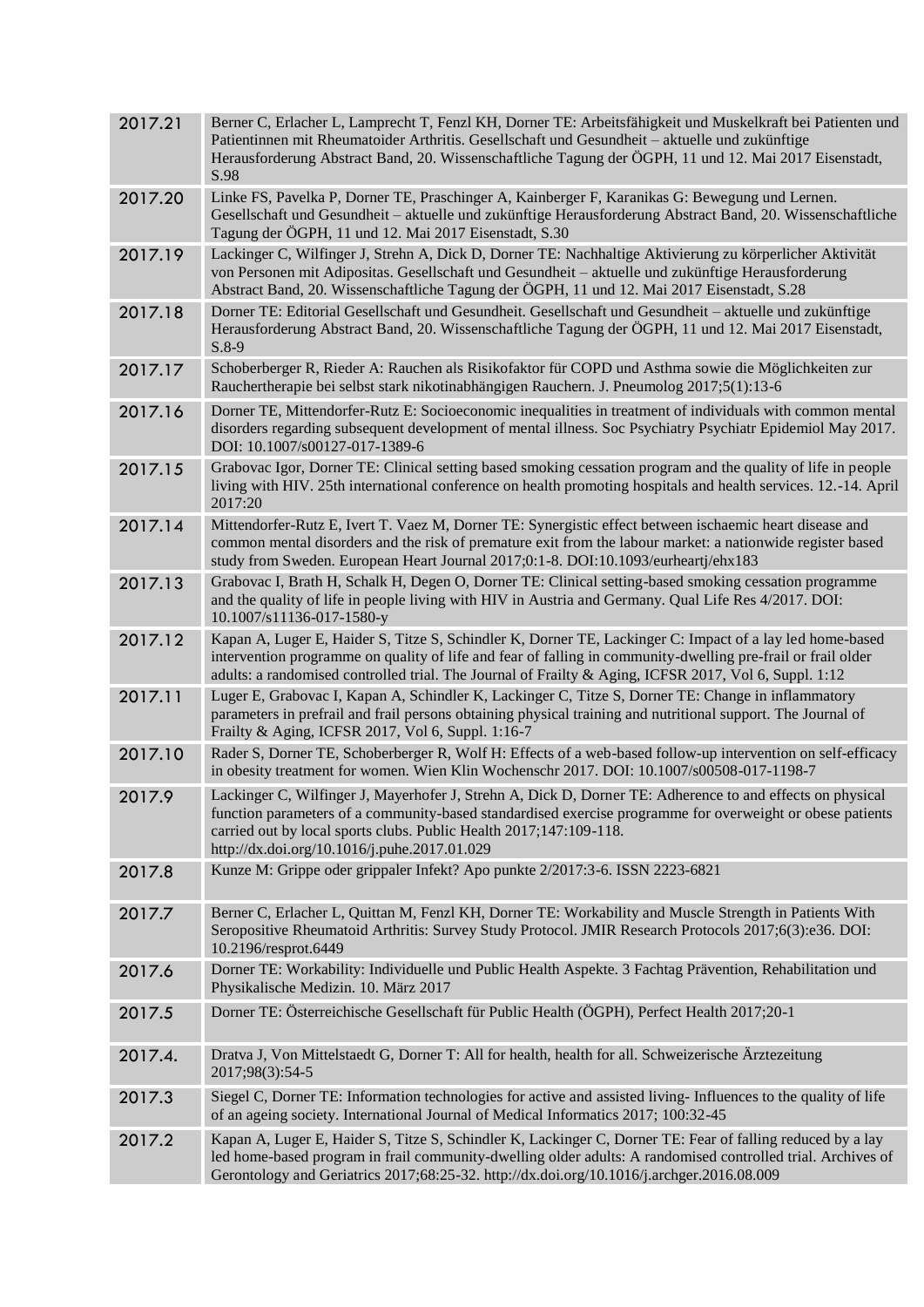| | |
|---|---|
| 2017.21 | Berner C, Erlacher L, Lamprecht T, Fenzl KH, Dorner TE: Arbeitsfähigkeit und Muskelkraft bei Patienten und Patientinnen mit Rheumatoider Arthritis. Gesellschaft und Gesundheit – aktuelle und zukünftige Herausforderung Abstract Band, 20. Wissenschaftliche Tagung der ÖGPH, 11 und 12. Mai 2017 Eisenstadt, S.98 |
| 2017.20 | Linke FS, Pavelka P, Dorner TE, Praschinger A, Kainberger F, Karanikas G: Bewegung und Lernen. Gesellschaft und Gesundheit – aktuelle und zukünftige Herausforderung Abstract Band, 20. Wissenschaftliche Tagung der ÖGPH, 11 und 12. Mai 2017 Eisenstadt, S.30 |
| 2017.19 | Lackinger C, Wilfinger J, Strehn A, Dick D, Dorner TE: Nachhaltige Aktivierung zu körperlicher Aktivität von Personen mit Adipositas. Gesellschaft und Gesundheit – aktuelle und zukünftige Herausforderung Abstract Band, 20. Wissenschaftliche Tagung der ÖGPH, 11 und 12. Mai 2017 Eisenstadt, S.28 |
| 2017.18 | Dorner TE: Editorial Gesellschaft und Gesundheit. Gesellschaft und Gesundheit – aktuelle und zukünftige Herausforderung Abstract Band, 20. Wissenschaftliche Tagung der ÖGPH, 11 und 12. Mai 2017 Eisenstadt, S.8-9 |
| 2017.17 | Schoberberger R, Rieder A: Rauchen als Risikofaktor für COPD und Asthma sowie die Möglichkeiten zur Rauchertherapie bei selbst stark nikotinabhängigen Rauchern. J. Pneumolog 2017;5(1):13-6 |
| 2017.16 | Dorner TE, Mittendorfer-Rutz E: Socioeconomic inequalities in treatment of individuals with common mental disorders regarding subsequent development of mental illness. Soc Psychiatry Psychiatr Epidemiol May 2017. DOI: 10.1007/s00127-017-1389-6 |
| 2017.15 | Grabovac Igor, Dorner TE: Clinical setting based smoking cessation program and the quality of life in people living with HIV. 25th international conference on health promoting hospitals and health services. 12.-14. April 2017:20 |
| 2017.14 | Mittendorfer-Rutz E, Ivert T. Vaez M, Dorner TE: Synergistic effect between ischaemic heart disease and common mental disorders and the risk of premature exit from the labour market: a nationwide register based study from Sweden. European Heart Journal 2017;0:1-8. DOI:10.1093/eurheartj/ehx183 |
| 2017.13 | Grabovac I, Brath H, Schalk H, Degen O, Dorner TE: Clinical setting-based smoking cessation programme and the quality of life in people living with HIV in Austria and Germany. Qual Life Res 4/2017. DOI: 10.1007/s11136-017-1580-y |
| 2017.12 | Kapan A, Luger E, Haider S, Titze S, Schindler K, Dorner TE, Lackinger C: Impact of a lay led home-based intervention programme on quality of life and fear of falling in community-dwelling pre-frail or frail older adults: a randomised controlled trial. The Journal of Frailty & Aging, ICFSR 2017, Vol 6, Suppl. 1:12 |
| 2017.11 | Luger E, Grabovac I, Kapan A, Schindler K, Lackinger C, Titze S, Dorner TE: Change in inflammatory parameters in prefrail and frail persons obtaining physical training and nutritional support. The Journal of Frailty & Aging, ICFSR 2017, Vol 6, Suppl. 1:16-7 |
| 2017.10 | Rader S, Dorner TE, Schoberberger R, Wolf H: Effects of a web-based follow-up intervention on self-efficacy in obesity treatment for women. Wien Klin Wochenschr 2017. DOI: 10.1007/s00508-017-1198-7 |
| 2017.9 | Lackinger C, Wilfinger J, Mayerhofer J, Strehn A, Dick D, Dorner TE: Adherence to and effects on physical function parameters of a community-based standardised exercise programme for overweight or obese patients carried out by local sports clubs. Public Health 2017;147:109-118. http://dx.doi.org/10.1016/j.puhe.2017.01.029 |
| 2017.8 | Kunze M: Grippe oder grippaler Infekt? Apo punkte 2/2017:3-6. ISSN 2223-6821 |
| 2017.7 | Berner C, Erlacher L, Quittan M, Fenzl KH, Dorner TE: Workability and Muscle Strength in Patients With Seropositive Rheumatoid Arthritis: Survey Study Protocol. JMIR Research Protocols 2017;6(3):e36. DOI: 10.2196/resprot.6449 |
| 2017.6 | Dorner TE: Workability: Individuelle und Public Health Aspekte. 3 Fachtag Prävention, Rehabilitation und Physikalische Medizin. 10. März 2017 |
| 2017.5 | Dorner TE: Österreichische Gesellschaft für Public Health (ÖGPH), Perfect Health 2017;20-1 |
| 2017.4. | Dratva J, Von Mittelstaedt G, Dorner T: All for health, health for all. Schweizerische Ärztezeitung 2017;98(3):54-5 |
| 2017.3 | Siegel C, Dorner TE: Information technologies for active and assisted living- Influences to the quality of life of an ageing society. International Journal of Medical Informatics 2017; 100:32-45 |
| 2017.2 | Kapan A, Luger E, Haider S, Titze S, Schindler K, Lackinger C, Dorner TE: Fear of falling reduced by a lay led home-based program in frail community-dwelling older adults: A randomised controlled trial. Archives of Gerontology and Geriatrics 2017;68:25-32. http://dx.doi.org/10.1016/j.archger.2016.08.009 |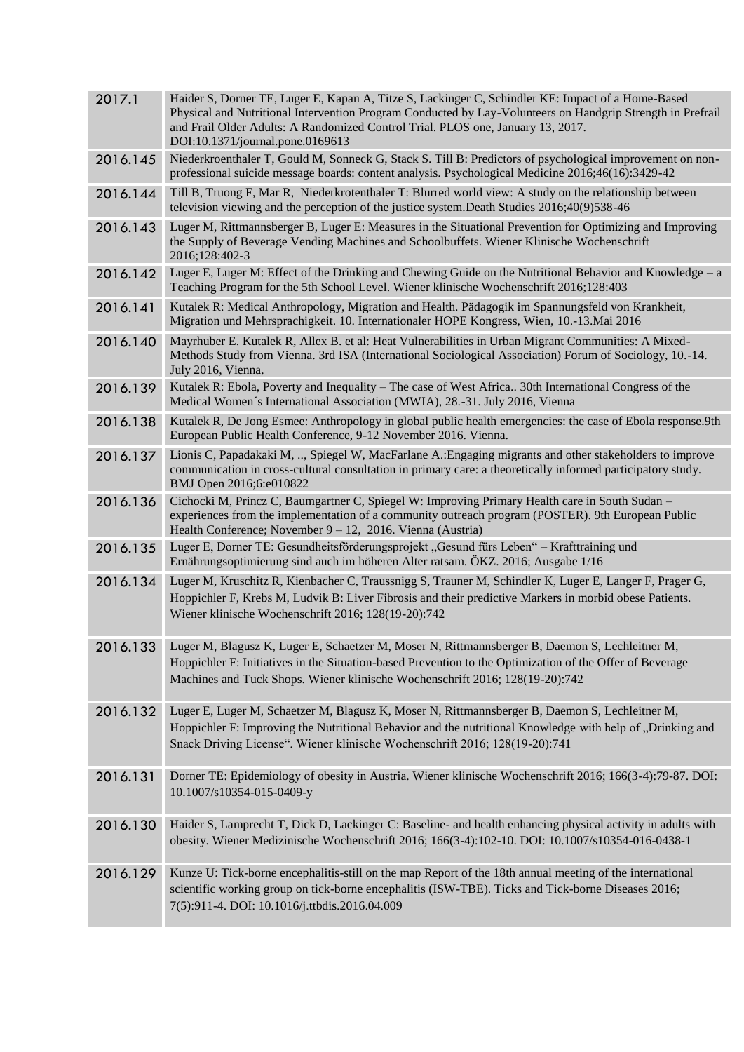| | |
|---|---|
| 2017.1 | Haider S, Dorner TE, Luger E, Kapan A, Titze S, Lackinger C, Schindler KE: Impact of a Home-Based Physical and Nutritional Intervention Program Conducted by Lay-Volunteers on Handgrip Strength in Prefrail and Frail Older Adults: A Randomized Control Trial. PLOS one, January 13, 2017. DOI:10.1371/journal.pone.0169613 |
| 2016.145 | Niederkroenthaler T, Gould M, Sonneck G, Stack S. Till B: Predictors of psychological improvement on non-professional suicide message boards: content analysis. Psychological Medicine 2016;46(16):3429-42 |
| 2016.144 | Till B, Truong F, Mar R, Niederkrotenthaler T: Blurred world view: A study on the relationship between television viewing and the perception of the justice system.Death Studies 2016;40(9)538-46 |
| 2016.143 | Luger M, Rittmannsberger B, Luger E: Measures in the Situational Prevention for Optimizing and Improving the Supply of Beverage Vending Machines and Schoolbuffets. Wiener Klinische Wochenschrift 2016;128:402-3 |
| 2016.142 | Luger E, Luger M: Effect of the Drinking and Chewing Guide on the Nutritional Behavior and Knowledge – a Teaching Program for the 5th School Level. Wiener klinische Wochenschrift 2016;128:403 |
| 2016.141 | Kutalek R: Medical Anthropology, Migration and Health. Pädagogik im Spannungsfeld von Krankheit, Migration und Mehrsprachigkeit. 10. Internationaler HOPE Kongress, Wien, 10.-13.Mai 2016 |
| 2016.140 | Mayrhuber E. Kutalek R, Allex B. et al: Heat Vulnerabilities in Urban Migrant Communities: A Mixed-Methods Study from Vienna. 3rd ISA (International Sociological Association) Forum of Sociology, 10.-14. July 2016, Vienna. |
| 2016.139 | Kutalek R: Ebola, Poverty and Inequality – The case of West Africa.. 30th International Congress of the Medical Women´s International Association (MWIA), 28.-31. July 2016, Vienna |
| 2016.138 | Kutalek R, De Jong Esmee: Anthropology in global public health emergencies: the case of Ebola response.9th European Public Health Conference, 9-12 November 2016. Vienna. |
| 2016.137 | Lionis C, Papadakaki M, .., Spiegel W, MacFarlane A.:Engaging migrants and other stakeholders to improve communication in cross-cultural consultation in primary care: a theoretically informed participatory study. BMJ Open 2016;6:e010822 |
| 2016.136 | Cichocki M, Princz C, Baumgartner C, Spiegel W: Improving Primary Health care in South Sudan – experiences from the implementation of a community outreach program (POSTER). 9th European Public Health Conference; November 9 – 12, 2016. Vienna (Austria) |
| 2016.135 | Luger E, Dorner TE: Gesundheitsförderungsprojekt „Gesund fürs Leben" – Krafttraining und Ernährungsoptimierung sind auch im höheren Alter ratsam. ÖKZ. 2016; Ausgabe 1/16 |
| 2016.134 | Luger M, Kruschitz R, Kienbacher C, Traussnigg S, Trauner M, Schindler K, Luger E, Langer F, Prager G, Hoppichler F, Krebs M, Ludvik B: Liver Fibrosis and their predictive Markers in morbid obese Patients. Wiener klinische Wochenschrift 2016; 128(19-20):742 |
| 2016.133 | Luger M, Blagusz K, Luger E, Schaetzer M, Moser N, Rittmannsberger B, Daemon S, Lechleitner M, Hoppichler F: Initiatives in the Situation-based Prevention to the Optimization of the Offer of Beverage Machines and Tuck Shops. Wiener klinische Wochenschrift 2016; 128(19-20):742 |
| 2016.132 | Luger E, Luger M, Schaetzer M, Blagusz K, Moser N, Rittmannsberger B, Daemon S, Lechleitner M, Hoppichler F: Improving the Nutritional Behavior and the nutritional Knowledge with help of „Drinking and Snack Driving License". Wiener klinische Wochenschrift 2016; 128(19-20):741 |
| 2016.131 | Dorner TE: Epidemiology of obesity in Austria. Wiener klinische Wochenschrift 2016; 166(3-4):79-87. DOI: 10.1007/s10354-015-0409-y |
| 2016.130 | Haider S, Lamprecht T, Dick D, Lackinger C: Baseline- and health enhancing physical activity in adults with obesity. Wiener Medizinische Wochenschrift 2016; 166(3-4):102-10. DOI: 10.1007/s10354-016-0438-1 |
| 2016.129 | Kunze U: Tick-borne encephalitis-still on the map Report of the 18th annual meeting of the international scientific working group on tick-borne encephalitis (ISW-TBE). Ticks and Tick-borne Diseases 2016; 7(5):911-4. DOI: 10.1016/j.ttbdis.2016.04.009 |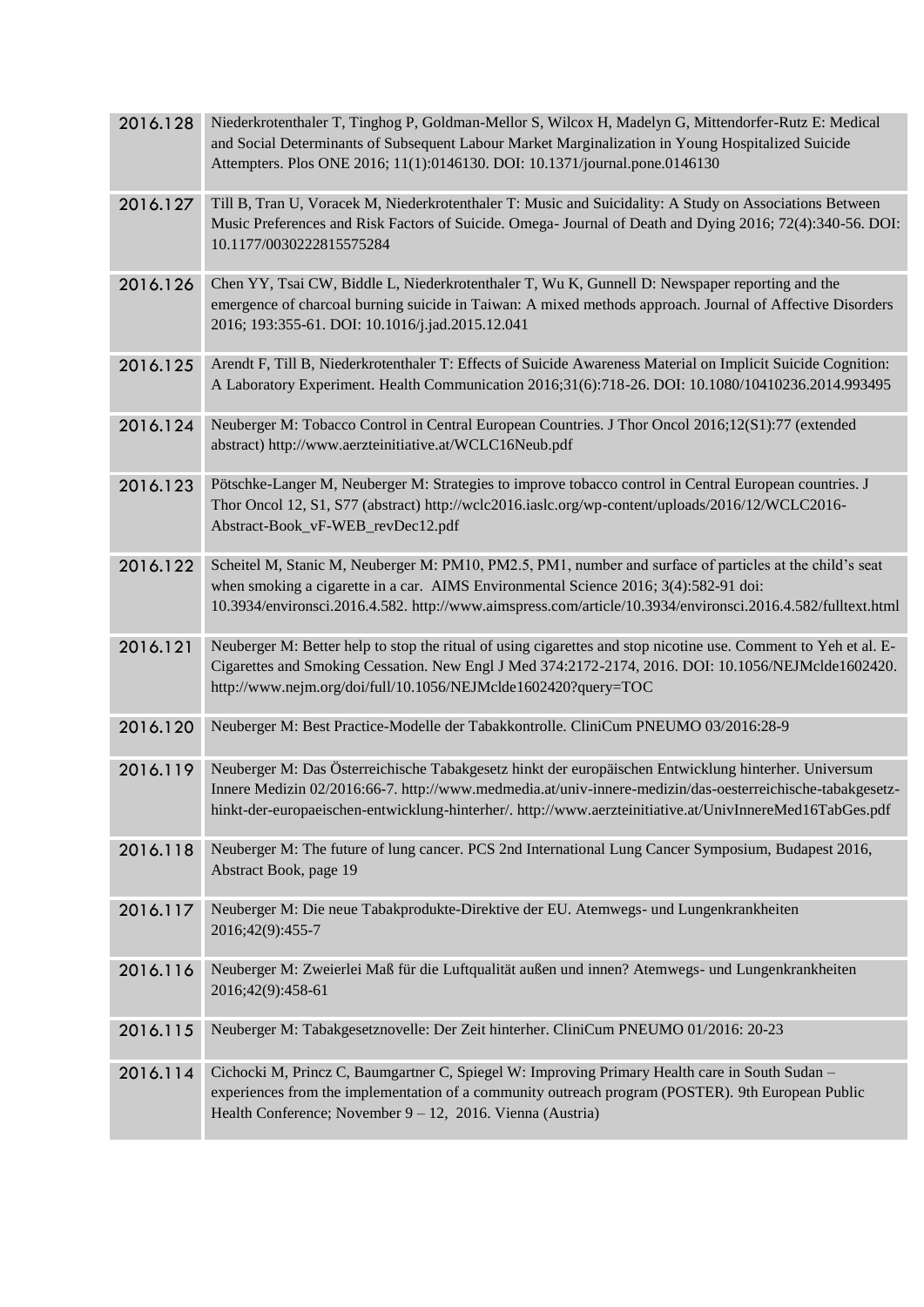| | |
|---|---|
| 2016.128 | Niederkrotenthaler T, Tinghog P, Goldman-Mellor S, Wilcox H, Madelyn G, Mittendorfer-Rutz E: Medical and Social Determinants of Subsequent Labour Market Marginalization in Young Hospitalized Suicide Attempters. Plos ONE 2016; 11(1):0146130. DOI: 10.1371/journal.pone.0146130 |
| 2016.127 | Till B, Tran U, Voracek M, Niederkrotenthaler T: Music and Suicidality: A Study on Associations Between Music Preferences and Risk Factors of Suicide. Omega- Journal of Death and Dying 2016; 72(4):340-56. DOI: 10.1177/0030222815575284 |
| 2016.126 | Chen YY, Tsai CW, Biddle L, Niederkrotenthaler T, Wu K, Gunnell D: Newspaper reporting and the emergence of charcoal burning suicide in Taiwan: A mixed methods approach. Journal of Affective Disorders 2016; 193:355-61. DOI: 10.1016/j.jad.2015.12.041 |
| 2016.125 | Arendt F, Till B, Niederkrotenthaler T: Effects of Suicide Awareness Material on Implicit Suicide Cognition: A Laboratory Experiment. Health Communication 2016;31(6):718-26. DOI: 10.1080/10410236.2014.993495 |
| 2016.124 | Neuberger M: Tobacco Control in Central European Countries. J Thor Oncol 2016;12(S1):77 (extended abstract) http://www.aerzteinitiative.at/WCLC16Neub.pdf |
| 2016.123 | Pötschke-Langer M, Neuberger M: Strategies to improve tobacco control in Central European countries. J Thor Oncol 12, S1, S77 (abstract) http://wclc2016.iaslc.org/wp-content/uploads/2016/12/WCLC2016-Abstract-Book_vF-WEB_revDec12.pdf |
| 2016.122 | Scheitel M, Stanic M, Neuberger M: PM10, PM2.5, PM1, number and surface of particles at the child's seat when smoking a cigarette in a car. AIMS Environmental Science 2016; 3(4):582-91 doi: 10.3934/environsci.2016.4.582. http://www.aimspress.com/article/10.3934/environsci.2016.4.582/fulltext.html |
| 2016.121 | Neuberger M: Better help to stop the ritual of using cigarettes and stop nicotine use. Comment to Yeh et al. E-Cigarettes and Smoking Cessation. New Engl J Med 374:2172-2174, 2016. DOI: 10.1056/NEJMclde1602420. http://www.nejm.org/doi/full/10.1056/NEJMclde1602420?query=TOC |
| 2016.120 | Neuberger M: Best Practice-Modelle der Tabakkontrolle. CliniCum PNEUMO 03/2016:28-9 |
| 2016.119 | Neuberger M: Das Österreichische Tabakgesetz hinkt der europäischen Entwicklung hinterher. Universum Innere Medizin 02/2016:66-7. http://www.medmedia.at/univ-innere-medizin/das-oesterreichische-tabakgesetz-hinkt-der-europaeischen-entwicklung-hinterher/. http://www.aerzteinitiative.at/UnivInnereMed16TabGes.pdf |
| 2016.118 | Neuberger M: The future of lung cancer. PCS 2nd International Lung Cancer Symposium, Budapest 2016, Abstract Book, page 19 |
| 2016.117 | Neuberger M: Die neue Tabakprodukte-Direktive der EU. Atemwegs- und Lungenkrankheiten 2016;42(9):455-7 |
| 2016.116 | Neuberger M: Zweierlei Maß für die Luftqualität außen und innen? Atemwegs- und Lungenkrankheiten 2016;42(9):458-61 |
| 2016.115 | Neuberger M: Tabakgesetznovelle: Der Zeit hinterher. CliniCum PNEUMO 01/2016: 20-23 |
| 2016.114 | Cichocki M, Princz C, Baumgartner C, Spiegel W: Improving Primary Health care in South Sudan – experiences from the implementation of a community outreach program (POSTER). 9th European Public Health Conference; November 9 – 12, 2016. Vienna (Austria) |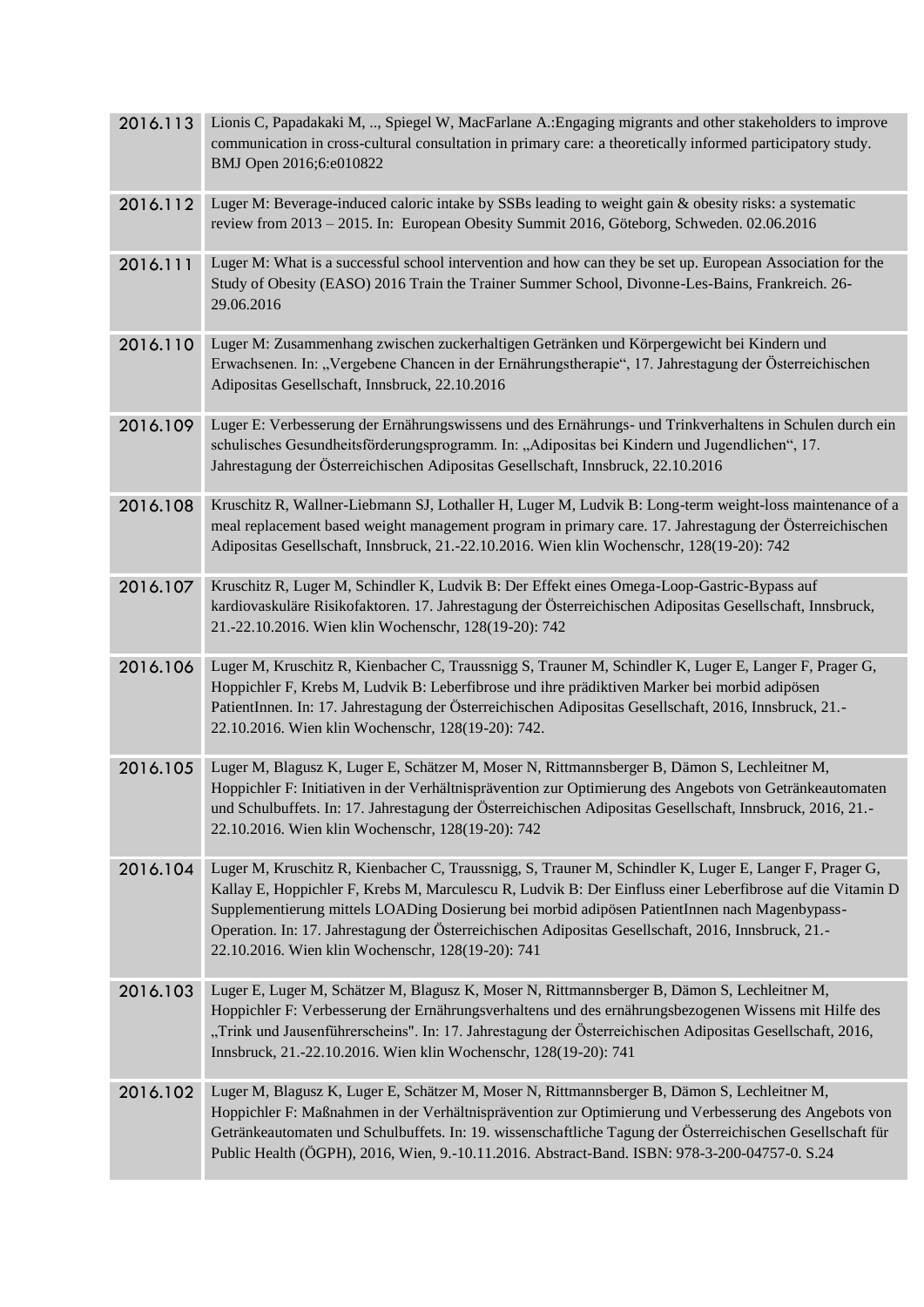| | |
|---|---|
| 2016.113 | Lionis C, Papadakaki M, .., Spiegel W, MacFarlane A.:Engaging migrants and other stakeholders to improve communication in cross-cultural consultation in primary care: a theoretically informed participatory study. BMJ Open 2016;6:e010822 |
| 2016.112 | Luger M: Beverage-induced caloric intake by SSBs leading to weight gain & obesity risks: a systematic review from 2013 – 2015. In: European Obesity Summit 2016, Göteborg, Schweden. 02.06.2016 |
| 2016.111 | Luger M: What is a successful school intervention and how can they be set up. European Association for the Study of Obesity (EASO) 2016 Train the Trainer Summer School, Divonne-Les-Bains, Frankreich. 26-29.06.2016 |
| 2016.110 | Luger M: Zusammenhang zwischen zuckerhaltigen Getränken und Körpergewicht bei Kindern und Erwachsenen. In: „Vergebene Chancen in der Ernährungstherapie“, 17. Jahrestagung der Österreichischen Adipositas Gesellschaft, Innsbruck, 22.10.2016 |
| 2016.109 | Luger E: Verbesserung der Ernährungswissens und des Ernährungs- und Trinkverhaltens in Schulen durch ein schulisches Gesundheitsförderungsprogramm. In: „Adipositas bei Kindern und Jugendlichen“, 17. Jahrestagung der Österreichischen Adipositas Gesellschaft, Innsbruck, 22.10.2016 |
| 2016.108 | Kruschitz R, Wallner-Liebmann SJ, Lothaller H, Luger M, Ludvik B: Long-term weight-loss maintenance of a meal replacement based weight management program in primary care. 17. Jahrestagung der Österreichischen Adipositas Gesellschaft, Innsbruck, 21.-22.10.2016. Wien klin Wochenschr, 128(19-20): 742 |
| 2016.107 | Kruschitz R, Luger M, Schindler K, Ludvik B: Der Effekt eines Omega-Loop-Gastric-Bypass auf kardiovaskuläre Risikofaktoren. 17. Jahrestagung der Österreichischen Adipositas Gesellschaft, Innsbruck, 21.-22.10.2016. Wien klin Wochenschr, 128(19-20): 742 |
| 2016.106 | Luger M, Kruschitz R, Kienbacher C, Traussnigg S, Trauner M, Schindler K, Luger E, Langer F, Prager G, Hoppichler F, Krebs M, Ludvik B: Leberfibrose und ihre prädiktiven Marker bei morbid adipösen PatientInnen. In: 17. Jahrestagung der Österreichischen Adipositas Gesellschaft, 2016, Innsbruck, 21.-22.10.2016. Wien klin Wochenschr, 128(19-20): 742. |
| 2016.105 | Luger M, Blagusz K, Luger E, Schätzer M, Moser N, Rittmannsberger B, Dämon S, Lechleitner M, Hoppichler F: Initiativen in der Verhältnisprävention zur Optimierung des Angebots von Getränkeautomaten und Schulbuffets. In: 17. Jahrestagung der Österreichischen Adipositas Gesellschaft, Innsbruck, 2016, 21.-22.10.2016. Wien klin Wochenschr, 128(19-20): 742 |
| 2016.104 | Luger M, Kruschitz R, Kienbacher C, Traussnigg, S, Trauner M, Schindler K, Luger E, Langer F, Prager G, Kallay E, Hoppichler F, Krebs M, Marculescu R, Ludvik B: Der Einfluss einer Leberfibrose auf die Vitamin D Supplementierung mittels LOADing Dosierung bei morbid adipösen PatientInnen nach Magenbypass-Operation. In: 17. Jahrestagung der Österreichischen Adipositas Gesellschaft, 2016, Innsbruck, 21.-22.10.2016. Wien klin Wochenschr, 128(19-20): 741 |
| 2016.103 | Luger E, Luger M, Schätzer M, Blagusz K, Moser N, Rittmannsberger B, Dämon S, Lechleitner M, Hoppichler F: Verbesserung der Ernährungsverhaltens und des ernährungsbezogenen Wissens mit Hilfe des „Trink und Jausenführerscheins". In: 17. Jahrestagung der Österreichischen Adipositas Gesellschaft, 2016, Innsbruck, 21.-22.10.2016. Wien klin Wochenschr, 128(19-20): 741 |
| 2016.102 | Luger M, Blagusz K, Luger E, Schätzer M, Moser N, Rittmannsberger B, Dämon S, Lechleitner M, Hoppichler F: Maßnahmen in der Verhältnisprävention zur Optimierung und Verbesserung des Angebots von Getränkeautomaten und Schulbuffets. In: 19. wissenschaftliche Tagung der Österreichischen Gesellschaft für Public Health (ÖGPH), 2016, Wien, 9.-10.11.2016. Abstract-Band. ISBN: 978-3-200-04757-0. S.24 |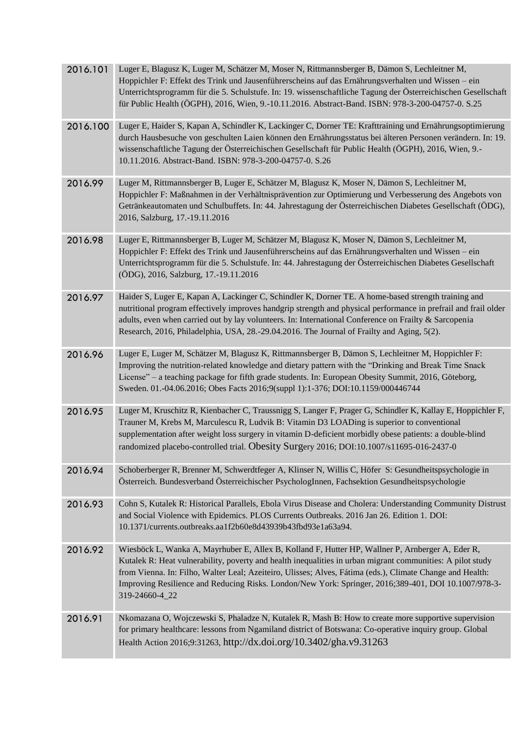| | |
|---|---|
| 2016.101 | Luger E, Blagusz K, Luger M, Schätzer M, Moser N, Rittmannsberger B, Dämon S, Lechleitner M, Hoppichler F: Effekt des Trink und Jausenführerscheins auf das Ernährungsverhalten und Wissen – ein Unterrichtsprogramm für die 5. Schulstufe. In: 19. wissenschaftliche Tagung der Österreichischen Gesellschaft für Public Health (ÖGPH), 2016, Wien, 9.-10.11.2016. Abstract-Band. ISBN: 978-3-200-04757-0. S.25 |
| 2016.100 | Luger E, Haider S, Kapan A, Schindler K, Lackinger C, Dorner TE: Krafttraining und Ernährungsoptimierung durch Hausbesuche von geschulten Laien können den Ernährungsstatus bei älteren Personen verändern. In: 19. wissenschaftliche Tagung der Österreichischen Gesellschaft für Public Health (ÖGPH), 2016, Wien, 9.-10.11.2016. Abstract-Band. ISBN: 978-3-200-04757-0. S.26 |
| 2016.99 | Luger M, Rittmannsberger B, Luger E, Schätzer M, Blagusz K, Moser N, Dämon S, Lechleitner M, Hoppichler F: Maßnahmen in der Verhältnisprävention zur Optimierung und Verbesserung des Angebots von Getränkeautomaten und Schulbuffets. In: 44. Jahrestagung der Österreichischen Diabetes Gesellschaft (ÖDG), 2016, Salzburg, 17.-19.11.2016 |
| 2016.98 | Luger E, Rittmannsberger B, Luger M, Schätzer M, Blagusz K, Moser N, Dämon S, Lechleitner M, Hoppichler F: Effekt des Trink und Jausenführerscheins auf das Ernährungsverhalten und Wissen – ein Unterrichtsprogramm für die 5. Schulstufe. In: 44. Jahrestagung der Österreichischen Diabetes Gesellschaft (ÖDG), 2016, Salzburg, 17.-19.11.2016 |
| 2016.97 | Haider S, Luger E, Kapan A, Lackinger C, Schindler K, Dorner TE. A home-based strength training and nutritional program effectively improves handgrip strength and physical performance in prefrail and frail older adults, even when carried out by lay volunteers. In: International Conference on Frailty & Sarcopenia Research, 2016, Philadelphia, USA, 28.-29.04.2016. The Journal of Frailty and Aging, 5(2). |
| 2016.96 | Luger E, Luger M, Schätzer M, Blagusz K, Rittmannsberger B, Dämon S, Lechleitner M, Hoppichler F: Improving the nutrition-related knowledge and dietary pattern with the "Drinking and Break Time Snack License" – a teaching package for fifth grade students. In: European Obesity Summit, 2016, Göteborg, Sweden. 01.-04.06.2016; Obes Facts 2016;9(suppl 1):1-376; DOI:10.1159/000446744 |
| 2016.95 | Luger M, Kruschitz R, Kienbacher C, Traussnigg S, Langer F, Prager G, Schindler K, Kallay E, Hoppichler F, Trauner M, Krebs M, Marculescu R, Ludvik B: Vitamin D3 LOADing is superior to conventional supplementation after weight loss surgery in vitamin D-deficient morbidly obese patients: a double-blind randomized placebo-controlled trial. Obesity Surgery 2016; DOI:10.1007/s11695-016-2437-0 |
| 2016.94 | Schoberberger R, Brenner M, Schwerdtfeger A, Klinser N, Willis C, Höfer S: Gesundheitspsychologie in Österreich. Bundesverband Österreichischer PsychologInnen, Fachsektion Gesundheitspsychologie |
| 2016.93 | Cohn S, Kutalek R: Historical Parallels, Ebola Virus Disease and Cholera: Understanding Community Distrust and Social Violence with Epidemics. PLOS Currents Outbreaks. 2016 Jan 26. Edition 1. DOI: 10.1371/currents.outbreaks.aa1f2b60e8d43939b43fbd93e1a63a94. |
| 2016.92 | Wiesböck L, Wanka A, Mayrhuber E, Allex B, Kolland F, Hutter HP, Wallner P, Arnberger A, Eder R, Kutalek R: Heat vulnerability, poverty and health inequalities in urban migrant communities: A pilot study from Vienna. In: Filho, Walter Leal; Azeiteiro, Ulisses; Alves, Fátima (eds.), Climate Change and Health: Improving Resilience and Reducing Risks. London/New York: Springer, 2016;389-401, DOI 10.1007/978-3-319-24660-4_22 |
| 2016.91 | Nkomazana O, Wojczewski S, Phaladze N, Kutalek R, Mash B: How to create more supportive supervision for primary healthcare: lessons from Ngamiland district of Botswana: Co-operative inquiry group. Global Health Action 2016;9:31263, http://dx.doi.org/10.3402/gha.v9.31263 |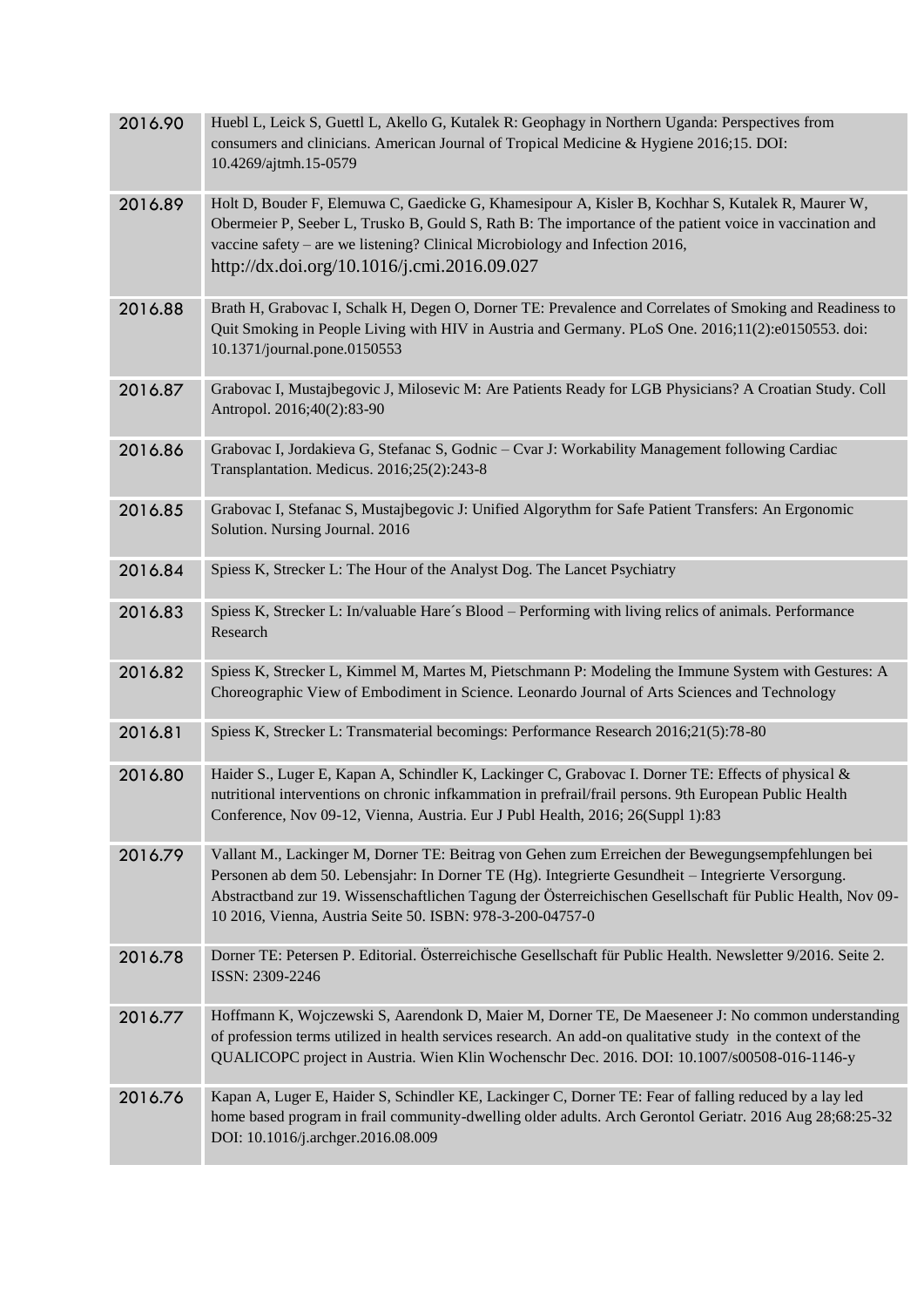| | |
|---|---|
| 2016.90 | Huebl L, Leick S, Guettl L, Akello G, Kutalek R: Geophagy in Northern Uganda: Perspectives from consumers and clinicians. American Journal of Tropical Medicine & Hygiene 2016;15. DOI: 10.4269/ajtmh.15-0579 |
| 2016.89 | Holt D, Bouder F, Elemuwa C, Gaedicke G, Khamesipour A, Kisler B, Kochhar S, Kutalek R, Maurer W, Obermeier P, Seeber L, Trusko B, Gould S, Rath B: The importance of the patient voice in vaccination and vaccine safety – are we listening? Clinical Microbiology and Infection 2016, http://dx.doi.org/10.1016/j.cmi.2016.09.027 |
| 2016.88 | Brath H, Grabovac I, Schalk H, Degen O, Dorner TE: Prevalence and Correlates of Smoking and Readiness to Quit Smoking in People Living with HIV in Austria and Germany. PLoS One. 2016;11(2):e0150553. doi: 10.1371/journal.pone.0150553 |
| 2016.87 | Grabovac I, Mustajbegovic J, Milosevic M: Are Patients Ready for LGB Physicians? A Croatian Study. Coll Antropol. 2016;40(2):83-90 |
| 2016.86 | Grabovac I, Jordakieva G, Stefanac S, Godnic – Cvar J: Workability Management following Cardiac Transplantation. Medicus. 2016;25(2):243-8 |
| 2016.85 | Grabovac I, Stefanac S, Mustajbegovic J: Unified Algorythm for Safe Patient Transfers: An Ergonomic Solution. Nursing Journal. 2016 |
| 2016.84 | Spiess K, Strecker L: The Hour of the Analyst Dog. The Lancet Psychiatry |
| 2016.83 | Spiess K, Strecker L: In/valuable Hare´s Blood – Performing with living relics of animals. Performance Research |
| 2016.82 | Spiess K, Strecker L, Kimmel M, Martes M, Pietschmann P: Modeling the Immune System with Gestures: A Choreographic View of Embodiment in Science. Leonardo Journal of Arts Sciences and Technology |
| 2016.81 | Spiess K, Strecker L: Transmaterial becomings: Performance Research 2016;21(5):78-80 |
| 2016.80 | Haider S., Luger E, Kapan A, Schindler K, Lackinger C, Grabovac I. Dorner TE: Effects of physical & nutritional interventions on chronic infkammation in prefrail/frail persons. 9th European Public Health Conference, Nov 09-12, Vienna, Austria. Eur J Publ Health, 2016; 26(Suppl 1):83 |
| 2016.79 | Vallant M., Lackinger M, Dorner TE: Beitrag von Gehen zum Erreichen der Bewegungsempfehlungen bei Personen ab dem 50. Lebensjahr: In Dorner TE (Hg). Integrierte Gesundheit – Integrierte Versorgung. Abstractband zur 19. Wissenschaftlichen Tagung der Österreichischen Gesellschaft für Public Health, Nov 09-10 2016, Vienna, Austria Seite 50. ISBN: 978-3-200-04757-0 |
| 2016.78 | Dorner TE: Petersen P. Editorial. Österreichische Gesellschaft für Public Health. Newsletter 9/2016. Seite 2. ISSN: 2309-2246 |
| 2016.77 | Hoffmann K, Wojczewski S, Aarendonk D, Maier M, Dorner TE, De Maeseneer J: No common understanding of profession terms utilized in health services research. An add-on qualitative study in the context of the QUALICOPC project in Austria. Wien Klin Wochenschr Dec. 2016. DOI: 10.1007/s00508-016-1146-y |
| 2016.76 | Kapan A, Luger E, Haider S, Schindler KE, Lackinger C, Dorner TE: Fear of falling reduced by a lay led home based program in frail community-dwelling older adults. Arch Gerontol Geriatr. 2016 Aug 28;68:25-32 DOI: 10.1016/j.archger.2016.08.009 |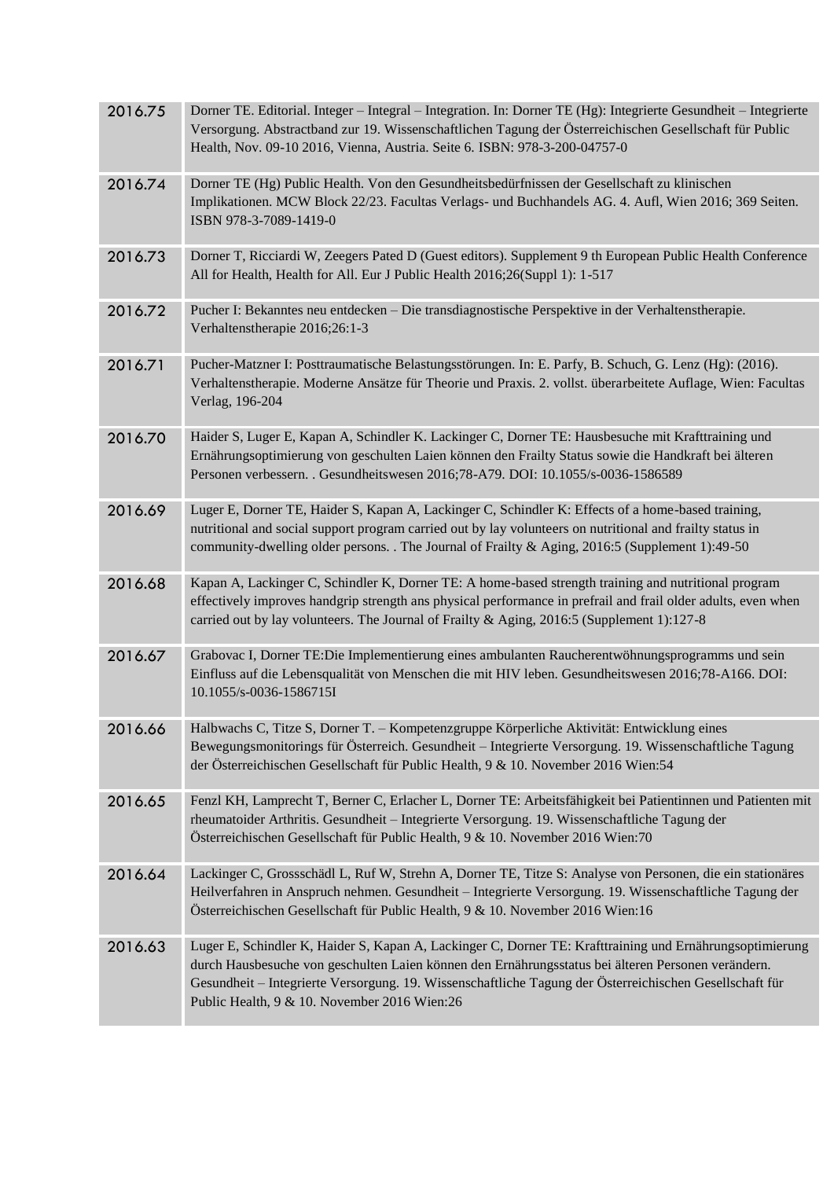| | |
|---|---|
| 2016.75 | Dorner TE. Editorial. Integer – Integral – Integration. In: Dorner TE (Hg): Integrierte Gesundheit – Integrierte Versorgung. Abstractband zur 19. Wissenschaftlichen Tagung der Österreichischen Gesellschaft für Public Health, Nov. 09-10 2016, Vienna, Austria. Seite 6. ISBN: 978-3-200-04757-0 |
| 2016.74 | Dorner TE (Hg) Public Health. Von den Gesundheitsbedürfnissen der Gesellschaft zu klinischen Implikationen. MCW Block 22/23. Facultas Verlags- und Buchhandels AG. 4. Aufl, Wien 2016; 369 Seiten. ISBN 978-3-7089-1419-0 |
| 2016.73 | Dorner T, Ricciardi W, Zeegers Pated D (Guest editors). Supplement 9 th European Public Health Conference All for Health, Health for All. Eur J Public Health 2016;26(Suppl 1): 1-517 |
| 2016.72 | Pucher I: Bekanntes neu entdecken – Die transdiagnostische Perspektive in der Verhaltenstherapie. Verhaltenstherapie 2016;26:1-3 |
| 2016.71 | Pucher-Matzner I: Posttraumatische Belastungsstörungen. In: E. Parfy, B. Schuch, G. Lenz (Hg): (2016). Verhaltenstherapie. Moderne Ansätze für Theorie und Praxis. 2. vollst. überarbeitete Auflage, Wien: Facultas Verlag, 196-204 |
| 2016.70 | Haider S, Luger E, Kapan A, Schindler K. Lackinger C, Dorner TE: Hausbesuche mit Krafttraining und Ernährungsoptimierung von geschulten Laien können den Frailty Status sowie die Handkraft bei älteren Personen verbessern. . Gesundheitswesen 2016;78-A79. DOI: 10.1055/s-0036-1586589 |
| 2016.69 | Luger E, Dorner TE, Haider S, Kapan A, Lackinger C, Schindler K: Effects of a home-based training, nutritional and social support program carried out by lay volunteers on nutritional and frailty status in community-dwelling older persons. . The Journal of Frailty & Aging, 2016:5 (Supplement 1):49-50 |
| 2016.68 | Kapan A, Lackinger C, Schindler K, Dorner TE: A home-based strength training and nutritional program effectively improves handgrip strength ans physical performance in prefrail and frail older adults, even when carried out by lay volunteers. The Journal of Frailty & Aging, 2016:5 (Supplement 1):127-8 |
| 2016.67 | Grabovac I, Dorner TE:Die Implementierung eines ambulanten Raucherentwöhnungsprogramms und sein Einfluss auf die Lebensqualität von Menschen die mit HIV leben. Gesundheitswesen 2016;78-A166. DOI: 10.1055/s-0036-1586715I |
| 2016.66 | Halbwachs C, Titze S, Dorner T. – Kompetenzgruppe Körperliche Aktivität: Entwicklung eines Bewegungsmonitorings für Österreich. Gesundheit – Integrierte Versorgung. 19. Wissenschaftliche Tagung der Österreichischen Gesellschaft für Public Health, 9 & 10. November 2016 Wien:54 |
| 2016.65 | Fenzl KH, Lamprecht T, Berner C, Erlacher L, Dorner TE: Arbeitsfähigkeit bei Patientinnen und Patienten mit rheumatoider Arthritis. Gesundheit – Integrierte Versorgung. 19. Wissenschaftliche Tagung der Österreichischen Gesellschaft für Public Health, 9 & 10. November 2016 Wien:70 |
| 2016.64 | Lackinger C, Grossschädl L, Ruf W, Strehn A, Dorner TE, Titze S: Analyse von Personen, die ein stationäres Heilverfahren in Anspruch nehmen. Gesundheit – Integrierte Versorgung. 19. Wissenschaftliche Tagung der Österreichischen Gesellschaft für Public Health, 9 & 10. November 2016 Wien:16 |
| 2016.63 | Luger E, Schindler K, Haider S, Kapan A, Lackinger C, Dorner TE: Krafttraining und Ernährungsoptimierung durch Hausbesuche von geschulten Laien können den Ernährungsstatus bei älteren Personen verändern. Gesundheit – Integrierte Versorgung. 19. Wissenschaftliche Tagung der Österreichischen Gesellschaft für Public Health, 9 & 10. November 2016 Wien:26 |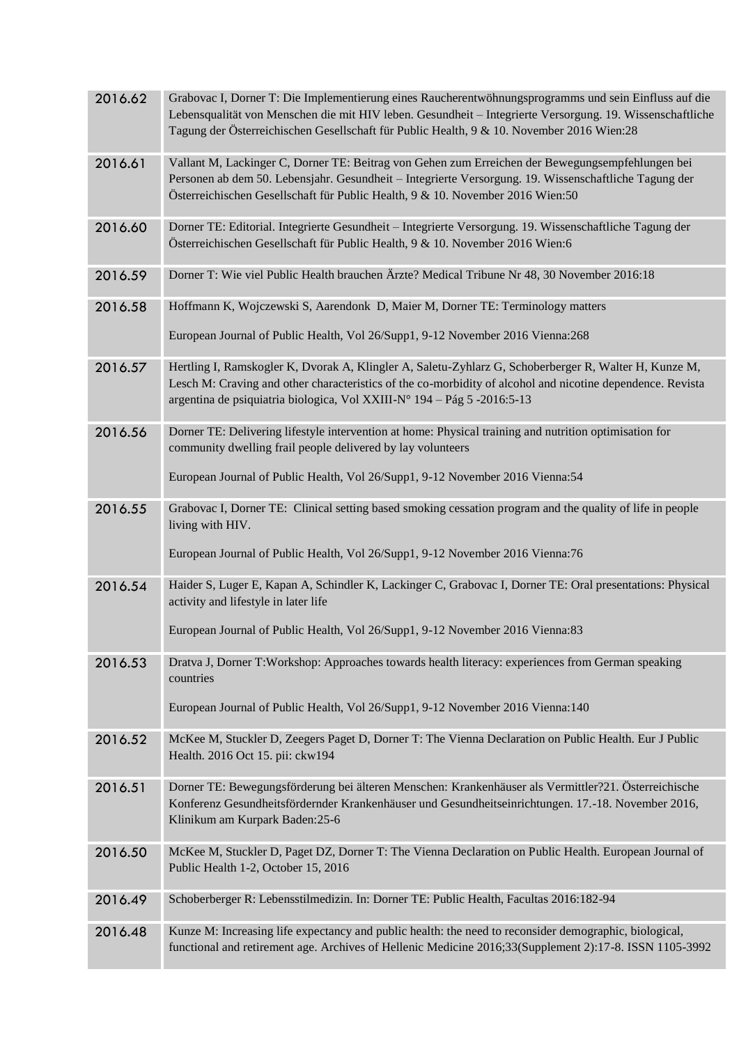| | |
|---|---|
| 2016.62 | Grabovac I, Dorner T: Die Implementierung eines Raucherentwöhnungsprogramms und sein Einfluss auf die Lebensqualität von Menschen die mit HIV leben. Gesundheit – Integrierte Versorgung. 19. Wissenschaftliche Tagung der Österreichischen Gesellschaft für Public Health, 9 & 10. November 2016 Wien:28 |
| 2016.61 | Vallant M, Lackinger C, Dorner TE: Beitrag von Gehen zum Erreichen der Bewegungsempfehlungen bei Personen ab dem 50. Lebensjahr. Gesundheit – Integrierte Versorgung. 19. Wissenschaftliche Tagung der Österreichischen Gesellschaft für Public Health, 9 & 10. November 2016 Wien:50 |
| 2016.60 | Dorner TE: Editorial. Integrierte Gesundheit – Integrierte Versorgung. 19. Wissenschaftliche Tagung der Österreichischen Gesellschaft für Public Health, 9 & 10. November 2016 Wien:6 |
| 2016.59 | Dorner T: Wie viel Public Health brauchen Ärzte? Medical Tribune Nr 48, 30 November 2016:18 |
| 2016.58 | Hoffmann K, Wojczewski S, Aarendonk D, Maier M, Dorner TE: Terminology matters<br><br>European Journal of Public Health, Vol 26/Supp1, 9-12 November 2016 Vienna:268 |
| 2016.57 | Hertling I, Ramskogler K, Dvorak A, Klingler A, Saletu-Zyhlarz G, Schoberberger R, Walter H, Kunze M, Lesch M: Craving and other characteristics of the co-morbidity of alcohol and nicotine dependence. Revista argentina de psiquiatria biologica, Vol XXIII-N° 194 – Pág 5 -2016:5-13 |
| 2016.56 | Dorner TE: Delivering lifestyle intervention at home: Physical training and nutrition optimisation for community dwelling frail people delivered by lay volunteers<br><br>European Journal of Public Health, Vol 26/Supp1, 9-12 November 2016 Vienna:54 |
| 2016.55 | Grabovac I, Dorner TE: Clinical setting based smoking cessation program and the quality of life in people living with HIV.<br><br>European Journal of Public Health, Vol 26/Supp1, 9-12 November 2016 Vienna:76 |
| 2016.54 | Haider S, Luger E, Kapan A, Schindler K, Lackinger C, Grabovac I, Dorner TE: Oral presentations: Physical activity and lifestyle in later life<br><br>European Journal of Public Health, Vol 26/Supp1, 9-12 November 2016 Vienna:83 |
| 2016.53 | Dratva J, Dorner T:Workshop: Approaches towards health literacy: experiences from German speaking countries<br><br>European Journal of Public Health, Vol 26/Supp1, 9-12 November 2016 Vienna:140 |
| 2016.52 | McKee M, Stuckler D, Zeegers Paget D, Dorner T: The Vienna Declaration on Public Health. Eur J Public Health. 2016 Oct 15. pii: ckw194 |
| 2016.51 | Dorner TE: Bewegungsförderung bei älteren Menschen: Krankenhäuser als Vermittler?21. Österreichische Konferenz Gesundheitsfördernder Krankenhäuser und Gesundheitseinrichtungen. 17.-18. November 2016, Klinikum am Kurpark Baden:25-6 |
| 2016.50 | McKee M, Stuckler D, Paget DZ, Dorner T: The Vienna Declaration on Public Health. European Journal of Public Health 1-2, October 15, 2016 |
| 2016.49 | Schoberberger R: Lebensstilmedizin. In: Dorner TE: Public Health, Facultas 2016:182-94 |
| 2016.48 | Kunze M: Increasing life expectancy and public health: the need to reconsider demographic, biological, functional and retirement age. Archives of Hellenic Medicine 2016;33(Supplement 2):17-8. ISSN 1105-3992 |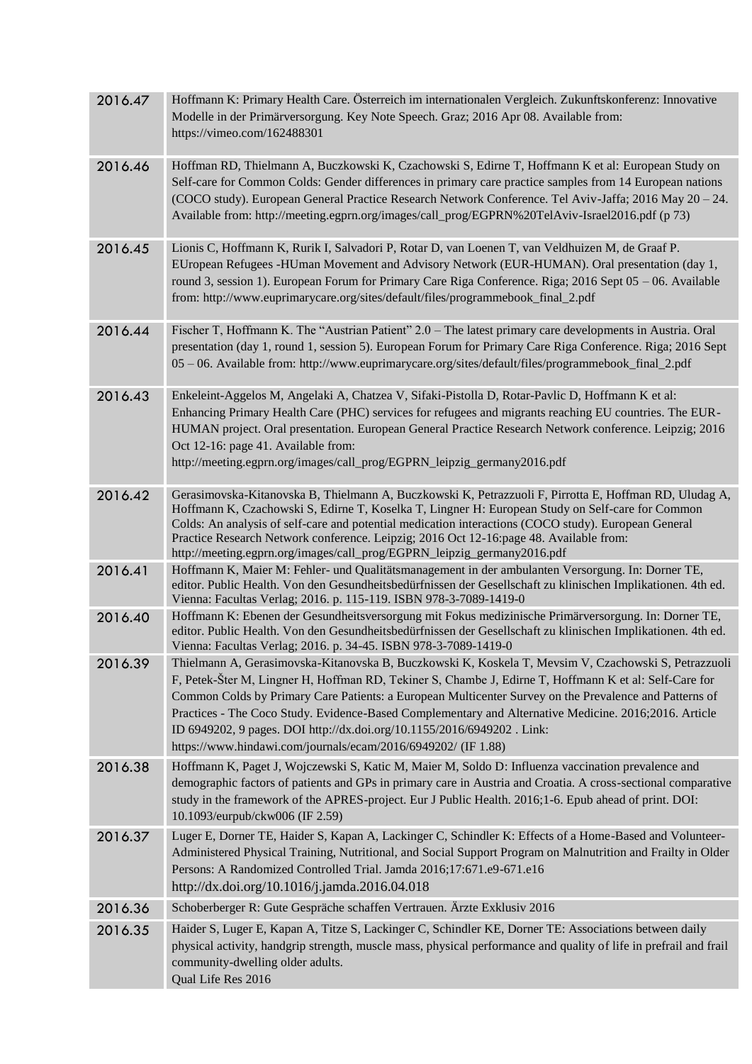| | |
|---|---|
| 2016.47 | Hoffmann K: Primary Health Care. Österreich im internationalen Vergleich. Zukunftskonferenz: Innovative Modelle in der Primärversorgung. Key Note Speech. Graz; 2016 Apr 08. Available from: https://vimeo.com/162488301 |
| 2016.46 | Hoffman RD, Thielmann A, Buczkowski K, Czachowski S, Edirne T, Hoffmann K et al: European Study on Self-care for Common Colds: Gender differences in primary care practice samples from 14 European nations (COCO study). European General Practice Research Network Conference. Tel Aviv-Jaffa; 2016 May 20 – 24. Available from: http://meeting.egprn.org/images/call_prog/EGPRN%20TelAviv-Israel2016.pdf (p 73) |
| 2016.45 | Lionis C, Hoffmann K, Rurik I, Salvadori P, Rotar D, van Loenen T, van Veldhuizen M, de Graaf P. EUropean Refugees -HUman Movement and Advisory Network (EUR-HUMAN). Oral presentation (day 1, round 3, session 1). European Forum for Primary Care Riga Conference. Riga; 2016 Sept 05 – 06. Available from: http://www.euprimarycare.org/sites/default/files/programmebook_final_2.pdf |
| 2016.44 | Fischer T, Hoffmann K. The "Austrian Patient" 2.0 – The latest primary care developments in Austria. Oral presentation (day 1, round 1, session 5). European Forum for Primary Care Riga Conference. Riga; 2016 Sept 05 – 06. Available from: http://www.euprimarycare.org/sites/default/files/programmebook_final_2.pdf |
| 2016.43 | Enkeleint-Aggelos M, Angelaki A, Chatzea V, Sifaki-Pistolla D, Rotar-Pavlic D, Hoffmann K et al: Enhancing Primary Health Care (PHC) services for refugees and migrants reaching EU countries. The EUR-HUMAN project. Oral presentation. European General Practice Research Network conference. Leipzig; 2016 Oct 12-16: page 41. Available from: http://meeting.egprn.org/images/call_prog/EGPRN_leipzig_germany2016.pdf |
| 2016.42 | Gerasimovska-Kitanovska B, Thielmann A, Buczkowski K, Petrazzuoli F, Pirrotta E, Hoffman RD, Uludag A, Hoffmann K, Czachowski S, Edirne T, Koselka T, Lingner H: European Study on Self-care for Common Colds: An analysis of self-care and potential medication interactions (COCO study). European General Practice Research Network conference. Leipzig; 2016 Oct 12-16:page 48. Available from: http://meeting.egprn.org/images/call_prog/EGPRN_leipzig_germany2016.pdf |
| 2016.41 | Hoffmann K, Maier M: Fehler- und Qualitätsmanagement in der ambulanten Versorgung. In: Dorner TE, editor. Public Health. Von den Gesundheitsbedürfnissen der Gesellschaft zu klinischen Implikationen. 4th ed. Vienna: Facultas Verlag; 2016. p. 115-119. ISBN 978-3-7089-1419-0 |
| 2016.40 | Hoffmann K: Ebenen der Gesundheitsversorgung mit Fokus medizinische Primärversorgung. In: Dorner TE, editor. Public Health. Von den Gesundheitsbedürfnissen der Gesellschaft zu klinischen Implikationen. 4th ed. Vienna: Facultas Verlag; 2016. p. 34-45. ISBN 978-3-7089-1419-0 |
| 2016.39 | Thielmann A, Gerasimovska-Kitanovska B, Buczkowski K, Koskela T, Mevsim V, Czachowski S, Petrazzuoli F, Petek-Šter M, Lingner H, Hoffman RD, Tekiner S, Chambe J, Edirne T, Hoffmann K et al: Self-Care for Common Colds by Primary Care Patients: a European Multicenter Survey on the Prevalence and Patterns of Practices - The Coco Study. Evidence-Based Complementary and Alternative Medicine. 2016;2016. Article ID 6949202, 9 pages. DOI http://dx.doi.org/10.1155/2016/6949202 . Link: https://www.hindawi.com/journals/ecam/2016/6949202/ (IF 1.88) |
| 2016.38 | Hoffmann K, Paget J, Wojczewski S, Katic M, Maier M, Soldo D: Influenza vaccination prevalence and demographic factors of patients and GPs in primary care in Austria and Croatia. A cross-sectional comparative study in the framework of the APRES-project. Eur J Public Health. 2016;1-6. Epub ahead of print. DOI: 10.1093/eurpub/ckw006 (IF 2.59) |
| 2016.37 | Luger E, Dorner TE, Haider S, Kapan A, Lackinger C, Schindler K: Effects of a Home-Based and Volunteer-Administered Physical Training, Nutritional, and Social Support Program on Malnutrition and Frailty in Older Persons: A Randomized Controlled Trial. Jamda 2016;17:671.e9-671.e16 http://dx.doi.org/10.1016/j.jamda.2016.04.018 |
| 2016.36 | Schoberberger R: Gute Gespräche schaffen Vertrauen. Ärzte Exklusiv 2016 |
| 2016.35 | Haider S, Luger E, Kapan A, Titze S, Lackinger C, Schindler KE, Dorner TE: Associations between daily physical activity, handgrip strength, muscle mass, physical performance and quality of life in prefrail and frail community-dwelling older adults. Qual Life Res 2016 |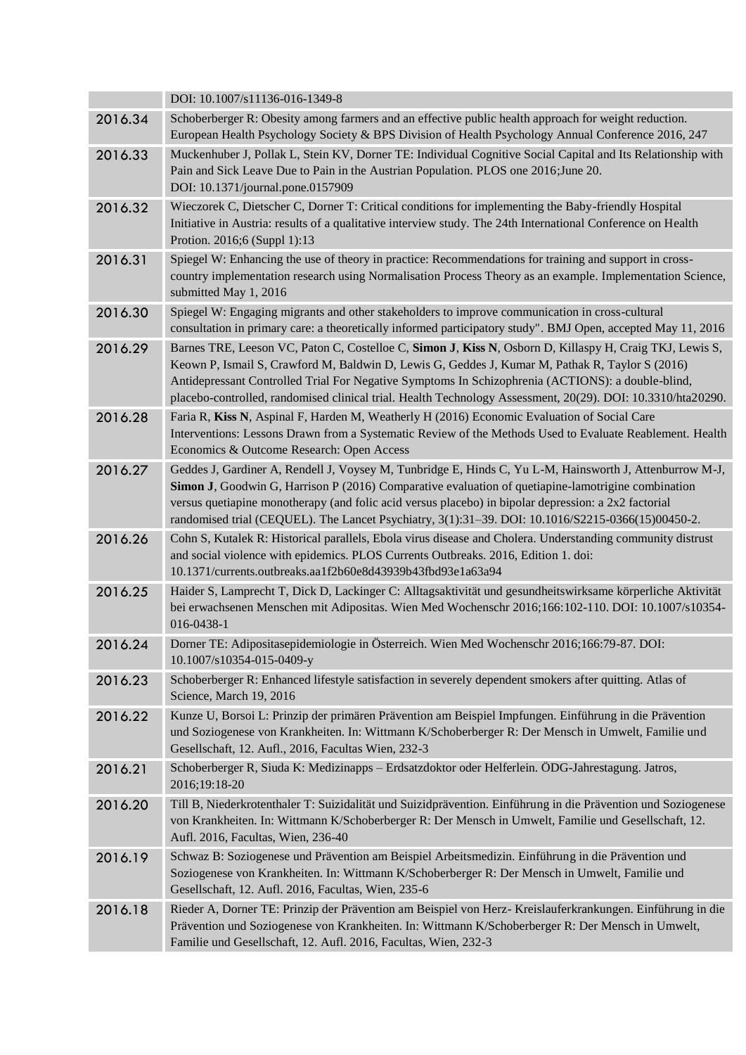| | |
|---|---|
| | DOI: 10.1007/s11136-016-1349-8 |
| 2016.34 | Schoberberger R: Obesity among farmers and an effective public health approach for weight reduction. European Health Psychology Society & BPS Division of Health Psychology Annual Conference 2016, 247 |
| 2016.33 | Muckenhuber J, Pollak L, Stein KV, Dorner TE: Individual Cognitive Social Capital and Its Relationship with Pain and Sick Leave Due to Pain in the Austrian Population. PLOS one 2016;June 20. DOI: 10.1371/journal.pone.0157909 |
| 2016.32 | Wieczorek C, Dietscher C, Dorner T: Critical conditions for implementing the Baby-friendly Hospital Initiative in Austria: results of a qualitative interview study. The 24th International Conference on Health Protion. 2016;6 (Suppl 1):13 |
| 2016.31 | Spiegel W: Enhancing the use of theory in practice: Recommendations for training and support in cross-country implementation research using Normalisation Process Theory as an example. Implementation Science, submitted May 1, 2016 |
| 2016.30 | Spiegel W: Engaging migrants and other stakeholders to improve communication in cross-cultural consultation in primary care: a theoretically informed participatory study". BMJ Open, accepted May 11, 2016 |
| 2016.29 | Barnes TRE, Leeson VC, Paton C, Costelloe C, **Simon J**, **Kiss N**, Osborn D, Killaspy H, Craig TKJ, Lewis S, Keown P, Ismail S, Crawford M, Baldwin D, Lewis G, Geddes J, Kumar M, Pathak R, Taylor S (2016) Antidepressant Controlled Trial For Negative Symptoms In Schizophrenia (ACTIONS): a double-blind, placebo-controlled, randomised clinical trial. Health Technology Assessment, 20(29). DOI: 10.3310/hta20290. |
| 2016.28 | Faria R, **Kiss N**, Aspinal F, Harden M, Weatherly H (2016) Economic Evaluation of Social Care Interventions: Lessons Drawn from a Systematic Review of the Methods Used to Evaluate Reablement. Health Economics & Outcome Research: Open Access |
| 2016.27 | Geddes J, Gardiner A, Rendell J, Voysey M, Tunbridge E, Hinds C, Yu L-M, Hainsworth J, Attenburrow M-J, **Simon J**, Goodwin G, Harrison P (2016) Comparative evaluation of quetiapine-lamotrigine combination versus quetiapine monotherapy (and folic acid versus placebo) in bipolar depression: a 2x2 factorial randomised trial (CEQUEL). The Lancet Psychiatry, 3(1):31–39. DOI: 10.1016/S2215-0366(15)00450-2. |
| 2016.26 | Cohn S, Kutalek R: Historical parallels, Ebola virus disease and Cholera. Understanding community distrust and social violence with epidemics. PLOS Currents Outbreaks. 2016, Edition 1. doi: 10.1371/currents.outbreaks.aa1f2b60e8d43939b43fbd93e1a63a94 |
| 2016.25 | Haider S, Lamprecht T, Dick D, Lackinger C: Alltagsaktivität und gesundheitswirksame körperliche Aktivität bei erwachsenen Menschen mit Adipositas. Wien Med Wochenschr 2016;166:102-110. DOI: 10.1007/s10354-016-0438-1 |
| 2016.24 | Dorner TE: Adipositasepidemiologie in Österreich. Wien Med Wochenschr 2016;166:79-87. DOI: 10.1007/s10354-015-0409-y |
| 2016.23 | Schoberberger R: Enhanced lifestyle satisfaction in severely dependent smokers after quitting. Atlas of Science, March 19, 2016 |
| 2016.22 | Kunze U, Borsoi L: Prinzip der primären Prävention am Beispiel Impfungen. Einführung in die Prävention und Soziogenese von Krankheiten. In: Wittmann K/Schoberberger R: Der Mensch in Umwelt, Familie und Gesellschaft, 12. Aufl., 2016, Facultas Wien, 232-3 |
| 2016.21 | Schoberberger R, Siuda K: Medizinapps – Erdsatzdoktor oder Helferlein. ÖDG-Jahrestagung. Jatros, 2016;19:18-20 |
| 2016.20 | Till B, Niederkrotenthaler T: Suizidalität und Suizidprävention. Einführung in die Prävention und Soziogenese von Krankheiten. In: Wittmann K/Schoberberger R: Der Mensch in Umwelt, Familie und Gesellschaft, 12. Aufl. 2016, Facultas, Wien, 236-40 |
| 2016.19 | Schwaz B: Soziogenese und Prävention am Beispiel Arbeitsmedizin. Einführung in die Prävention und Soziogenese von Krankheiten. In: Wittmann K/Schoberberger R: Der Mensch in Umwelt, Familie und Gesellschaft, 12. Aufl. 2016, Facultas, Wien, 235-6 |
| 2016.18 | Rieder A, Dorner TE: Prinzip der Prävention am Beispiel von Herz- Kreislauferkrankungen. Einführung in die Prävention und Soziogenese von Krankheiten. In: Wittmann K/Schoberberger R: Der Mensch in Umwelt, Familie und Gesellschaft, 12. Aufl. 2016, Facultas, Wien, 232-3 |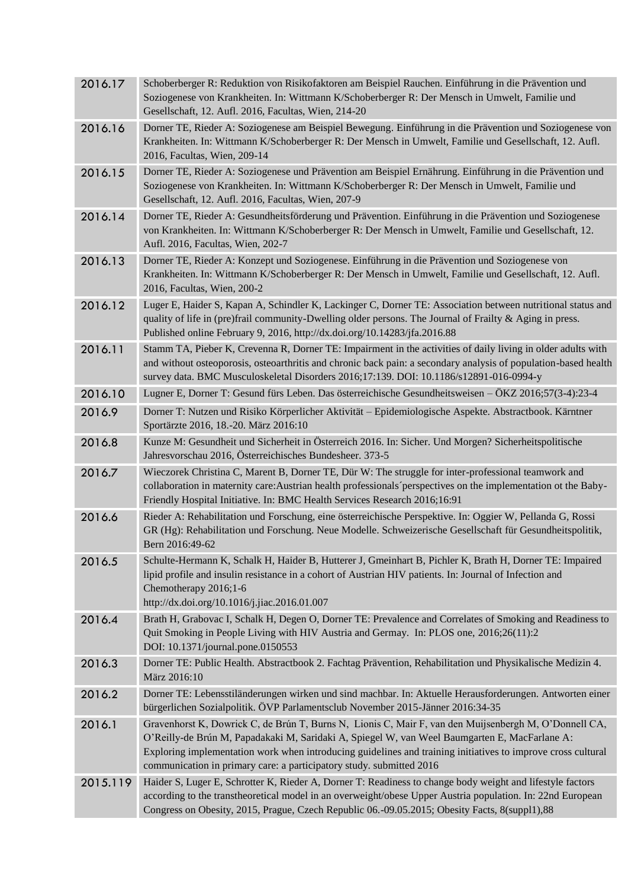| | |
|---|---|
| 2016.17 | Schoberberger R: Reduktion von Risikofaktoren am Beispiel Rauchen. Einführung in die Prävention und Soziogenese von Krankheiten. In: Wittmann K/Schoberberger R: Der Mensch in Umwelt, Familie und Gesellschaft, 12. Aufl. 2016, Facultas, Wien, 214-20 |
| 2016.16 | Dorner TE, Rieder A: Soziogenese am Beispiel Bewegung. Einführung in die Prävention und Soziogenese von Krankheiten. In: Wittmann K/Schoberberger R: Der Mensch in Umwelt, Familie und Gesellschaft, 12. Aufl. 2016, Facultas, Wien, 209-14 |
| 2016.15 | Dorner TE, Rieder A: Soziogenese und Prävention am Beispiel Ernährung. Einführung in die Prävention und Soziogenese von Krankheiten. In: Wittmann K/Schoberberger R: Der Mensch in Umwelt, Familie und Gesellschaft, 12. Aufl. 2016, Facultas, Wien, 207-9 |
| 2016.14 | Dorner TE, Rieder A: Gesundheitsförderung und Prävention. Einführung in die Prävention und Soziogenese von Krankheiten. In: Wittmann K/Schoberberger R: Der Mensch in Umwelt, Familie und Gesellschaft, 12. Aufl. 2016, Facultas, Wien, 202-7 |
| 2016.13 | Dorner TE, Rieder A: Konzept und Soziogenese. Einführung in die Prävention und Soziogenese von Krankheiten. In: Wittmann K/Schoberberger R: Der Mensch in Umwelt, Familie und Gesellschaft, 12. Aufl. 2016, Facultas, Wien, 200-2 |
| 2016.12 | Luger E, Haider S, Kapan A, Schindler K, Lackinger C, Dorner TE: Association between nutritional status and quality of life in (pre)frail community-Dwelling older persons. The Journal of Frailty & Aging in press. Published online February 9, 2016, http://dx.doi.org/10.14283/jfa.2016.88 |
| 2016.11 | Stamm TA, Pieber K, Crevenna R, Dorner TE: Impairment in the activities of daily living in older adults with and without osteoporosis, osteoarthritis and chronic back pain: a secondary analysis of population-based health survey data. BMC Musculoskeletal Disorders 2016;17:139. DOI: 10.1186/s12891-016-0994-y |
| 2016.10 | Lugner E, Dorner T: Gesund fürs Leben. Das österreichische Gesundheitsweisen – ÖKZ 2016;57(3-4):23-4 |
| 2016.9 | Dorner T: Nutzen und Risiko Körperlicher Aktivität – Epidemiologische Aspekte. Abstractbook. Kärntner Sportärzte 2016, 18.-20. März 2016:10 |
| 2016.8 | Kunze M: Gesundheit und Sicherheit in Österreich 2016. In: Sicher. Und Morgen? Sicherheitspolitische Jahresvorschau 2016, Österreichisches Bundesheer. 373-5 |
| 2016.7 | Wieczorek Christina C, Marent B, Dorner TE, Dür W: The struggle for inter-professional teamwork and collaboration in maternity care:Austrian health professionals´perspectives on the implementation ot the Baby-Friendly Hospital Initiative. In: BMC Health Services Research 2016;16:91 |
| 2016.6 | Rieder A: Rehabilitation und Forschung, eine österreichische Perspektive. In: Oggier W, Pellanda G, Rossi GR (Hg): Rehabilitation und Forschung. Neue Modelle. Schweizerische Gesellschaft für Gesundheitspolitik, Bern 2016:49-62 |
| 2016.5 | Schulte-Hermann K, Schalk H, Haider B, Hutterer J, Gmeinhart B, Pichler K, Brath H, Dorner TE: Impaired lipid profile and insulin resistance in a cohort of Austrian HIV patients. In: Journal of Infection and Chemotherapy 2016;1-6 http://dx.doi.org/10.1016/j.jiac.2016.01.007 |
| 2016.4 | Brath H, Grabovac I, Schalk H, Degen O, Dorner TE: Prevalence and Correlates of Smoking and Readiness to Quit Smoking in People Living with HIV Austria and Germay. In: PLOS one, 2016;26(11):2 DOI: 10.1371/journal.pone.0150553 |
| 2016.3 | Dorner TE: Public Health. Abstractbook 2. Fachtag Prävention, Rehabilitation und Physikalische Medizin 4. März 2016:10 |
| 2016.2 | Dorner TE: Lebensstiländerungen wirken und sind machbar. In: Aktuelle Herausforderungen. Antworten einer bürgerlichen Sozialpolitik. ÖVP Parlamentsclub November 2015-Jänner 2016:34-35 |
| 2016.1 | Gravenhorst K, Dowrick C, de Brún T, Burns N, Lionis C, Mair F, van den Muijsenbergh M, O'Donnell CA, O'Reilly-de Brún M, Papadakaki M, Saridaki A, Spiegel W, van Weel Baumgarten E, MacFarlane A: Exploring implementation work when introducing guidelines and training initiatives to improve cross cultural communication in primary care: a participatory study. submitted 2016 |
| 2015.119 | Haider S, Luger E, Schrotter K, Rieder A, Dorner T: Readiness to change body weight and lifestyle factors according to the transtheoretical model in an overweight/obese Upper Austria population. In: 22nd European Congress on Obesity, 2015, Prague, Czech Republic 06.-09.05.2015; Obesity Facts, 8(suppl1),88 |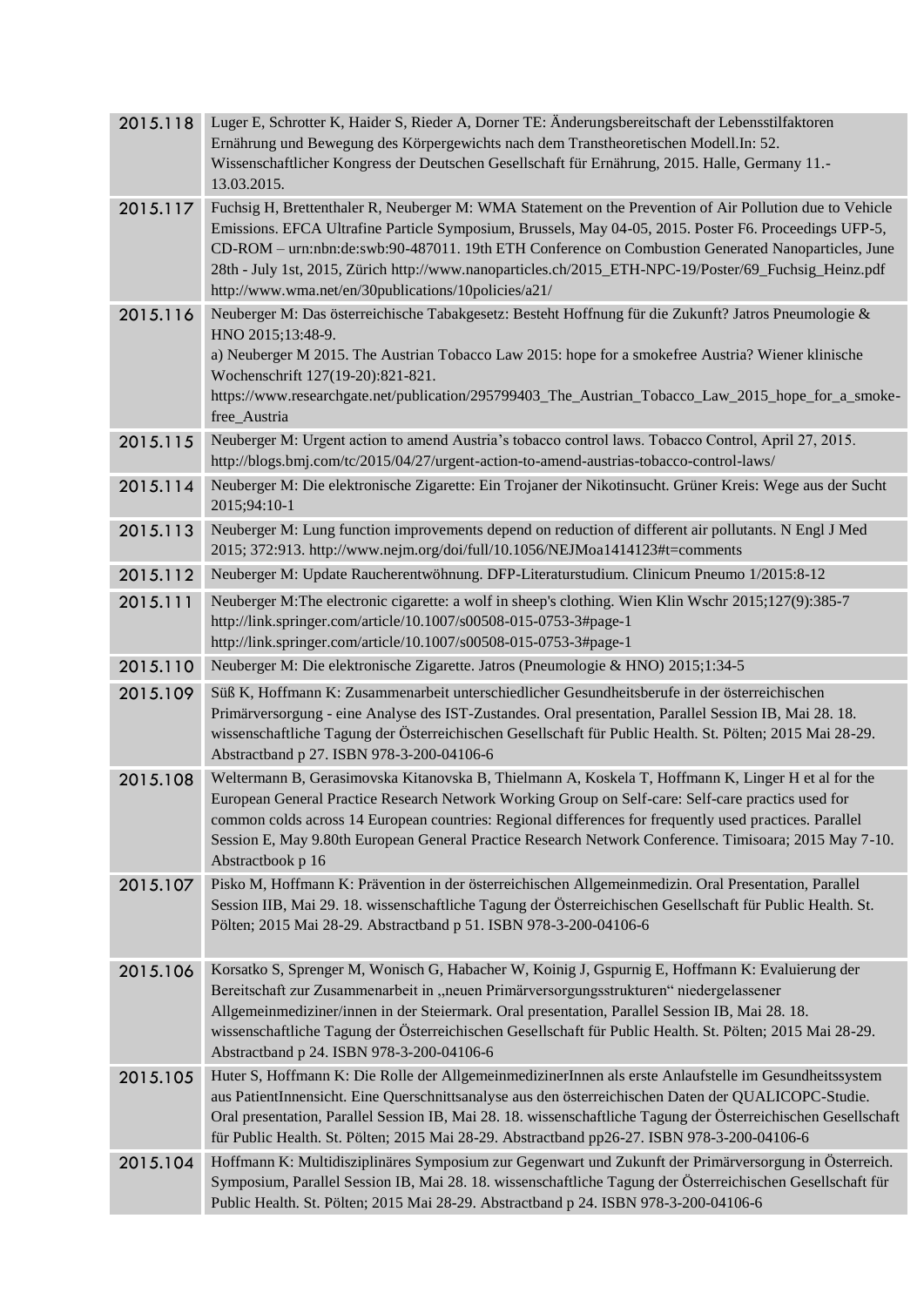| | |
|---|---|
| 2015.118 | Luger E, Schrotter K, Haider S, Rieder A, Dorner TE: Änderungsbereitschaft der Lebensstilfaktoren Ernährung und Bewegung des Körpergewichts nach dem Transtheoretischen Modell.In: 52. Wissenschaftlicher Kongress der Deutschen Gesellschaft für Ernährung, 2015. Halle, Germany 11.-13.03.2015. |
| 2015.117 | Fuchsig H, Brettenthaler R, Neuberger M: WMA Statement on the Prevention of Air Pollution due to Vehicle Emissions. EFCA Ultrafine Particle Symposium, Brussels, May 04-05, 2015. Poster F6. Proceedings UFP-5, CD-ROM – urn:nbn:de:swb:90-487011. 19th ETH Conference on Combustion Generated Nanoparticles, June 28th - July 1st, 2015, Zürich http://www.nanoparticles.ch/2015_ETH-NPC-19/Poster/69_Fuchsig_Heinz.pdf http://www.wma.net/en/30publications/10policies/a21/ |
| 2015.116 | Neuberger M: Das österreichische Tabakgesetz: Besteht Hoffnung für die Zukunft? Jatros Pneumologie & HNO 2015;13:48-9.<br>a) Neuberger M 2015. The Austrian Tobacco Law 2015: hope for a smokefree Austria? Wiener klinische Wochenschrift 127(19-20):821-821. https://www.researchgate.net/publication/295799403_The_Austrian_Tobacco_Law_2015_hope_for_a_smoke-free_Austria |
| 2015.115 | Neuberger M: Urgent action to amend Austria's tobacco control laws. Tobacco Control, April 27, 2015. http://blogs.bmj.com/tc/2015/04/27/urgent-action-to-amend-austrias-tobacco-control-laws/ |
| 2015.114 | Neuberger M: Die elektronische Zigarette: Ein Trojaner der Nikotinsucht. Grüner Kreis: Wege aus der Sucht 2015;94:10-1 |
| 2015.113 | Neuberger M: Lung function improvements depend on reduction of different air pollutants. N Engl J Med 2015; 372:913. http://www.nejm.org/doi/full/10.1056/NEJMoa1414123#t=comments |
| 2015.112 | Neuberger M: Update Raucherentwöhnung. DFP-Literaturstudium. Clinicum Pneumo 1/2015:8-12 |
| 2015.111 | Neuberger M:The electronic cigarette: a wolf in sheep's clothing. Wien Klin Wschr 2015;127(9):385-7 http://link.springer.com/article/10.1007/s00508-015-0753-3#page-1 http://link.springer.com/article/10.1007/s00508-015-0753-3#page-1 |
| 2015.110 | Neuberger M: Die elektronische Zigarette. Jatros (Pneumologie & HNO) 2015;1:34-5 |
| 2015.109 | Süß K, Hoffmann K: Zusammenarbeit unterschiedlicher Gesundheitsberufe in der österreichischen Primärversorgung - eine Analyse des IST-Zustandes. Oral presentation, Parallel Session IB, Mai 28. 18. wissenschaftliche Tagung der Österreichischen Gesellschaft für Public Health. St. Pölten; 2015 Mai 28-29. Abstractband p 27. ISBN 978-3-200-04106-6 |
| 2015.108 | Weltermann B, Gerasimovska Kitanovska B, Thielmann A, Koskela T, Hoffmann K, Linger H et al for the European General Practice Research Network Working Group on Self-care: Self-care practics used for common colds across 14 European countries: Regional differences for frequently used practices. Parallel Session E, May 9.80th European General Practice Research Network Conference. Timisoara; 2015 May 7-10. Abstractbook p 16 |
| 2015.107 | Pisko M, Hoffmann K: Prävention in der österreichischen Allgemeinmedizin. Oral Presentation, Parallel Session IIB, Mai 29. 18. wissenschaftliche Tagung der Österreichischen Gesellschaft für Public Health. St. Pölten; 2015 Mai 28-29. Abstractband p 51. ISBN 978-3-200-04106-6 |
| 2015.106 | Korsatko S, Sprenger M, Wonisch G, Habacher W, Koinig J, Gspurnig E, Hoffmann K: Evaluierung der Bereitschaft zur Zusammenarbeit in „neuen Primärversorgungsstrukturen" niedergelassener Allgemeinmediziner/innen in der Steiermark. Oral presentation, Parallel Session IB, Mai 28. 18. wissenschaftliche Tagung der Österreichischen Gesellschaft für Public Health. St. Pölten; 2015 Mai 28-29. Abstractband p 24. ISBN 978-3-200-04106-6 |
| 2015.105 | Huter S, Hoffmann K: Die Rolle der AllgemeinmedizinerInnen als erste Anlaufstelle im Gesundheitssystem aus PatientInnensicht. Eine Querschnittsanalyse aus den österreichischen Daten der QUALICOPC-Studie. Oral presentation, Parallel Session IB, Mai 28. 18. wissenschaftliche Tagung der Österreichischen Gesellschaft für Public Health. St. Pölten; 2015 Mai 28-29. Abstractband pp26-27. ISBN 978-3-200-04106-6 |
| 2015.104 | Hoffmann K: Multidisziplinäres Symposium zur Gegenwart und Zukunft der Primärversorgung in Österreich. Symposium, Parallel Session IB, Mai 28. 18. wissenschaftliche Tagung der Österreichischen Gesellschaft für Public Health. St. Pölten; 2015 Mai 28-29. Abstractband p 24. ISBN 978-3-200-04106-6 |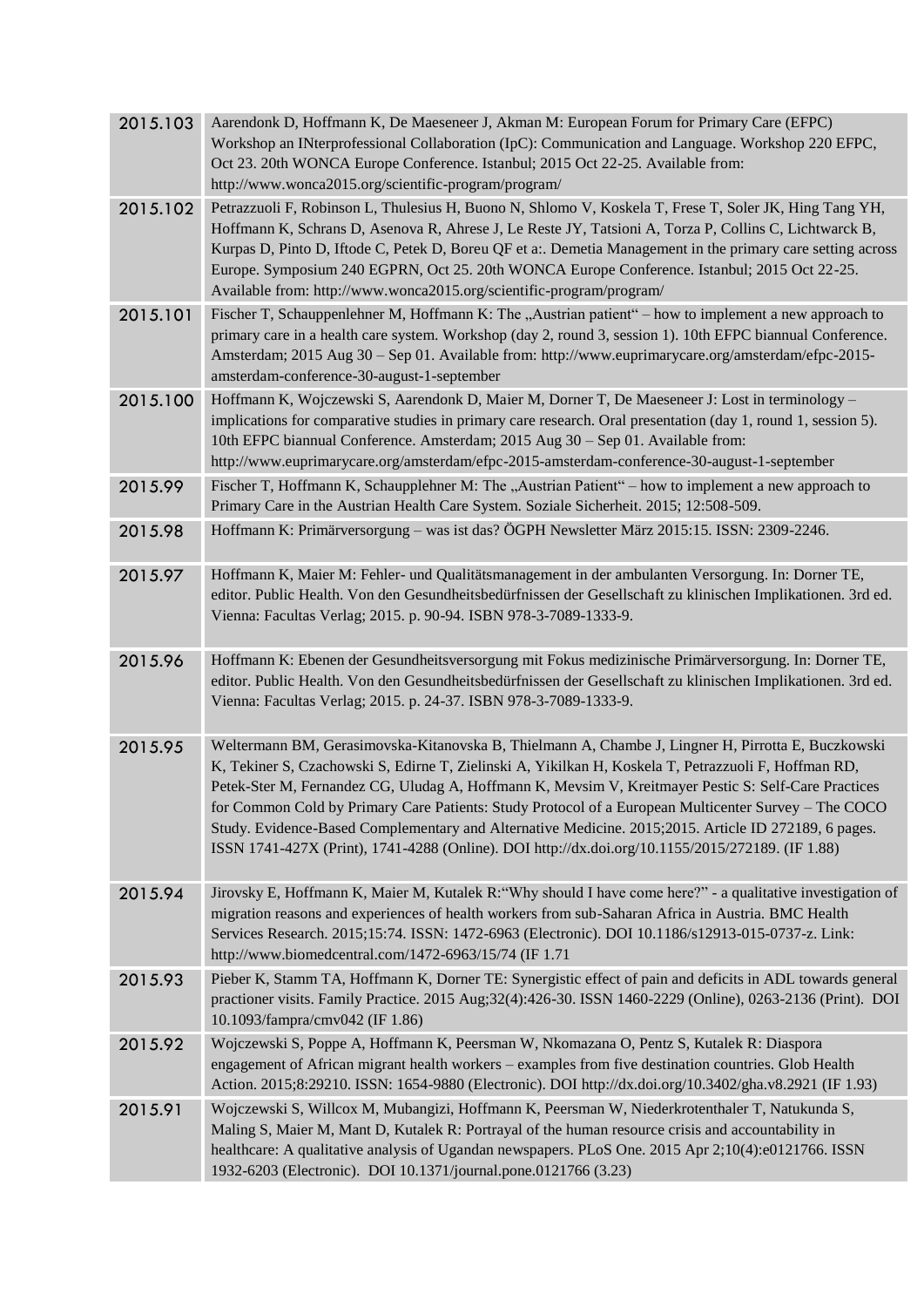| | |
|---|---|
| 2015.103 | Aarendonk D, Hoffmann K, De Maeseneer J, Akman M: European Forum for Primary Care (EFPC) Workshop an INterprofessional Collaboration (IpC): Communication and Language. Workshop 220 EFPC, Oct 23. 20th WONCA Europe Conference. Istanbul; 2015 Oct 22-25. Available from: http://www.wonca2015.org/scientific-program/program/ |
| 2015.102 | Petrazzuoli F, Robinson L, Thulesius H, Buono N, Shlomo V, Koskela T, Frese T, Soler JK, Hing Tang YH, Hoffmann K, Schrans D, Asenova R, Ahrese J, Le Reste JY, Tatsioni A, Torza P, Collins C, Lichtwarck B, Kurpas D, Pinto D, Iftode C, Petek D, Boreu QF et a:. Demetia Management in the primary care setting across Europe. Symposium 240 EGPRN, Oct 25. 20th WONCA Europe Conference. Istanbul; 2015 Oct 22-25. Available from: http://www.wonca2015.org/scientific-program/program/ |
| 2015.101 | Fischer T, Schauppenlehner M, Hoffmann K: The „Austrian patient" – how to implement a new approach to primary care in a health care system. Workshop (day 2, round 3, session 1). 10th EFPC biannual Conference. Amsterdam; 2015 Aug 30 – Sep 01. Available from: http://www.euprimarycare.org/amsterdam/efpc-2015-amsterdam-conference-30-august-1-september |
| 2015.100 | Hoffmann K, Wojczewski S, Aarendonk D, Maier M, Dorner T, De Maeseneer J: Lost in terminology – implications for comparative studies in primary care research. Oral presentation (day 1, round 1, session 5). 10th EFPC biannual Conference. Amsterdam; 2015 Aug 30 – Sep 01. Available from: http://www.euprimarycare.org/amsterdam/efpc-2015-amsterdam-conference-30-august-1-september |
| 2015.99 | Fischer T, Hoffmann K, Schaupplehner M: The „Austrian Patient" – how to implement a new approach to Primary Care in the Austrian Health Care System. Soziale Sicherheit. 2015; 12:508-509. |
| 2015.98 | Hoffmann K: Primärversorgung – was ist das? ÖGPH Newsletter März 2015:15. ISSN: 2309-2246. |
| 2015.97 | Hoffmann K, Maier M: Fehler- und Qualitätsmanagement in der ambulanten Versorgung. In: Dorner TE, editor. Public Health. Von den Gesundheitsbedürfnissen der Gesellschaft zu klinischen Implikationen. 3rd ed. Vienna: Facultas Verlag; 2015. p. 90-94. ISBN 978-3-7089-1333-9. |
| 2015.96 | Hoffmann K: Ebenen der Gesundheitsversorgung mit Fokus medizinische Primärversorgung. In: Dorner TE, editor. Public Health. Von den Gesundheitsbedürfnissen der Gesellschaft zu klinischen Implikationen. 3rd ed. Vienna: Facultas Verlag; 2015. p. 24-37. ISBN 978-3-7089-1333-9. |
| 2015.95 | Weltermann BM, Gerasimovska-Kitanovska B, Thielmann A, Chambe J, Lingner H, Pirrotta E, Buczkowski K, Tekiner S, Czachowski S, Edirne T, Zielinski A, Yikilkan H, Koskela T, Petrazzuoli F, Hoffman RD, Petek-Ster M, Fernandez CG, Uludag A, Hoffmann K, Mevsim V, Kreitmayer Pestic S: Self-Care Practices for Common Cold by Primary Care Patients: Study Protocol of a European Multicenter Survey – The COCO Study. Evidence-Based Complementary and Alternative Medicine. 2015;2015. Article ID 272189, 6 pages. ISSN 1741-427X (Print), 1741-4288 (Online). DOI http://dx.doi.org/10.1155/2015/272189. (IF 1.88) |
| 2015.94 | Jirovsky E, Hoffmann K, Maier M, Kutalek R:"Why should I have come here?" - a qualitative investigation of migration reasons and experiences of health workers from sub-Saharan Africa in Austria. BMC Health Services Research. 2015;15:74. ISSN: 1472-6963 (Electronic). DOI 10.1186/s12913-015-0737-z. Link: http://www.biomedcentral.com/1472-6963/15/74 (IF 1.71 |
| 2015.93 | Pieber K, Stamm TA, Hoffmann K, Dorner TE: Synergistic effect of pain and deficits in ADL towards general practioner visits. Family Practice. 2015 Aug;32(4):426-30. ISSN 1460-2229 (Online), 0263-2136 (Print). DOI 10.1093/fampra/cmv042 (IF 1.86) |
| 2015.92 | Wojczewski S, Poppe A, Hoffmann K, Peersman W, Nkomazana O, Pentz S, Kutalek R: Diaspora engagement of African migrant health workers – examples from five destination countries. Glob Health Action. 2015;8:29210. ISSN: 1654-9880 (Electronic). DOI http://dx.doi.org/10.3402/gha.v8.2921 (IF 1.93) |
| 2015.91 | Wojczewski S, Willcox M, Mubangizi, Hoffmann K, Peersman W, Niederkrotenthaler T, Natukunda S, Maling S, Maier M, Mant D, Kutalek R: Portrayal of the human resource crisis and accountability in healthcare: A qualitative analysis of Ugandan newspapers. PLoS One. 2015 Apr 2;10(4):e0121766. ISSN 1932-6203 (Electronic). DOI 10.1371/journal.pone.0121766 (3.23) |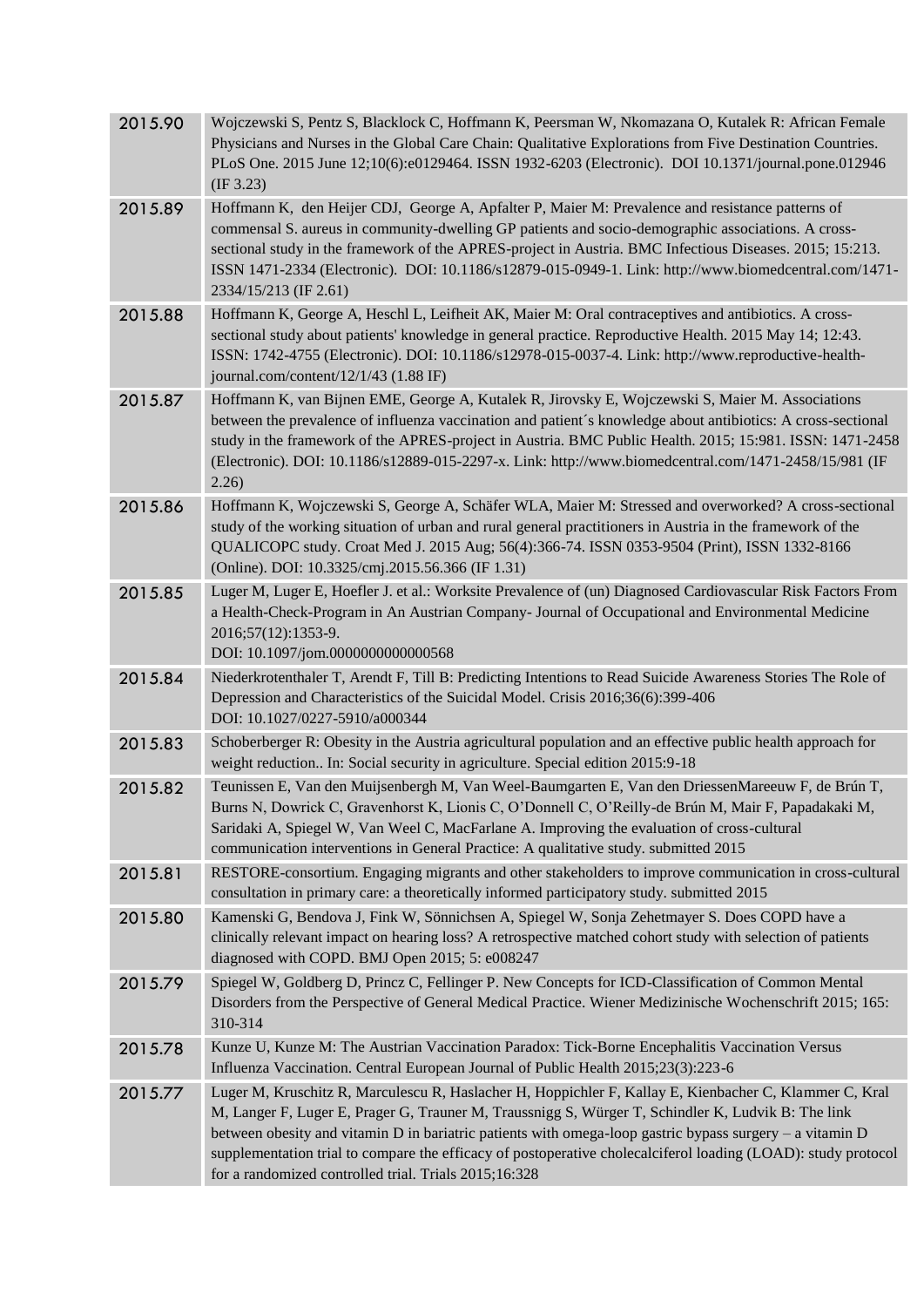| | |
|---|---|
| 2015.90 | Wojczewski S, Pentz S, Blacklock C, Hoffmann K, Peersman W, Nkomazana O, Kutalek R: African Female Physicians and Nurses in the Global Care Chain: Qualitative Explorations from Five Destination Countries. PLoS One. 2015 June 12;10(6):e0129464. ISSN 1932-6203 (Electronic). DOI 10.1371/journal.pone.012946 (IF 3.23) |
| 2015.89 | Hoffmann K, den Heijer CDJ, George A, Apfalter P, Maier M: Prevalence and resistance patterns of commensal S. aureus in community-dwelling GP patients and socio-demographic associations. A cross-sectional study in the framework of the APRES-project in Austria. BMC Infectious Diseases. 2015; 15:213. ISSN 1471-2334 (Electronic). DOI: 10.1186/s12879-015-0949-1. Link: http://www.biomedcentral.com/1471-2334/15/213 (IF 2.61) |
| 2015.88 | Hoffmann K, George A, Heschl L, Leifheit AK, Maier M: Oral contraceptives and antibiotics. A cross-sectional study about patients' knowledge in general practice. Reproductive Health. 2015 May 14; 12:43. ISSN: 1742-4755 (Electronic). DOI: 10.1186/s12978-015-0037-4. Link: http://www.reproductive-health-journal.com/content/12/1/43 (1.88 IF) |
| 2015.87 | Hoffmann K, van Bijnen EME, George A, Kutalek R, Jirovsky E, Wojczewski S, Maier M. Associations between the prevalence of influenza vaccination and patient´s knowledge about antibiotics: A cross-sectional study in the framework of the APRES-project in Austria. BMC Public Health. 2015; 15:981. ISSN: 1471-2458 (Electronic). DOI: 10.1186/s12889-015-2297-x. Link: http://www.biomedcentral.com/1471-2458/15/981 (IF 2.26) |
| 2015.86 | Hoffmann K, Wojczewski S, George A, Schäfer WLA, Maier M: Stressed and overworked? A cross-sectional study of the working situation of urban and rural general practitioners in Austria in the framework of the QUALICOPC study. Croat Med J. 2015 Aug; 56(4):366-74. ISSN 0353-9504 (Print), ISSN 1332-8166 (Online). DOI: 10.3325/cmj.2015.56.366 (IF 1.31) |
| 2015.85 | Luger M, Luger E, Hoefler J. et al.: Worksite Prevalence of (un) Diagnosed Cardiovascular Risk Factors From a Health-Check-Program in An Austrian Company- Journal of Occupational and Environmental Medicine 2016;57(12):1353-9. DOI: 10.1097/jom.0000000000000568 |
| 2015.84 | Niederkrotenthaler T, Arendt F, Till B: Predicting Intentions to Read Suicide Awareness Stories The Role of Depression and Characteristics of the Suicidal Model. Crisis 2016;36(6):399-406 DOI: 10.1027/0227-5910/a000344 |
| 2015.83 | Schoberberger R: Obesity in the Austria agricultural population and an effective public health approach for weight reduction.. In: Social security in agriculture. Special edition 2015:9-18 |
| 2015.82 | Teunissen E, Van den Muijsenbergh M, Van Weel-Baumgarten E, Van den DriessenMareeuw F, de Brún T, Burns N, Dowrick C, Gravenhorst K, Lionis C, O'Donnell C, O'Reilly-de Brún M, Mair F, Papadakaki M, Saridaki A, Spiegel W, Van Weel C, MacFarlane A. Improving the evaluation of cross-cultural communication interventions in General Practice: A qualitative study. submitted 2015 |
| 2015.81 | RESTORE-consortium. Engaging migrants and other stakeholders to improve communication in cross-cultural consultation in primary care: a theoretically informed participatory study. submitted 2015 |
| 2015.80 | Kamenski G, Bendova J, Fink W, Sönnichsen A, Spiegel W, Sonja Zehetmayer S. Does COPD have a clinically relevant impact on hearing loss? A retrospective matched cohort study with selection of patients diagnosed with COPD. BMJ Open 2015; 5: e008247 |
| 2015.79 | Spiegel W, Goldberg D, Princz C, Fellinger P. New Concepts for ICD-Classification of Common Mental Disorders from the Perspective of General Medical Practice. Wiener Medizinische Wochenschrift 2015; 165: 310-314 |
| 2015.78 | Kunze U, Kunze M: The Austrian Vaccination Paradox: Tick-Borne Encephalitis Vaccination Versus Influenza Vaccination. Central European Journal of Public Health 2015;23(3):223-6 |
| 2015.77 | Luger M, Kruschitz R, Marculescu R, Haslacher H, Hoppichler F, Kallay E, Kienbacher C, Klammer C, Kral M, Langer F, Luger E, Prager G, Trauner M, Traussnigg S, Würger T, Schindler K, Ludvik B: The link between obesity and vitamin D in bariatric patients with omega-loop gastric bypass surgery – a vitamin D supplementation trial to compare the efficacy of postoperative cholecalciferol loading (LOAD): study protocol for a randomized controlled trial. Trials 2015;16:328 |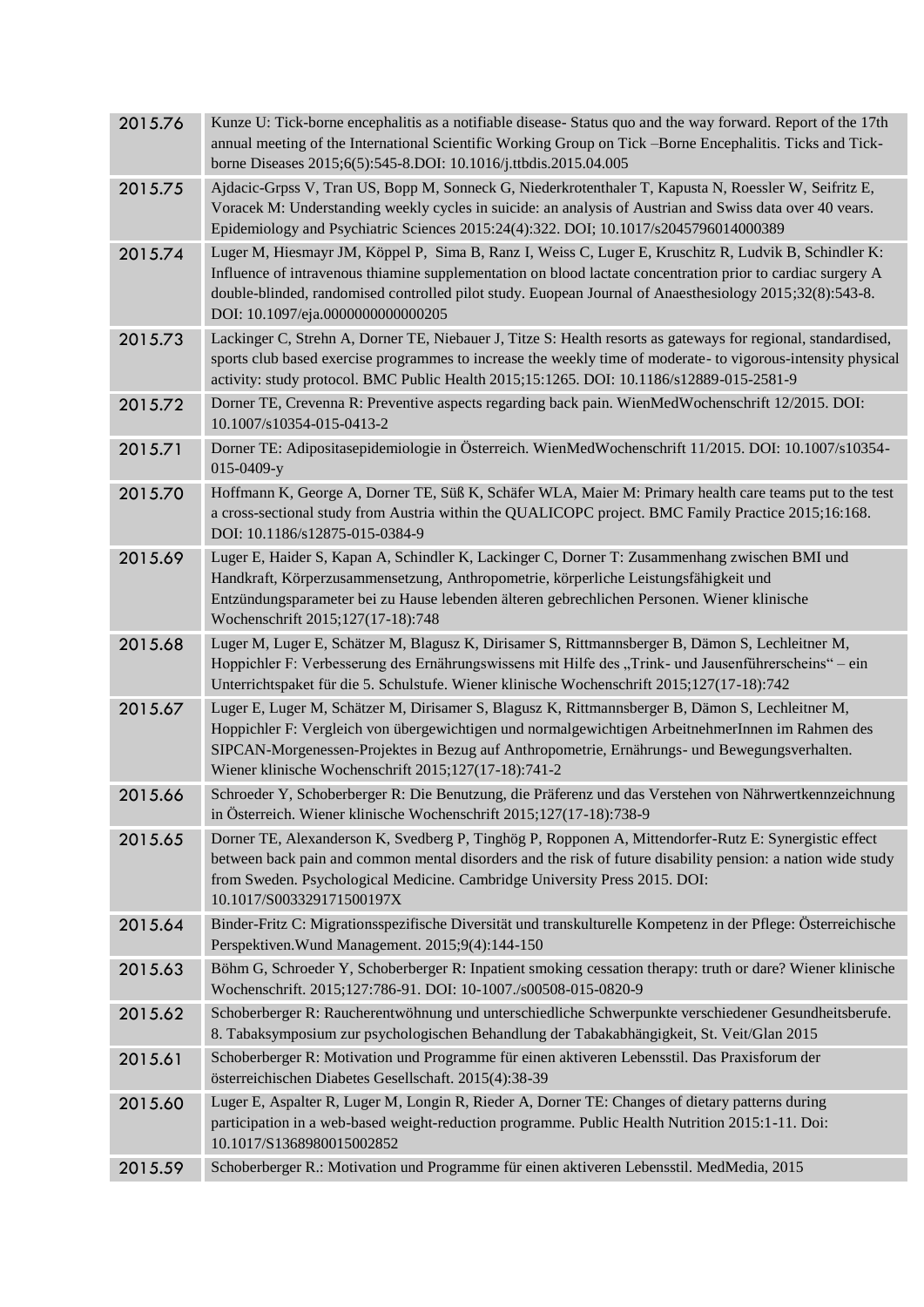| | |
|---|---|
| 2015.76 | Kunze U: Tick-borne encephalitis as a notifiable disease- Status quo and the way forward. Report of the 17th annual meeting of the International Scientific Working Group on Tick –Borne Encephalitis. Ticks and Tick-borne Diseases 2015;6(5):545-8.DOI: 10.1016/j.ttbdis.2015.04.005 |
| 2015.75 | Ajdacic-Grpss V, Tran US, Bopp M, Sonneck G, Niederkrotenthaler T, Kapusta N, Roessler W, Seifritz E, Voracek M: Understanding weekly cycles in suicide: an analysis of Austrian and Swiss data over 40 vears. Epidemiology and Psychiatric Sciences 2015:24(4):322. DOI; 10.1017/s2045796014000389 |
| 2015.74 | Luger M, Hiesmayr JM, Köppel P, Sima B, Ranz I, Weiss C, Luger E, Kruschitz R, Ludvik B, Schindler K: Influence of intravenous thiamine supplementation on blood lactate concentration prior to cardiac surgery A double-blinded, randomised controlled pilot study. Euopean Journal of Anaesthesiology 2015;32(8):543-8. DOI: 10.1097/eja.0000000000000205 |
| 2015.73 | Lackinger C, Strehn A, Dorner TE, Niebauer J, Titze S: Health resorts as gateways for regional, standardised, sports club based exercise programmes to increase the weekly time of moderate- to vigorous-intensity physical activity: study protocol. BMC Public Health 2015;15:1265. DOI: 10.1186/s12889-015-2581-9 |
| 2015.72 | Dorner TE, Crevenna R: Preventive aspects regarding back pain. WienMedWochenschrift 12/2015. DOI: 10.1007/s10354-015-0413-2 |
| 2015.71 | Dorner TE: Adipositasepidemiologie in Österreich. WienMedWochenschrift 11/2015. DOI: 10.1007/s10354-015-0409-y |
| 2015.70 | Hoffmann K, George A, Dorner TE, Süß K, Schäfer WLA, Maier M: Primary health care teams put to the test a cross-sectional study from Austria within the QUALICOPC project. BMC Family Practice 2015;16:168. DOI: 10.1186/s12875-015-0384-9 |
| 2015.69 | Luger E, Haider S, Kapan A, Schindler K, Lackinger C, Dorner T: Zusammenhang zwischen BMI und Handkraft, Körperzusammensetzung, Anthropometrie, körperliche Leistungsfähigkeit und Entzündungsparameter bei zu Hause lebenden älteren gebrechlichen Personen. Wiener klinische Wochenschrift 2015;127(17-18):748 |
| 2015.68 | Luger M, Luger E, Schätzer M, Blagusz K, Dirisamer S, Rittmannsberger B, Dämon S, Lechleitner M, Hoppichler F: Verbesserung des Ernährungswissens mit Hilfe des „Trink- und Jausenführerscheins" – ein Unterrichtspaket für die 5. Schulstufe. Wiener klinische Wochenschrift 2015;127(17-18):742 |
| 2015.67 | Luger E, Luger M, Schätzer M, Dirisamer S, Blagusz K, Rittmannsberger B, Dämon S, Lechleitner M, Hoppichler F: Vergleich von übergewichtigen und normalgewichtigen ArbeitnehmerInnen im Rahmen des SIPCAN-Morgenessen-Projektes in Bezug auf Anthropometrie, Ernährungs- und Bewegungsverhalten. Wiener klinische Wochenschrift 2015;127(17-18):741-2 |
| 2015.66 | Schroeder Y, Schoberberger R: Die Benutzung, die Präferenz und das Verstehen von Nährwertkennzeichnung in Österreich. Wiener klinische Wochenschrift 2015;127(17-18):738-9 |
| 2015.65 | Dorner TE, Alexanderson K, Svedberg P, Tinghög P, Ropponen A, Mittendorfer-Rutz E: Synergistic effect between back pain and common mental disorders and the risk of future disability pension: a nation wide study from Sweden. Psychological Medicine. Cambridge University Press 2015. DOI: 10.1017/S003329171500197X |
| 2015.64 | Binder-Fritz C: Migrationsspezifische Diversität und transkulturelle Kompetenz in der Pflege: Österreichische Perspektiven.Wund Management. 2015;9(4):144-150 |
| 2015.63 | Böhm G, Schroeder Y, Schoberberger R: Inpatient smoking cessation therapy: truth or dare? Wiener klinische Wochenschrift. 2015;127:786-91. DOI: 10-1007./s00508-015-0820-9 |
| 2015.62 | Schoberberger R: Raucherentwöhnung und unterschiedliche Schwerpunkte verschiedener Gesundheitsberufe. 8. Tabaksymposium zur psychologischen Behandlung der Tabakabhängigkeit, St. Veit/Glan 2015 |
| 2015.61 | Schoberberger R: Motivation und Programme für einen aktiveren Lebensstil. Das Praxisforum der österreichischen Diabetes Gesellschaft. 2015(4):38-39 |
| 2015.60 | Luger E, Aspalter R, Luger M, Longin R, Rieder A, Dorner TE: Changes of dietary patterns during participation in a web-based weight-reduction programme. Public Health Nutrition 2015:1-11. Doi: 10.1017/S1368980015002852 |
| 2015.59 | Schoberberger R.: Motivation und Programme für einen aktiveren Lebensstil. MedMedia, 2015 |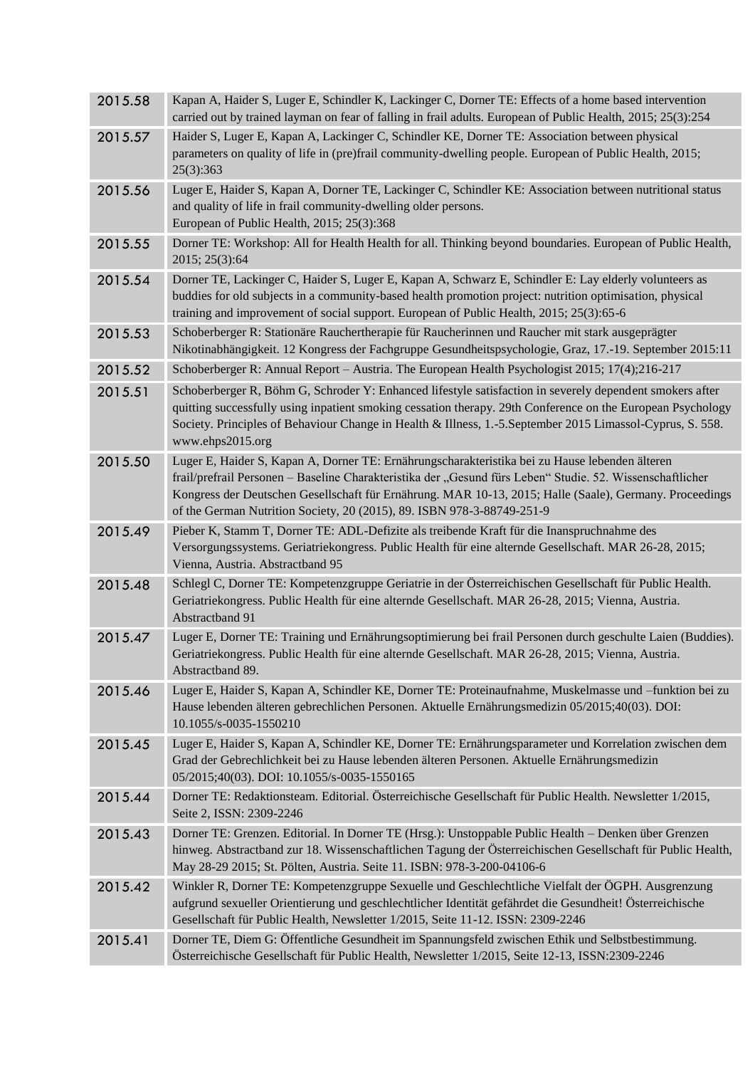| | |
|---|---|
| 2015.58 | Kapan A, Haider S, Luger E, Schindler K, Lackinger C, Dorner TE: Effects of a home based intervention carried out by trained layman on fear of falling in frail adults. European of Public Health, 2015; 25(3):254 |
| 2015.57 | Haider S, Luger E, Kapan A, Lackinger C, Schindler KE, Dorner TE: Association between physical parameters on quality of life in (pre)frail community-dwelling people. European of Public Health, 2015; 25(3):363 |
| 2015.56 | Luger E, Haider S, Kapan A, Dorner TE, Lackinger C, Schindler KE: Association between nutritional status and quality of life in frail community-dwelling older persons. European of Public Health, 2015; 25(3):368 |
| 2015.55 | Dorner TE: Workshop: All for Health Health for all. Thinking beyond boundaries. European of Public Health, 2015; 25(3):64 |
| 2015.54 | Dorner TE, Lackinger C, Haider S, Luger E, Kapan A, Schwarz E, Schindler E: Lay elderly volunteers as buddies for old subjects in a community-based health promotion project: nutrition optimisation, physical training and improvement of social support. European of Public Health, 2015; 25(3):65-6 |
| 2015.53 | Schoberberger R: Stationäre Rauchertherapie für Raucherinnen und Raucher mit stark ausgeprägter Nikotinabhängigkeit. 12 Kongress der Fachgruppe Gesundheitspsychologie, Graz, 17.-19. September 2015:11 |
| 2015.52 | Schoberberger R: Annual Report – Austria. The European Health Psychologist 2015; 17(4);216-217 |
| 2015.51 | Schoberberger R, Böhm G, Schroder Y: Enhanced lifestyle satisfaction in severely dependent smokers after quitting successfully using inpatient smoking cessation therapy. 29th Conference on the European Psychology Society. Principles of Behaviour Change in Health & Illness, 1.-5.September 2015 Limassol-Cyprus, S. 558. www.ehps2015.org |
| 2015.50 | Luger E, Haider S, Kapan A, Dorner TE: Ernährungscharakteristika bei zu Hause lebenden älteren frail/prefrail Personen – Baseline Charakteristika der „Gesund fürs Leben" Studie. 52. Wissenschaftlicher Kongress der Deutschen Gesellschaft für Ernährung. MAR 10-13, 2015; Halle (Saale), Germany. Proceedings of the German Nutrition Society, 20 (2015), 89. ISBN 978-3-88749-251-9 |
| 2015.49 | Pieber K, Stamm T, Dorner TE: ADL-Defizite als treibende Kraft für die Inanspruchnahme des Versorgungssystems. Geriatriekongress. Public Health für eine alternde Gesellschaft. MAR 26-28, 2015; Vienna, Austria. Abstractband 95 |
| 2015.48 | Schlegl C, Dorner TE: Kompetenzgruppe Geriatrie in der Österreichischen Gesellschaft für Public Health. Geriatriekongress. Public Health für eine alternde Gesellschaft. MAR 26-28, 2015; Vienna, Austria. Abstractband 91 |
| 2015.47 | Luger E, Dorner TE: Training und Ernährungsoptimierung bei frail Personen durch geschulte Laien (Buddies). Geriatriekongress. Public Health für eine alternde Gesellschaft. MAR 26-28, 2015; Vienna, Austria. Abstractband 89. |
| 2015.46 | Luger E, Haider S, Kapan A, Schindler KE, Dorner TE: Proteinaufnahme, Muskelmasse und –funktion bei zu Hause lebenden älteren gebrechlichen Personen. Aktuelle Ernährungsmedizin 05/2015;40(03). DOI: 10.1055/s-0035-1550210 |
| 2015.45 | Luger E, Haider S, Kapan A, Schindler KE, Dorner TE: Ernährungsparameter und Korrelation zwischen dem Grad der Gebrechlichkeit bei zu Hause lebenden älteren Personen. Aktuelle Ernährungsmedizin 05/2015;40(03). DOI: 10.1055/s-0035-1550165 |
| 2015.44 | Dorner TE: Redaktionsteam. Editorial. Österreichische Gesellschaft für Public Health. Newsletter 1/2015, Seite 2, ISSN: 2309-2246 |
| 2015.43 | Dorner TE: Grenzen. Editorial. In Dorner TE (Hrsg.): Unstoppable Public Health – Denken über Grenzen hinweg. Abstractband zur 18. Wissenschaftlichen Tagung der Österreichischen Gesellschaft für Public Health, May 28-29 2015; St. Pölten, Austria. Seite 11. ISBN: 978-3-200-04106-6 |
| 2015.42 | Winkler R, Dorner TE: Kompetenzgruppe Sexuelle und Geschlechtliche Vielfalt der ÖGPH. Ausgrenzung aufgrund sexueller Orientierung und geschlechtlicher Identität gefährdet die Gesundheit! Österreichische Gesellschaft für Public Health, Newsletter 1/2015, Seite 11-12. ISSN: 2309-2246 |
| 2015.41 | Dorner TE, Diem G: Öffentliche Gesundheit im Spannungsfeld zwischen Ethik und Selbstbestimmung. Österreichische Gesellschaft für Public Health, Newsletter 1/2015, Seite 12-13, ISSN:2309-2246 |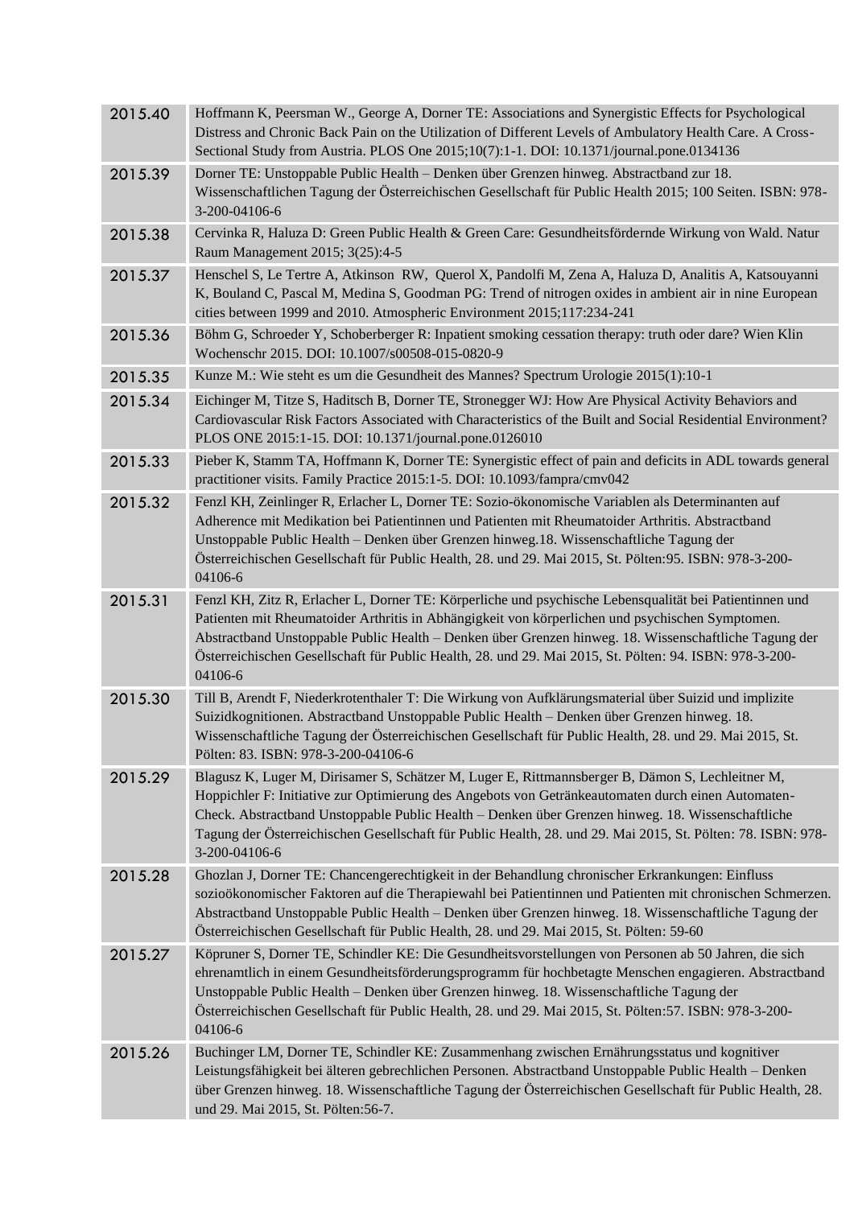| | |
|---|---|
| 2015.40 | Hoffmann K, Peersman W., George A, Dorner TE: Associations and Synergistic Effects for Psychological Distress and Chronic Back Pain on the Utilization of Different Levels of Ambulatory Health Care. A Cross-Sectional Study from Austria. PLOS One 2015;10(7):1-1. DOI: 10.1371/journal.pone.0134136 |
| 2015.39 | Dorner TE: Unstoppable Public Health – Denken über Grenzen hinweg. Abstractband zur 18. Wissenschaftlichen Tagung der Österreichischen Gesellschaft für Public Health 2015; 100 Seiten. ISBN: 978-3-200-04106-6 |
| 2015.38 | Cervinka R, Haluza D: Green Public Health & Green Care: Gesundheitsfördernde Wirkung von Wald. Natur Raum Management 2015; 3(25):4-5 |
| 2015.37 | Henschel S, Le Tertre A, Atkinson RW, Querol X, Pandolfi M, Zena A, Haluza D, Analitis A, Katsouyanni K, Bouland C, Pascal M, Medina S, Goodman PG: Trend of nitrogen oxides in ambient air in nine European cities between 1999 and 2010. Atmospheric Environment 2015;117:234-241 |
| 2015.36 | Böhm G, Schroeder Y, Schoberberger R: Inpatient smoking cessation therapy: truth oder dare? Wien Klin Wochenschr 2015. DOI: 10.1007/s00508-015-0820-9 |
| 2015.35 | Kunze M.: Wie steht es um die Gesundheit des Mannes? Spectrum Urologie 2015(1):10-1 |
| 2015.34 | Eichinger M, Titze S, Haditsch B, Dorner TE, Stronegger WJ: How Are Physical Activity Behaviors and Cardiovascular Risk Factors Associated with Characteristics of the Built and Social Residential Environment? PLOS ONE 2015:1-15. DOI: 10.1371/journal.pone.0126010 |
| 2015.33 | Pieber K, Stamm TA, Hoffmann K, Dorner TE: Synergistic effect of pain and deficits in ADL towards general practitioner visits. Family Practice 2015:1-5. DOI: 10.1093/fampra/cmv042 |
| 2015.32 | Fenzl KH, Zeinlinger R, Erlacher L, Dorner TE: Sozio-ökonomische Variablen als Determinanten auf Adherence mit Medikation bei Patientinnen und Patienten mit Rheumatoider Arthritis. Abstractband Unstoppable Public Health – Denken über Grenzen hinweg.18. Wissenschaftliche Tagung der Österreichischen Gesellschaft für Public Health, 28. und 29. Mai 2015, St. Pölten:95. ISBN: 978-3-200-04106-6 |
| 2015.31 | Fenzl KH, Zitz R, Erlacher L, Dorner TE: Körperliche und psychische Lebensqualität bei Patientinnen und Patienten mit Rheumatoider Arthritis in Abhängigkeit von körperlichen und psychischen Symptomen. Abstractband Unstoppable Public Health – Denken über Grenzen hinweg. 18. Wissenschaftliche Tagung der Österreichischen Gesellschaft für Public Health, 28. und 29. Mai 2015, St. Pölten: 94. ISBN: 978-3-200-04106-6 |
| 2015.30 | Till B, Arendt F, Niederkrotenthaler T: Die Wirkung von Aufklärungsmaterial über Suizid und implizite Suizidkognitionen. Abstractband Unstoppable Public Health – Denken über Grenzen hinweg. 18. Wissenschaftliche Tagung der Österreichischen Gesellschaft für Public Health, 28. und 29. Mai 2015, St. Pölten: 83. ISBN: 978-3-200-04106-6 |
| 2015.29 | Blagusz K, Luger M, Dirisamer S, Schätzer M, Luger E, Rittmannsberger B, Dämon S, Lechleitner M, Hoppichler F: Initiative zur Optimierung des Angebots von Getränkeautomaten durch einen Automaten-Check. Abstractband Unstoppable Public Health – Denken über Grenzen hinweg. 18. Wissenschaftliche Tagung der Österreichischen Gesellschaft für Public Health, 28. und 29. Mai 2015, St. Pölten: 78. ISBN: 978-3-200-04106-6 |
| 2015.28 | Ghozlan J, Dorner TE: Chancengerechtigkeit in der Behandlung chronischer Erkrankungen: Einfluss sozioökonomischer Faktoren auf die Therapiewahl bei Patientinnen und Patienten mit chronischen Schmerzen. Abstractband Unstoppable Public Health – Denken über Grenzen hinweg. 18. Wissenschaftliche Tagung der Österreichischen Gesellschaft für Public Health, 28. und 29. Mai 2015, St. Pölten: 59-60 |
| 2015.27 | Köpruner S, Dorner TE, Schindler KE: Die Gesundheitsvorstellungen von Personen ab 50 Jahren, die sich ehrenamtlich in einem Gesundheitsförderungsprogramm für hochbetagte Menschen engagieren. Abstractband Unstoppable Public Health – Denken über Grenzen hinweg. 18. Wissenschaftliche Tagung der Österreichischen Gesellschaft für Public Health, 28. und 29. Mai 2015, St. Pölten:57. ISBN: 978-3-200-04106-6 |
| 2015.26 | Buchinger LM, Dorner TE, Schindler KE: Zusammenhang zwischen Ernährungsstatus und kognitiver Leistungsfähigkeit bei älteren gebrechlichen Personen. Abstractband Unstoppable Public Health – Denken über Grenzen hinweg. 18. Wissenschaftliche Tagung der Österreichischen Gesellschaft für Public Health, 28. und 29. Mai 2015, St. Pölten:56-7. |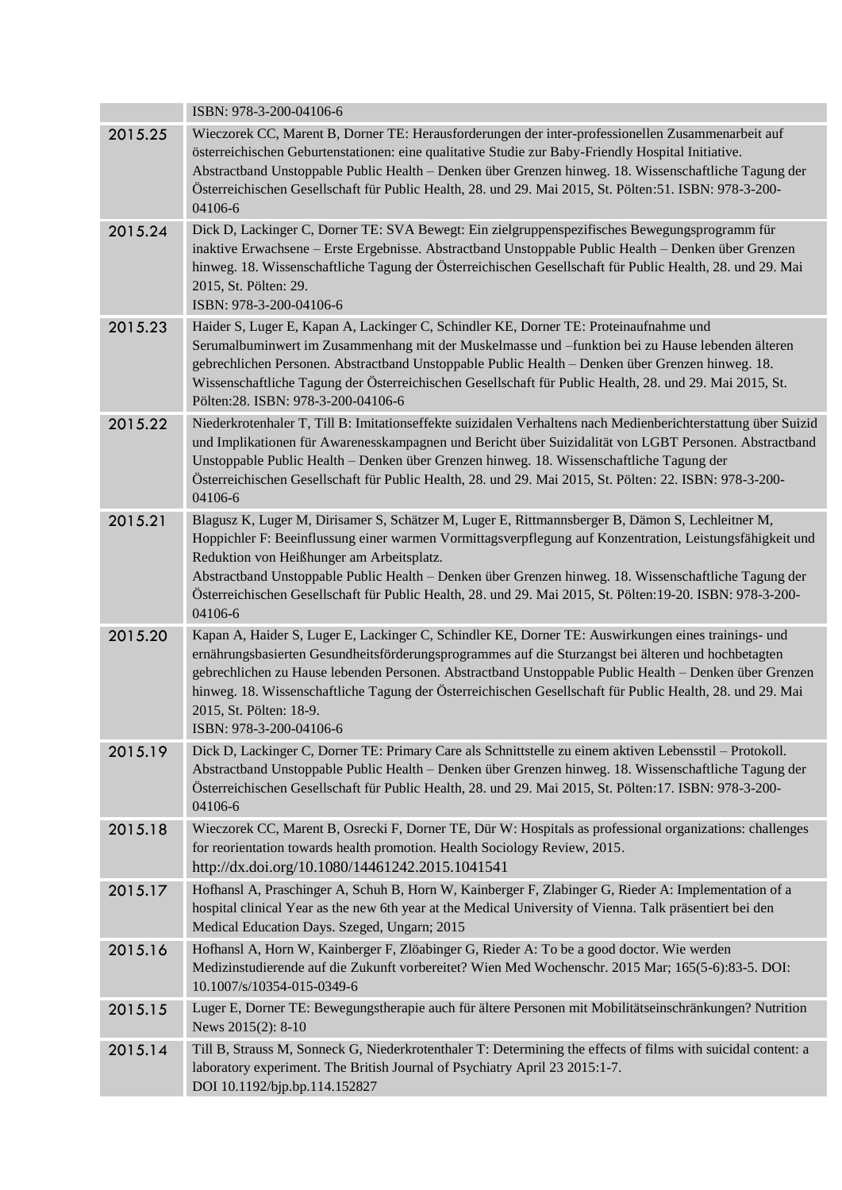| | |
|---|---|
| | ISBN: 978-3-200-04106-6 |
| 2015.25 | Wieczorek CC, Marent B, Dorner TE: Herausforderungen der inter-professionellen Zusammenarbeit auf österreichischen Geburtenstationen: eine qualitative Studie zur Baby-Friendly Hospital Initiative. Abstractband Unstoppable Public Health – Denken über Grenzen hinweg. 18. Wissenschaftliche Tagung der Österreichischen Gesellschaft für Public Health, 28. und 29. Mai 2015, St. Pölten:51. ISBN: 978-3-200-04106-6 |
| 2015.24 | Dick D, Lackinger C, Dorner TE: SVA Bewegt: Ein zielgruppenspezifisches Bewegungsprogramm für inaktive Erwachsene – Erste Ergebnisse. Abstractband Unstoppable Public Health – Denken über Grenzen hinweg. 18. Wissenschaftliche Tagung der Österreichischen Gesellschaft für Public Health, 28. und 29. Mai 2015, St. Pölten: 29. ISBN: 978-3-200-04106-6 |
| 2015.23 | Haider S, Luger E, Kapan A, Lackinger C, Schindler KE, Dorner TE: Proteinaufnahme und Serumalbuminwert im Zusammenhang mit der Muskelmasse und –funktion bei zu Hause lebenden älteren gebrechlichen Personen. Abstractband Unstoppable Public Health – Denken über Grenzen hinweg. 18. Wissenschaftliche Tagung der Österreichischen Gesellschaft für Public Health, 28. und 29. Mai 2015, St. Pölten:28. ISBN: 978-3-200-04106-6 |
| 2015.22 | Niederkrotenhaler T, Till B: Imitationseffekte suizidalen Verhaltens nach Medienberichterstattung über Suizid und Implikationen für Awarenesskampagnen und Bericht über Suizidalität von LGBT Personen. Abstractband Unstoppable Public Health – Denken über Grenzen hinweg. 18. Wissenschaftliche Tagung der Österreichischen Gesellschaft für Public Health, 28. und 29. Mai 2015, St. Pölten: 22. ISBN: 978-3-200-04106-6 |
| 2015.21 | Blagusz K, Luger M, Dirisamer S, Schätzer M, Luger E, Rittmannsberger B, Dämon S, Lechleitner M, Hoppichler F: Beeinflussung einer warmen Vormittagsverpflegung auf Konzentration, Leistungsfähigkeit und Reduktion von Heißhunger am Arbeitsplatz. Abstractband Unstoppable Public Health – Denken über Grenzen hinweg. 18. Wissenschaftliche Tagung der Österreichischen Gesellschaft für Public Health, 28. und 29. Mai 2015, St. Pölten:19-20. ISBN: 978-3-200-04106-6 |
| 2015.20 | Kapan A, Haider S, Luger E, Lackinger C, Schindler KE, Dorner TE: Auswirkungen eines trainings- und ernährungsbasierten Gesundheitsförderungsprogrammes auf die Sturzangst bei älteren und hochbetagten gebrechlichen zu Hause lebenden Personen. Abstractband Unstoppable Public Health – Denken über Grenzen hinweg. 18. Wissenschaftliche Tagung der Österreichischen Gesellschaft für Public Health, 28. und 29. Mai 2015, St. Pölten: 18-9. ISBN: 978-3-200-04106-6 |
| 2015.19 | Dick D, Lackinger C, Dorner TE: Primary Care als Schnittstelle zu einem aktiven Lebensstil – Protokoll. Abstractband Unstoppable Public Health – Denken über Grenzen hinweg. 18. Wissenschaftliche Tagung der Österreichischen Gesellschaft für Public Health, 28. und 29. Mai 2015, St. Pölten:17. ISBN: 978-3-200-04106-6 |
| 2015.18 | Wieczorek CC, Marent B, Osrecki F, Dorner TE, Dür W: Hospitals as professional organizations: challenges for reorientation towards health promotion. Health Sociology Review, 2015. http://dx.doi.org/10.1080/14461242.2015.1041541 |
| 2015.17 | Hofhansl A, Praschinger A, Schuh B, Horn W, Kainberger F, Zlabinger G, Rieder A: Implementation of a hospital clinical Year as the new 6th year at the Medical University of Vienna. Talk präsentiert bei den Medical Education Days. Szeged, Ungarn; 2015 |
| 2015.16 | Hofhansl A, Horn W, Kainberger F, Zlöabinger G, Rieder A: To be a good doctor. Wie werden Medizinstudierende auf die Zukunft vorbereitet? Wien Med Wochenschr. 2015 Mar; 165(5-6):83-5. DOI: 10.1007/s/10354-015-0349-6 |
| 2015.15 | Luger E, Dorner TE: Bewegungstherapie auch für ältere Personen mit Mobilitätseinschränkungen? Nutrition News 2015(2): 8-10 |
| 2015.14 | Till B, Strauss M, Sonneck G, Niederkrotenthaler T: Determining the effects of films with suicidal content: a laboratory experiment. The British Journal of Psychiatry April 23 2015:1-7. DOI 10.1192/bjp.bp.114.152827 |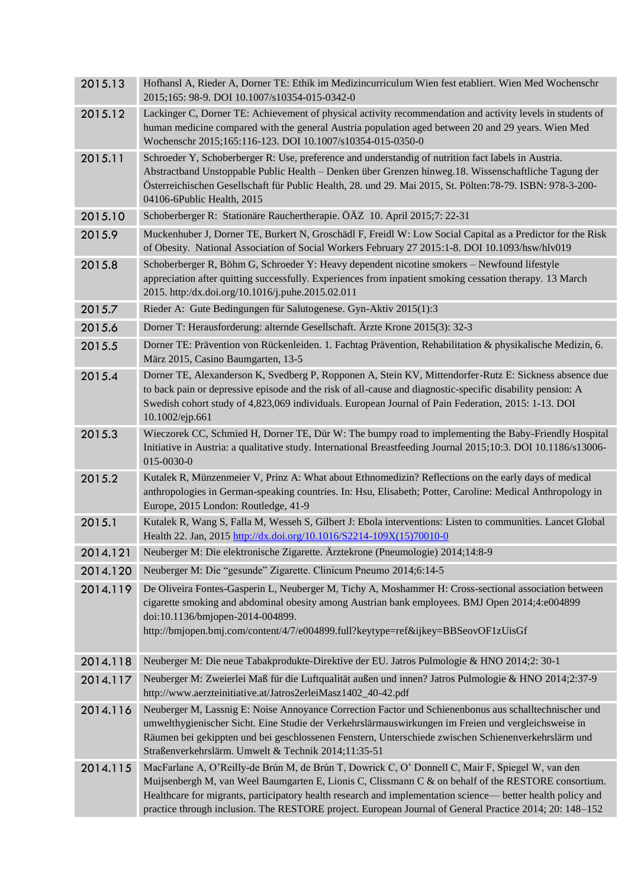| | |
|---|---|
| 2015.13 | Hofhansl A, Rieder A, Dorner TE: Ethik im Medizincurriculum Wien fest etabliert. Wien Med Wochenschr 2015;165: 98-9. DOI 10.1007/s10354-015-0342-0 |
| 2015.12 | Lackinger C, Dorner TE: Achievement of physical activity recommendation and activity levels in students of human medicine compared with the general Austria population aged between 20 and 29 years. Wien Med Wochenschr 2015;165:116-123. DOI 10.1007/s10354-015-0350-0 |
| 2015.11 | Schroeder Y, Schoberberger R: Use, preference and understandig of nutrition fact labels in Austria. Abstractband Unstoppable Public Health – Denken über Grenzen hinweg.18. Wissenschaftliche Tagung der Österreichischen Gesellschaft für Public Health, 28. und 29. Mai 2015, St. Pölten:78-79. ISBN: 978-3-200-04106-6Public Health, 2015 |
| 2015.10 | Schoberberger R: Stationäre Rauchertherapie. ÖÄZ 10. April 2015;7: 22-31 |
| 2015.9 | Muckenhuber J, Dorner TE, Burkert N, Groschädl F, Freidl W: Low Social Capital as a Predictor for the Risk of Obesity. National Association of Social Workers February 27 2015:1-8. DOI 10.1093/hsw/hlv019 |
| 2015.8 | Schoberberger R, Böhm G, Schroeder Y: Heavy dependent nicotine smokers – Newfound lifestyle appreciation after quitting successfully. Experiences from inpatient smoking cessation therapy. 13 March 2015. http:/dx.doi.org/10.1016/j.puhe.2015.02.011 |
| 2015.7 | Rieder A: Gute Bedingungen für Salutogenese. Gyn-Aktiv 2015(1):3 |
| 2015.6 | Dorner T: Herausforderung: alternde Gesellschaft. Ärzte Krone 2015(3): 32-3 |
| 2015.5 | Dorner TE: Prävention von Rückenleiden. 1. Fachtag Prävention, Rehabilitation & physikalische Medizin, 6. März 2015, Casino Baumgarten, 13-5 |
| 2015.4 | Dorner TE, Alexanderson K, Svedberg P, Ropponen A, Stein KV, Mittendorfer-Rutz E: Sickness absence due to back pain or depressive episode and the risk of all-cause and diagnostic-specific disability pension: A Swedish cohort study of 4,823,069 individuals. European Journal of Pain Federation, 2015: 1-13. DOI 10.1002/ejp.661 |
| 2015.3 | Wieczorek CC, Schmied H, Dorner TE, Dür W: The bumpy road to implementing the Baby-Friendly Hospital Initiative in Austria: a qualitative study. International Breastfeeding Journal 2015;10:3. DOI 10.1186/s13006-015-0030-0 |
| 2015.2 | Kutalek R, Münzenmeier V, Prinz A: What about Ethnomedizin? Reflections on the early days of medical anthropologies in German-speaking countries. In: Hsu, Elisabeth; Potter, Caroline: Medical Anthropology in Europe, 2015 London: Routledge, 41-9 |
| 2015.1 | Kutalek R, Wang S, Falla M, Wesseh S, Gilbert J: Ebola interventions: Listen to communities. Lancet Global Health 22. Jan, 2015 http://dx.doi.org/10.1016/S2214-109X(15)70010-0 |
| 2014.121 | Neuberger M: Die elektronische Zigarette. Ärztekrone (Pneumologie) 2014;14:8-9 |
| 2014.120 | Neuberger M: Die "gesunde" Zigarette. Clinicum Pneumo 2014;6:14-5 |
| 2014.119 | De Oliveira Fontes-Gasperin L, Neuberger M, Tichy A, Moshammer H: Cross-sectional association between cigarette smoking and abdominal obesity among Austrian bank employees. BMJ Open 2014;4:e004899 doi:10.1136/bmjopen-2014-004899. http://bmjopen.bmj.com/content/4/7/e004899.full?keytype=ref&ijkey=BBSeovOF1zUisGf |
| 2014.118 | Neuberger M: Die neue Tabakprodukte-Direktive der EU. Jatros Pulmologie & HNO 2014;2: 30-1 |
| 2014.117 | Neuberger M: Zweierlei Maß für die Luftqualität außen und innen? Jatros Pulmologie & HNO 2014;2:37-9 http://www.aerzteinitiative.at/Jatros2erleiMasz1402_40-42.pdf |
| 2014.116 | Neuberger M, Lassnig E: Noise Annoyance Correction Factor und Schienenbonus aus schalltechnischer und umwelthygienischer Sicht. Eine Studie der Verkehrslärmauswirkungen im Freien und vergleichsweise in Räumen bei gekippten und bei geschlossenen Fenstern, Unterschiede zwischen Schienenverkehrslärm und Straßenverkehrslärm. Umwelt & Technik 2014;11:35-51 |
| 2014.115 | MacFarlane A, O'Reilly-de Brún M, de Brún T, Dowrick C, O' Donnell C, Mair F, Spiegel W, van den Muijsenbergh M, van Weel Baumgarten E, Lionis C, Clissmann C & on behalf of the RESTORE consortium. Healthcare for migrants, participatory health research and implementation science— better health policy and practice through inclusion. The RESTORE project. European Journal of General Practice 2014; 20: 148–152 |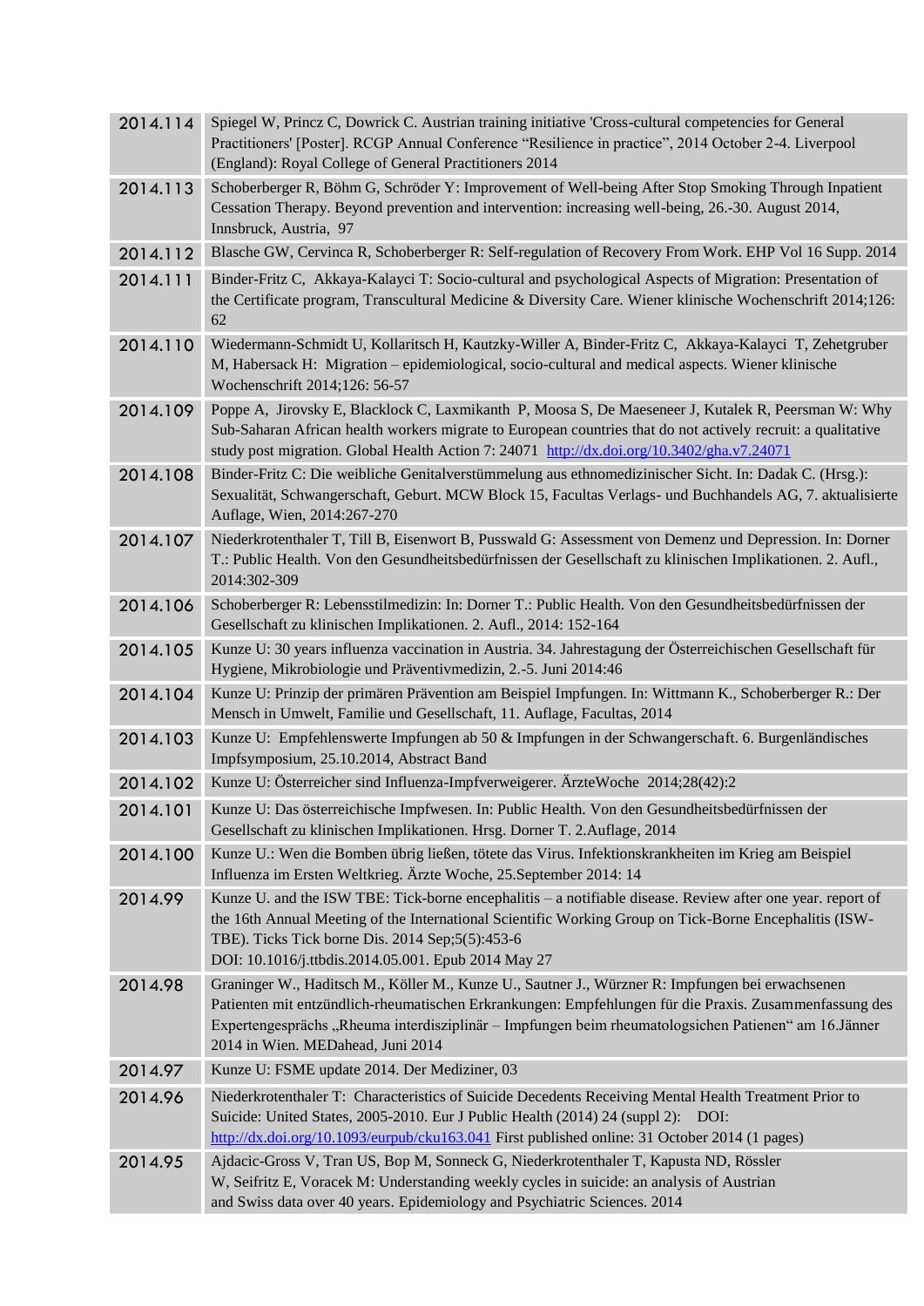| | |
|---|---|
| 2014.114 | Spiegel W, Princz C, Dowrick C. Austrian training initiative 'Cross-cultural competencies for General Practitioners' [Poster]. RCGP Annual Conference “Resilience in practice”, 2014 October 2-4. Liverpool (England): Royal College of General Practitioners 2014 |
| 2014.113 | Schoberberger R, Böhm G, Schröder Y: Improvement of Well-being After Stop Smoking Through Inpatient Cessation Therapy. Beyond prevention and intervention: increasing well-being, 26.-30. August 2014, Innsbruck, Austria, 97 |
| 2014.112 | Blasche GW, Cervinca R, Schoberberger R: Self-regulation of Recovery From Work. EHP Vol 16 Supp. 2014 |
| 2014.111 | Binder-Fritz C, Akkaya-Kalayci T: Socio-cultural and psychological Aspects of Migration: Presentation of the Certificate program, Transcultural Medicine & Diversity Care. Wiener klinische Wochenschrift 2014;126: 62 |
| 2014.110 | Wiedermann-Schmidt U, Kollaritsch H, Kautzky-Willer A, Binder-Fritz C, Akkaya-Kalayci T, Zehetgruber M, Habersack H: Migration – epidemiological, socio-cultural and medical aspects. Wiener klinische Wochenschrift 2014;126: 56-57 |
| 2014.109 | Poppe A, Jirovsky E, Blacklock C, Laxmikanth P, Moosa S, De Maeseneer J, Kutalek R, Peersman W: Why Sub-Saharan African health workers migrate to European countries that do not actively recruit: a qualitative study post migration. Global Health Action 7: 24071 http://dx.doi.org/10.3402/gha.v7.24071 |
| 2014.108 | Binder-Fritz C: Die weibliche Genitalverstümmelung aus ethnomedizinischer Sicht. In: Dadak C. (Hrsg.): Sexualität, Schwangerschaft, Geburt. MCW Block 15, Facultas Verlags- und Buchhandels AG, 7. aktualisierte Auflage, Wien, 2014:267-270 |
| 2014.107 | Niederkrotenthaler T, Till B, Eisenwort B, Pusswald G: Assessment von Demenz und Depression. In: Dorner T.: Public Health. Von den Gesundheitsbedürfnissen der Gesellschaft zu klinischen Implikationen. 2. Aufl., 2014:302-309 |
| 2014.106 | Schoberberger R: Lebensstilmedizin: In: Dorner T.: Public Health. Von den Gesundheitsbedürfnissen der Gesellschaft zu klinischen Implikationen. 2. Aufl., 2014: 152-164 |
| 2014.105 | Kunze U: 30 years influenza vaccination in Austria. 34. Jahrestagung der Österreichischen Gesellschaft für Hygiene, Mikrobiologie und Präventivmedizin, 2.-5. Juni 2014:46 |
| 2014.104 | Kunze U: Prinzip der primären Prävention am Beispiel Impfungen. In: Wittmann K., Schoberberger R.: Der Mensch in Umwelt, Familie und Gesellschaft, 11. Auflage, Facultas, 2014 |
| 2014.103 | Kunze U: Empfehlenswerte Impfungen ab 50 & Impfungen in der Schwangerschaft. 6. Burgenländisches Impfsymposium, 25.10.2014, Abstract Band |
| 2014.102 | Kunze U: Österreicher sind Influenza-Impfverweigerer. ÄrzteWoche 2014;28(42):2 |
| 2014.101 | Kunze U: Das österreichische Impfwesen. In: Public Health. Von den Gesundheitsbedürfnissen der Gesellschaft zu klinischen Implikationen. Hrsg. Dorner T. 2.Auflage, 2014 |
| 2014.100 | Kunze U.: Wen die Bomben übrig ließen, tötete das Virus. Infektionskrankheiten im Krieg am Beispiel Influenza im Ersten Weltkrieg. Ärzte Woche, 25.September 2014: 14 |
| 2014.99 | Kunze U. and the ISW TBE: Tick-borne encephalitis – a notifiable disease. Review after one year. report of the 16th Annual Meeting of the International Scientific Working Group on Tick-Borne Encephalitis (ISW-TBE). Ticks Tick borne Dis. 2014 Sep;5(5):453-6 DOI: 10.1016/j.ttbdis.2014.05.001. Epub 2014 May 27 |
| 2014.98 | Graninger W., Haditsch M., Köller M., Kunze U., Sautner J., Würzner R: Impfungen bei erwachsenen Patienten mit entzündlich-rheumatischen Erkrankungen: Empfehlungen für die Praxis. Zusammenfassung des Expertengesprächs „Rheuma interdisziplinär – Impfungen beim rheumatologsichen Patienen“ am 16.Jänner 2014 in Wien. MEDahead, Juni 2014 |
| 2014.97 | Kunze U: FSME update 2014. Der Mediziner, 03 |
| 2014.96 | Niederkrotenthaler T: Characteristics of Suicide Decedents Receiving Mental Health Treatment Prior to Suicide: United States, 2005-2010. Eur J Public Health (2014) 24 (suppl 2): DOI: http://dx.doi.org/10.1093/eurpub/cku163.041 First published online: 31 October 2014 (1 pages) |
| 2014.95 | Ajdacic-Gross V, Tran US, Bop M, Sonneck G, Niederkrotenthaler T, Kapusta ND, Rössler W, Seifritz E, Voracek M: Understanding weekly cycles in suicide: an analysis of Austrian and Swiss data over 40 years. Epidemiology and Psychiatric Sciences. 2014 |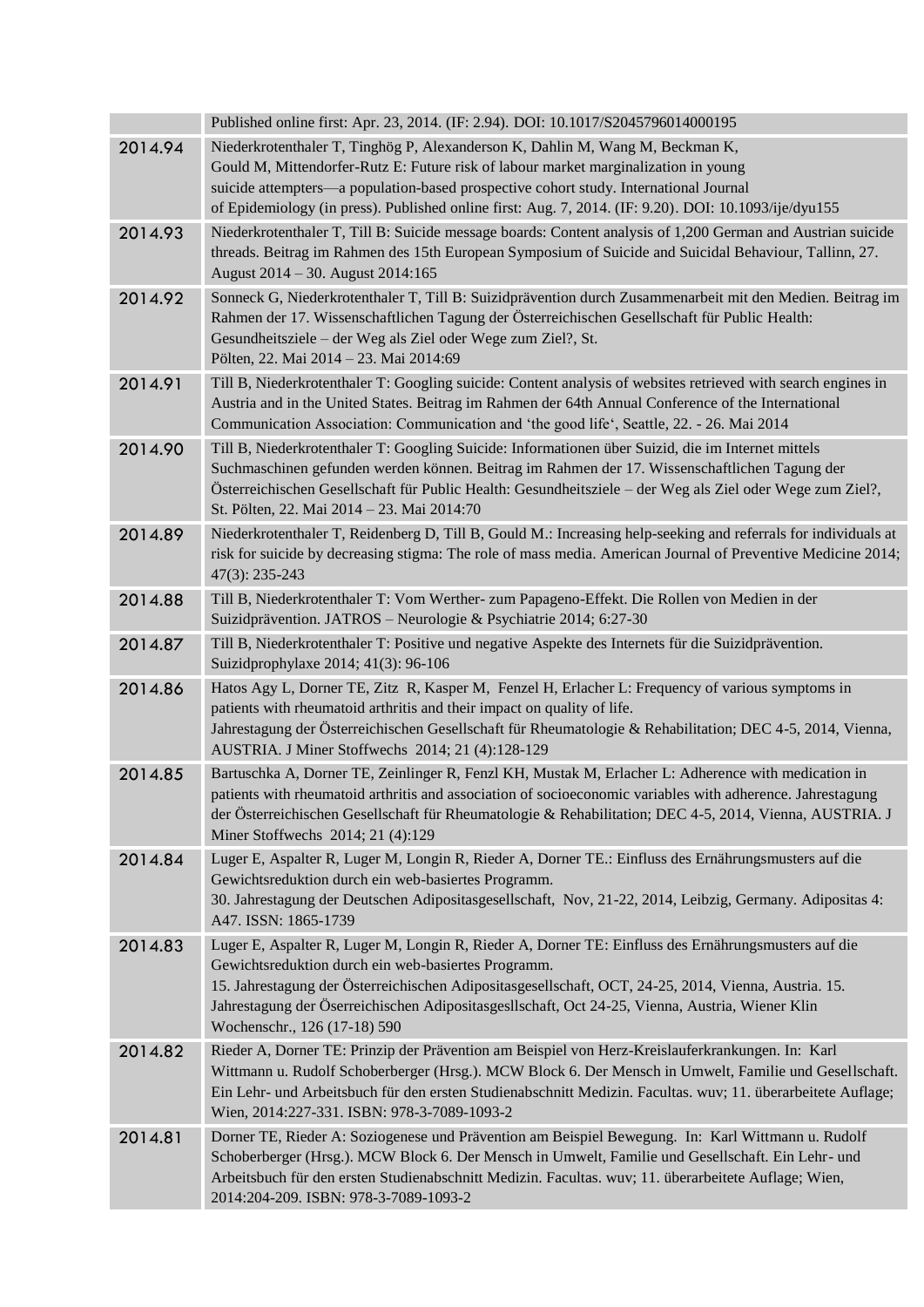| | |
|---|---|
| | Published online first: Apr. 23, 2014. (IF: 2.94). DOI: 10.1017/S2045796014000195 |
| 2014.94 | Niederkrotenthaler T, Tinghög P, Alexanderson K, Dahlin M, Wang M, Beckman K, Gould M, Mittendorfer-Rutz E: Future risk of labour market marginalization in young suicide attempters—a population-based prospective cohort study. International Journal of Epidemiology (in press). Published online first: Aug. 7, 2014. (IF: 9.20). DOI: 10.1093/ije/dyu155 |
| 2014.93 | Niederkrotenthaler T, Till B: Suicide message boards: Content analysis of 1,200 German and Austrian suicide threads. Beitrag im Rahmen des 15th European Symposium of Suicide and Suicidal Behaviour, Tallinn, 27. August 2014 – 30. August 2014:165 |
| 2014.92 | Sonneck G, Niederkrotenthaler T, Till B: Suizidprävention durch Zusammenarbeit mit den Medien. Beitrag im Rahmen der 17. Wissenschaftlichen Tagung der Österreichischen Gesellschaft für Public Health: Gesundheitsziele – der Weg als Ziel oder Wege zum Ziel?, St. Pölten, 22. Mai 2014 – 23. Mai 2014:69 |
| 2014.91 | Till B, Niederkrotenthaler T: Googling suicide: Content analysis of websites retrieved with search engines in Austria and in the United States. Beitrag im Rahmen der 64th Annual Conference of the International Communication Association: Communication and 'the good life', Seattle, 22. - 26. Mai 2014 |
| 2014.90 | Till B, Niederkrotenthaler T: Googling Suicide: Informationen über Suizid, die im Internet mittels Suchmaschinen gefunden werden können. Beitrag im Rahmen der 17. Wissenschaftlichen Tagung der Österreichischen Gesellschaft für Public Health: Gesundheitsziele – der Weg als Ziel oder Wege zum Ziel?, St. Pölten, 22. Mai 2014 – 23. Mai 2014:70 |
| 2014.89 | Niederkrotenthaler T, Reidenberg D, Till B, Gould M.: Increasing help-seeking and referrals for individuals at risk for suicide by decreasing stigma: The role of mass media. American Journal of Preventive Medicine 2014; 47(3): 235-243 |
| 2014.88 | Till B, Niederkrotenthaler T: Vom Werther- zum Papageno-Effekt. Die Rollen von Medien in der Suizidprävention. JATROS – Neurologie & Psychiatrie 2014; 6:27-30 |
| 2014.87 | Till B, Niederkrotenthaler T: Positive und negative Aspekte des Internets für die Suizidprävention. Suizidprophylaxe 2014; 41(3): 96-106 |
| 2014.86 | Hatos Agy L, Dorner TE, Zitz R, Kasper M, Fenzel H, Erlacher L: Frequency of various symptoms in patients with rheumatoid arthritis and their impact on quality of life. Jahrestagung der Österreichischen Gesellschaft für Rheumatologie & Rehabilitation; DEC 4-5, 2014, Vienna, AUSTRIA. J Miner Stoffwechs 2014; 21 (4):128-129 |
| 2014.85 | Bartuschka A, Dorner TE, Zeinlinger R, Fenzl KH, Mustak M, Erlacher L: Adherence with medication in patients with rheumatoid arthritis and association of socioeconomic variables with adherence. Jahrestagung der Österreichischen Gesellschaft für Rheumatologie & Rehabilitation; DEC 4-5, 2014, Vienna, AUSTRIA. J Miner Stoffwechs 2014; 21 (4):129 |
| 2014.84 | Luger E, Aspalter R, Luger M, Longin R, Rieder A, Dorner TE.: Einfluss des Ernährungsmusters auf die Gewichtsreduktion durch ein web-basiertes Programm. 30. Jahrestagung der Deutschen Adipositasgesellschaft, Nov, 21-22, 2014, Leibzig, Germany. Adipositas 4: A47. ISSN: 1865-1739 |
| 2014.83 | Luger E, Aspalter R, Luger M, Longin R, Rieder A, Dorner TE: Einfluss des Ernährungsmusters auf die Gewichtsreduktion durch ein web-basiertes Programm. 15. Jahrestagung der Österreichischen Adipositasgesellschaft, OCT, 24-25, 2014, Vienna, Austria. 15. Jahrestagung der Öserreichischen Adipositasgesllschaft, Oct 24-25, Vienna, Austria, Wiener Klin Wochenschr., 126 (17-18) 590 |
| 2014.82 | Rieder A, Dorner TE: Prinzip der Prävention am Beispiel von Herz-Kreislauferkrankungen. In: Karl Wittmann u. Rudolf Schoberberger (Hrsg.). MCW Block 6. Der Mensch in Umwelt, Familie und Gesellschaft. Ein Lehr- und Arbeitsbuch für den ersten Studienabschnitt Medizin. Facultas. wuv; 11. überarbeitete Auflage; Wien, 2014:227-331. ISBN: 978-3-7089-1093-2 |
| 2014.81 | Dorner TE, Rieder A: Soziogenese und Prävention am Beispiel Bewegung. In: Karl Wittmann u. Rudolf Schoberberger (Hrsg.). MCW Block 6. Der Mensch in Umwelt, Familie und Gesellschaft. Ein Lehr- und Arbeitsbuch für den ersten Studienabschnitt Medizin. Facultas. wuv; 11. überarbeitete Auflage; Wien, 2014:204-209. ISBN: 978-3-7089-1093-2 |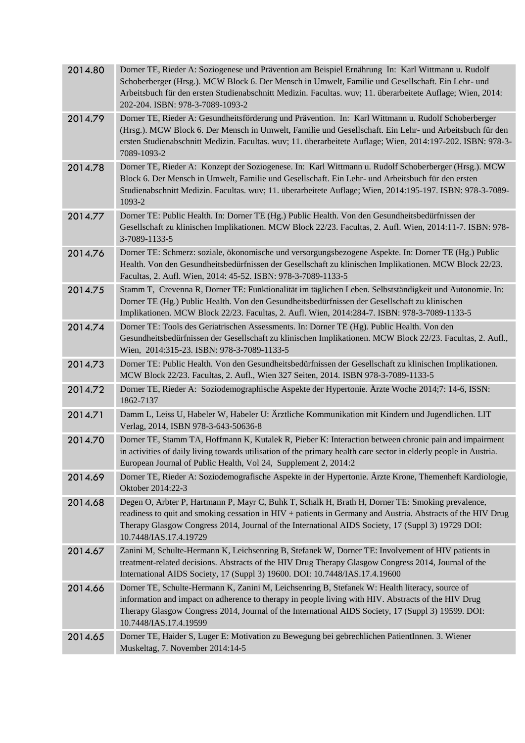| | |
|---|---|
| 2014.80 | Dorner TE, Rieder A: Soziogenese und Prävention am Beispiel Ernährung In: Karl Wittmann u. Rudolf Schoberberger (Hrsg.). MCW Block 6. Der Mensch in Umwelt, Familie und Gesellschaft. Ein Lehr- und Arbeitsbuch für den ersten Studienabschnitt Medizin. Facultas. wuv; 11. überarbeitete Auflage; Wien, 2014: 202-204. ISBN: 978-3-7089-1093-2 |
| 2014.79 | Dorner TE, Rieder A: Gesundheitsförderung und Prävention. In: Karl Wittmann u. Rudolf Schoberberger (Hrsg.). MCW Block 6. Der Mensch in Umwelt, Familie und Gesellschaft. Ein Lehr- und Arbeitsbuch für den ersten Studienabschnitt Medizin. Facultas. wuv; 11. überarbeitete Auflage; Wien, 2014:197-202. ISBN: 978-3-7089-1093-2 |
| 2014.78 | Dorner TE, Rieder A: Konzept der Soziogenese. In: Karl Wittmann u. Rudolf Schoberberger (Hrsg.). MCW Block 6. Der Mensch in Umwelt, Familie und Gesellschaft. Ein Lehr- und Arbeitsbuch für den ersten Studienabschnitt Medizin. Facultas. wuv; 11. überarbeitete Auflage; Wien, 2014:195-197. ISBN: 978-3-7089-1093-2 |
| 2014.77 | Dorner TE: Public Health. In: Dorner TE (Hg.) Public Health. Von den Gesundheitsbedürfnissen der Gesellschaft zu klinischen Implikationen. MCW Block 22/23. Facultas, 2. Aufl. Wien, 2014:11-7. ISBN: 978-3-7089-1133-5 |
| 2014.76 | Dorner TE: Schmerz: soziale, ökonomische und versorgungsbezogene Aspekte. In: Dorner TE (Hg.) Public Health. Von den Gesundheitsbedürfnissen der Gesellschaft zu klinischen Implikationen. MCW Block 22/23. Facultas, 2. Aufl. Wien, 2014: 45-52. ISBN: 978-3-7089-1133-5 |
| 2014.75 | Stamm T, Crevenna R, Dorner TE: Funktionalität im täglichen Leben. Selbstständigkeit und Autonomie. In: Dorner TE (Hg.) Public Health. Von den Gesundheitsbedürfnissen der Gesellschaft zu klinischen Implikationen. MCW Block 22/23. Facultas, 2. Aufl. Wien, 2014:284-7. ISBN: 978-3-7089-1133-5 |
| 2014.74 | Dorner TE: Tools des Geriatrischen Assessments. In: Dorner TE (Hg). Public Health. Von den Gesundheitsbedürfnissen der Gesellschaft zu klinischen Implikationen. MCW Block 22/23. Facultas, 2. Aufl., Wien, 2014:315-23. ISBN: 978-3-7089-1133-5 |
| 2014.73 | Dorner TE: Public Health. Von den Gesundheitsbedürfnissen der Gesellschaft zu klinischen Implikationen. MCW Block 22/23. Facultas, 2. Aufl., Wien 327 Seiten, 2014. ISBN 978-3-7089-1133-5 |
| 2014.72 | Dorner TE, Rieder A: Soziodemographische Aspekte der Hypertonie. Ärzte Woche 2014;7: 14-6, ISSN: 1862-7137 |
| 2014.71 | Damm L, Leiss U, Habeler W, Habeler U: Ärztliche Kommunikation mit Kindern und Jugendlichen. LIT Verlag, 2014, ISBN 978-3-643-50636-8 |
| 2014.70 | Dorner TE, Stamm TA, Hoffmann K, Kutalek R, Pieber K: Interaction between chronic pain and impairment in activities of daily living towards utilisation of the primary health care sector in elderly people in Austria. European Journal of Public Health, Vol 24, Supplement 2, 2014:2 |
| 2014.69 | Dorner TE, Rieder A: Soziodemografische Aspekte in der Hypertonie. Ärzte Krone, Themenheft Kardiologie, Oktober 2014:22-3 |
| 2014.68 | Degen O, Arbter P, Hartmann P, Mayr C, Buhk T, Schalk H, Brath H, Dorner TE: Smoking prevalence, readiness to quit and smoking cessation in HIV + patients in Germany and Austria. Abstracts of the HIV Drug Therapy Glasgow Congress 2014, Journal of the International AIDS Society, 17 (Suppl 3) 19729 DOI: 10.7448/IAS.17.4.19729 |
| 2014.67 | Zanini M, Schulte-Hermann K, Leichsenring B, Stefanek W, Dorner TE: Involvement of HIV patients in treatment-related decisions. Abstracts of the HIV Drug Therapy Glasgow Congress 2014, Journal of the International AIDS Society, 17 (Suppl 3) 19600. DOI: 10.7448/IAS.17.4.19600 |
| 2014.66 | Dorner TE, Schulte-Hermann K, Zanini M, Leichsenring B, Stefanek W: Health literacy, source of information and impact on adherence to therapy in people living with HIV. Abstracts of the HIV Drug Therapy Glasgow Congress 2014, Journal of the International AIDS Society, 17 (Suppl 3) 19599. DOI: 10.7448/IAS.17.4.19599 |
| 2014.65 | Dorner TE, Haider S, Luger E: Motivation zu Bewegung bei gebrechlichen PatientInnen. 3. Wiener Muskeltag, 7. November 2014:14-5 |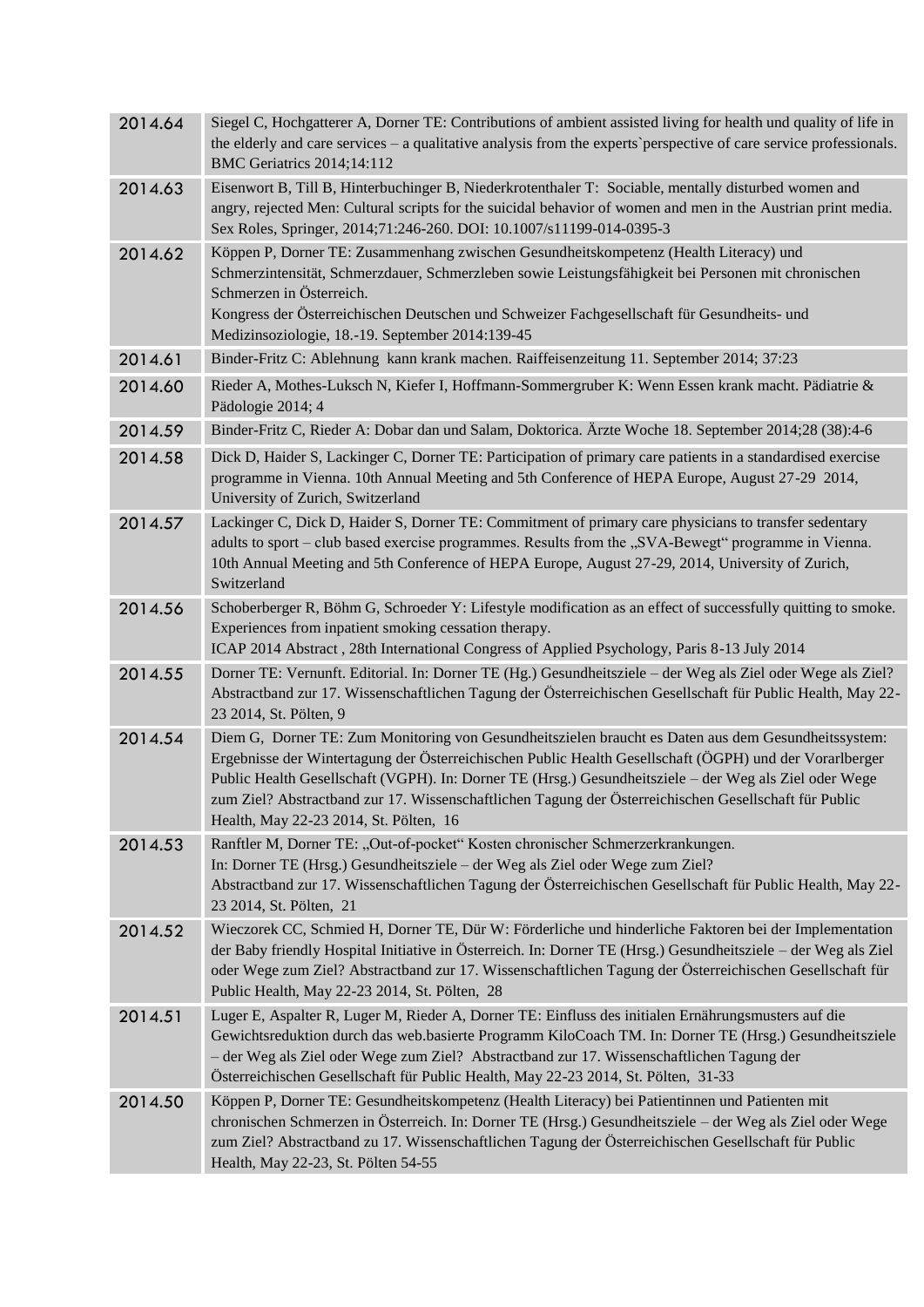| | |
|---|---|
| 2014.64 | Siegel C, Hochgatterer A, Dorner TE: Contributions of ambient assisted living for health und quality of life in the elderly and care services – a qualitative analysis from the experts`perspective of care service professionals. BMC Geriatrics 2014;14:112 |
| 2014.63 | Eisenwort B, Till B, Hinterbuchinger B, Niederkrotenthaler T: Sociable, mentally disturbed women and angry, rejected Men: Cultural scripts for the suicidal behavior of women and men in the Austrian print media. Sex Roles, Springer, 2014;71:246-260. DOI: 10.1007/s11199-014-0395-3 |
| 2014.62 | Köppen P, Dorner TE: Zusammenhang zwischen Gesundheitskompetenz (Health Literacy) und Schmerzintensität, Schmerzdauer, Schmerzleben sowie Leistungsfähigkeit bei Personen mit chronischen Schmerzen in Österreich.<br>Kongress der Österreichischen Deutschen und Schweizer Fachgesellschaft für Gesundheits- und Medizinsoziologie, 18.-19. September 2014:139-45 |
| 2014.61 | Binder-Fritz C: Ablehnung kann krank machen. Raiffeisenzeitung 11. September 2014; 37:23 |
| 2014.60 | Rieder A, Mothes-Luksch N, Kiefer I, Hoffmann-Sommergruber K: Wenn Essen krank macht. Pädiatrie & Pädologie 2014; 4 |
| 2014.59 | Binder-Fritz C, Rieder A: Dobar dan und Salam, Doktorica. Ärzte Woche 18. September 2014;28 (38):4-6 |
| 2014.58 | Dick D, Haider S, Lackinger C, Dorner TE: Participation of primary care patients in a standardised exercise programme in Vienna. 10th Annual Meeting and 5th Conference of HEPA Europe, August 27-29 2014, University of Zurich, Switzerland |
| 2014.57 | Lackinger C, Dick D, Haider S, Dorner TE: Commitment of primary care physicians to transfer sedentary adults to sport – club based exercise programmes. Results from the „SVA-Bewegt“ programme in Vienna. 10th Annual Meeting and 5th Conference of HEPA Europe, August 27-29, 2014, University of Zurich, Switzerland |
| 2014.56 | Schoberberger R, Böhm G, Schroeder Y: Lifestyle modification as an effect of successfully quitting to smoke. Experiences from inpatient smoking cessation therapy.<br>ICAP 2014 Abstract , 28th International Congress of Applied Psychology, Paris 8-13 July 2014 |
| 2014.55 | Dorner TE: Vernunft. Editorial. In: Dorner TE (Hg.) Gesundheitsziele – der Weg als Ziel oder Wege als Ziel? Abstractband zur 17. Wissenschaftlichen Tagung der Österreichischen Gesellschaft für Public Health, May 22-23 2014, St. Pölten, 9 |
| 2014.54 | Diem G, Dorner TE: Zum Monitoring von Gesundheitszielen braucht es Daten aus dem Gesundheitssystem: Ergebnisse der Wintertagung der Österreichischen Public Health Gesellschaft (ÖGPH) und der Vorarlberger Public Health Gesellschaft (VGPH). In: Dorner TE (Hrsg.) Gesundheitsziele – der Weg als Ziel oder Wege zum Ziel? Abstractband zur 17. Wissenschaftlichen Tagung der Österreichischen Gesellschaft für Public Health, May 22-23 2014, St. Pölten, 16 |
| 2014.53 | Ranftler M, Dorner TE: „Out-of-pocket“ Kosten chronischer Schmerzerkrankungen.<br>In: Dorner TE (Hrsg.) Gesundheitsziele – der Weg als Ziel oder Wege zum Ziel?<br>Abstractband zur 17. Wissenschaftlichen Tagung der Österreichischen Gesellschaft für Public Health, May 22-23 2014, St. Pölten, 21 |
| 2014.52 | Wieczorek CC, Schmied H, Dorner TE, Dür W: Förderliche und hinderliche Faktoren bei der Implementation der Baby friendly Hospital Initiative in Österreich. In: Dorner TE (Hrsg.) Gesundheitsziele – der Weg als Ziel oder Wege zum Ziel? Abstractband zur 17. Wissenschaftlichen Tagung der Österreichischen Gesellschaft für Public Health, May 22-23 2014, St. Pölten, 28 |
| 2014.51 | Luger E, Aspalter R, Luger M, Rieder A, Dorner TE: Einfluss des initialen Ernährungsmusters auf die Gewichtsreduktion durch das web.basierte Programm KiloCoach TM. In: Dorner TE (Hrsg.) Gesundheitsziele – der Weg als Ziel oder Wege zum Ziel? Abstractband zur 17. Wissenschaftlichen Tagung der Österreichischen Gesellschaft für Public Health, May 22-23 2014, St. Pölten, 31-33 |
| 2014.50 | Köppen P, Dorner TE: Gesundheitskompetenz (Health Literacy) bei Patientinnen und Patienten mit chronischen Schmerzen in Österreich. In: Dorner TE (Hrsg.) Gesundheitsziele – der Weg als Ziel oder Wege zum Ziel? Abstractband zu 17. Wissenschaftlichen Tagung der Österreichischen Gesellschaft für Public Health, May 22-23, St. Pölten 54-55 |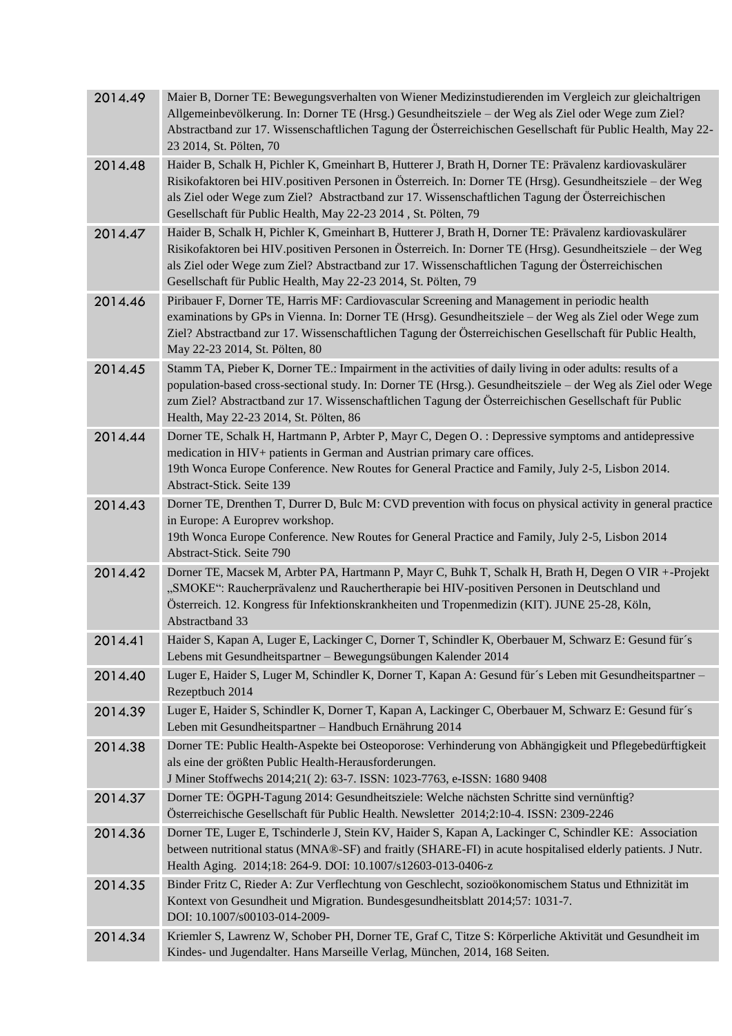| | |
|---|---|
| 2014.49 | Maier B, Dorner TE: Bewegungsverhalten von Wiener Medizinstudierenden im Vergleich zur gleichaltrigen Allgemeinbevölkerung. In: Dorner TE (Hrsg.) Gesundheitsziele – der Weg als Ziel oder Wege zum Ziel? Abstractband zur 17. Wissenschaftlichen Tagung der Österreichischen Gesellschaft für Public Health, May 22-23 2014, St. Pölten, 70 |
| 2014.48 | Haider B, Schalk H, Pichler K, Gmeinhart B, Hutterer J, Brath H, Dorner TE: Prävalenz kardiovaskulärer Risikofaktoren bei HIV.positiven Personen in Österreich. In: Dorner TE (Hrsg). Gesundheitsziele – der Weg als Ziel oder Wege zum Ziel? Abstractband zur 17. Wissenschaftlichen Tagung der Österreichischen Gesellschaft für Public Health, May 22-23 2014 , St. Pölten, 79 |
| 2014.47 | Haider B, Schalk H, Pichler K, Gmeinhart B, Hutterer J, Brath H, Dorner TE: Prävalenz kardiovaskulärer Risikofaktoren bei HIV.positiven Personen in Österreich. In: Dorner TE (Hrsg). Gesundheitsziele – der Weg als Ziel oder Wege zum Ziel? Abstractband zur 17. Wissenschaftlichen Tagung der Österreichischen Gesellschaft für Public Health, May 22-23 2014, St. Pölten, 79 |
| 2014.46 | Piribauer F, Dorner TE, Harris MF: Cardiovascular Screening and Management in periodic health examinations by GPs in Vienna. In: Dorner TE (Hrsg). Gesundheitsziele – der Weg als Ziel oder Wege zum Ziel? Abstractband zur 17. Wissenschaftlichen Tagung der Österreichischen Gesellschaft für Public Health, May 22-23 2014, St. Pölten, 80 |
| 2014.45 | Stamm TA, Pieber K, Dorner TE.: Impairment in the activities of daily living in oder adults: results of a population-based cross-sectional study. In: Dorner TE (Hrsg.). Gesundheitsziele – der Weg als Ziel oder Wege zum Ziel? Abstractband zur 17. Wissenschaftlichen Tagung der Österreichischen Gesellschaft für Public Health, May 22-23 2014, St. Pölten, 86 |
| 2014.44 | Dorner TE, Schalk H, Hartmann P, Arbter P, Mayr C, Degen O. : Depressive symptoms and antidepressive medication in HIV+ patients in German and Austrian primary care offices. 19th Wonca Europe Conference. New Routes for General Practice and Family, July 2-5, Lisbon 2014. Abstract-Stick. Seite 139 |
| 2014.43 | Dorner TE, Drenthen T, Durrer D, Bulc M: CVD prevention with focus on physical activity in general practice in Europe: A Europrev workshop. 19th Wonca Europe Conference. New Routes for General Practice and Family, July 2-5, Lisbon 2014 Abstract-Stick. Seite 790 |
| 2014.42 | Dorner TE, Macsek M, Arbter PA, Hartmann P, Mayr C, Buhk T, Schalk H, Brath H, Degen O VIR +-Projekt „SMOKE“: Raucherprävalenz und Rauchertherapie bei HIV-positiven Personen in Deutschland und Österreich. 12. Kongress für Infektionskrankheiten und Tropenmedizin (KIT). JUNE 25-28, Köln, Abstractband 33 |
| 2014.41 | Haider S, Kapan A, Luger E, Lackinger C, Dorner T, Schindler K, Oberbauer M, Schwarz E: Gesund für´s Lebens mit Gesundheitspartner – Bewegungsübungen Kalender 2014 |
| 2014.40 | Luger E, Haider S, Luger M, Schindler K, Dorner T, Kapan A: Gesund für´s Leben mit Gesundheitspartner – Rezeptbuch 2014 |
| 2014.39 | Luger E, Haider S, Schindler K, Dorner T, Kapan A, Lackinger C, Oberbauer M, Schwarz E: Gesund für´s Leben mit Gesundheitspartner – Handbuch Ernährung 2014 |
| 2014.38 | Dorner TE: Public Health-Aspekte bei Osteoporose: Verhinderung von Abhängigkeit und Pflegebedürftigkeit als eine der größten Public Health-Herausforderungen. J Miner Stoffwechs 2014;21( 2): 63-7. ISSN: 1023-7763, e-ISSN: 1680 9408 |
| 2014.37 | Dorner TE: ÖGPH-Tagung 2014: Gesundheitsziele: Welche nächsten Schritte sind vernünftig? Österreichische Gesellschaft für Public Health. Newsletter 2014;2:10-4. ISSN: 2309-2246 |
| 2014.36 | Dorner TE, Luger E, Tschinderle J, Stein KV, Haider S, Kapan A, Lackinger C, Schindler KE: Association between nutritional status (MNA®-SF) and fraitly (SHARE-FI) in acute hospitalised elderly patients. J Nutr. Health Aging. 2014;18: 264-9. DOI: 10.1007/s12603-013-0406-z |
| 2014.35 | Binder Fritz C, Rieder A: Zur Verflechtung von Geschlecht, sozioökonomischem Status und Ethnizität im Kontext von Gesundheit und Migration. Bundesgesundheitsblatt 2014;57: 1031-7. DOI: 10.1007/s00103-014-2009- |
| 2014.34 | Kriemler S, Lawrenz W, Schober PH, Dorner TE, Graf C, Titze S: Körperliche Aktivität und Gesundheit im Kindes- und Jugendalter. Hans Marseille Verlag, München, 2014, 168 Seiten. |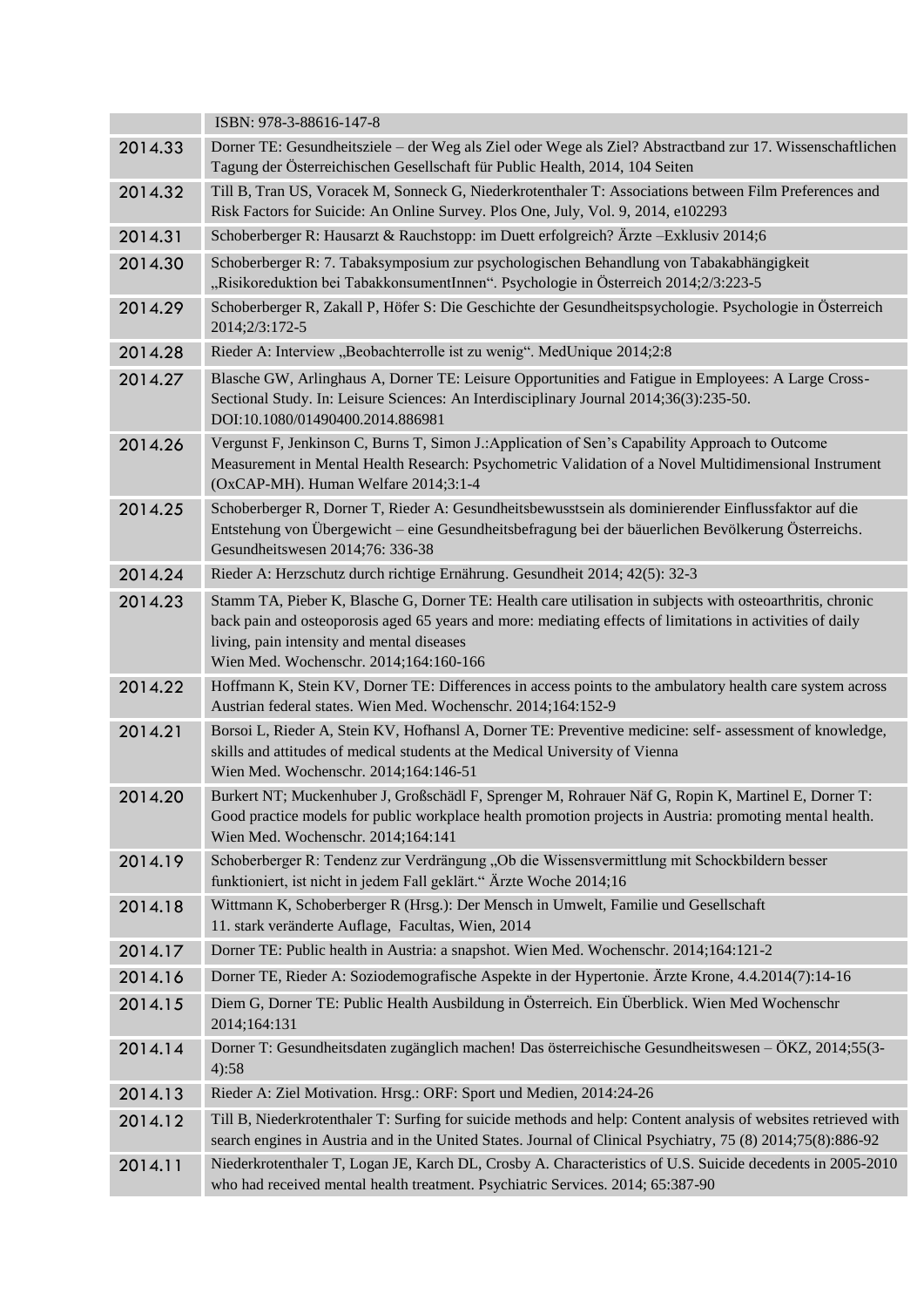| | |
|---|---|
| | ISBN: 978-3-88616-147-8 |
| 2014.33 | Dorner TE: Gesundheitsziele – der Weg als Ziel oder Wege als Ziel? Abstractband zur 17. Wissenschaftlichen Tagung der Österreichischen Gesellschaft für Public Health, 2014, 104 Seiten |
| 2014.32 | Till B, Tran US, Voracek M, Sonneck G, Niederkrotenthaler T: Associations between Film Preferences and Risk Factors for Suicide: An Online Survey. Plos One, July, Vol. 9, 2014, e102293 |
| 2014.31 | Schoberberger R: Hausarzt & Rauchstopp: im Duett erfolgreich? Ärzte –Exklusiv 2014;6 |
| 2014.30 | Schoberberger R: 7. Tabaksymposium zur psychologischen Behandlung von Tabakabhängigkeit „Risikoreduktion bei TabakkonsumentInnen". Psychologie in Österreich 2014;2/3:223-5 |
| 2014.29 | Schoberberger R, Zakall P, Höfer S: Die Geschichte der Gesundheitspsychologie. Psychologie in Österreich 2014;2/3:172-5 |
| 2014.28 | Rieder A: Interview „Beobachterrolle ist zu wenig". MedUnique 2014;2:8 |
| 2014.27 | Blasche GW, Arlinghaus A, Dorner TE: Leisure Opportunities and Fatigue in Employees: A Large Cross-Sectional Study. In: Leisure Sciences: An Interdisciplinary Journal 2014;36(3):235-50. DOI:10.1080/01490400.2014.886981 |
| 2014.26 | Vergunst F, Jenkinson C, Burns T, Simon J.:Application of Sen's Capability Approach to Outcome Measurement in Mental Health Research: Psychometric Validation of a Novel Multidimensional Instrument (OxCAP-MH). Human Welfare 2014;3:1-4 |
| 2014.25 | Schoberberger R, Dorner T, Rieder A: Gesundheitsbewusstsein als dominierender Einflussfaktor auf die Entstehung von Übergewicht – eine Gesundheitsbefragung bei der bäuerlichen Bevölkerung Österreichs. Gesundheitswesen 2014;76: 336-38 |
| 2014.24 | Rieder A: Herzschutz durch richtige Ernährung. Gesundheit 2014; 42(5): 32-3 |
| 2014.23 | Stamm TA, Pieber K, Blasche G, Dorner TE: Health care utilisation in subjects with osteoarthritis, chronic back pain and osteoporosis aged 65 years and more: mediating effects of limitations in activities of daily living, pain intensity and mental diseases Wien Med. Wochenschr. 2014;164:160-166 |
| 2014.22 | Hoffmann K, Stein KV, Dorner TE: Differences in access points to the ambulatory health care system across Austrian federal states. Wien Med. Wochenschr. 2014;164:152-9 |
| 2014.21 | Borsoi L, Rieder A, Stein KV, Hofhansl A, Dorner TE: Preventive medicine: self- assessment of knowledge, skills and attitudes of medical students at the Medical University of Vienna Wien Med. Wochenschr. 2014;164:146-51 |
| 2014.20 | Burkert NT; Muckenhuber J, Großschädl F, Sprenger M, Rohrauer Näf G, Ropin K, Martinel E, Dorner T: Good practice models for public workplace health promotion projects in Austria: promoting mental health. Wien Med. Wochenschr. 2014;164:141 |
| 2014.19 | Schoberberger R: Tendenz zur Verdrängung „Ob die Wissensvermittlung mit Schockbildern besser funktioniert, ist nicht in jedem Fall geklärt." Ärzte Woche 2014;16 |
| 2014.18 | Wittmann K, Schoberberger R (Hrsg.): Der Mensch in Umwelt, Familie und Gesellschaft 11. stark veränderte Auflage, Facultas, Wien, 2014 |
| 2014.17 | Dorner TE: Public health in Austria: a snapshot. Wien Med. Wochenschr. 2014;164:121-2 |
| 2014.16 | Dorner TE, Rieder A: Soziodemografische Aspekte in der Hypertonie. Ärzte Krone, 4.4.2014(7):14-16 |
| 2014.15 | Diem G, Dorner TE: Public Health Ausbildung in Österreich. Ein Überblick. Wien Med Wochenschr 2014;164:131 |
| 2014.14 | Dorner T: Gesundheitsdaten zugänglich machen! Das österreichische Gesundheitswesen – ÖKZ, 2014;55(3-4):58 |
| 2014.13 | Rieder A: Ziel Motivation. Hrsg.: ORF: Sport und Medien, 2014:24-26 |
| 2014.12 | Till B, Niederkrotenthaler T: Surfing for suicide methods and help: Content analysis of websites retrieved with search engines in Austria and in the United States. Journal of Clinical Psychiatry, 75 (8) 2014;75(8):886-92 |
| 2014.11 | Niederkrotenthaler T, Logan JE, Karch DL, Crosby A. Characteristics of U.S. Suicide decedents in 2005-2010 who had received mental health treatment. Psychiatric Services. 2014; 65:387-90 |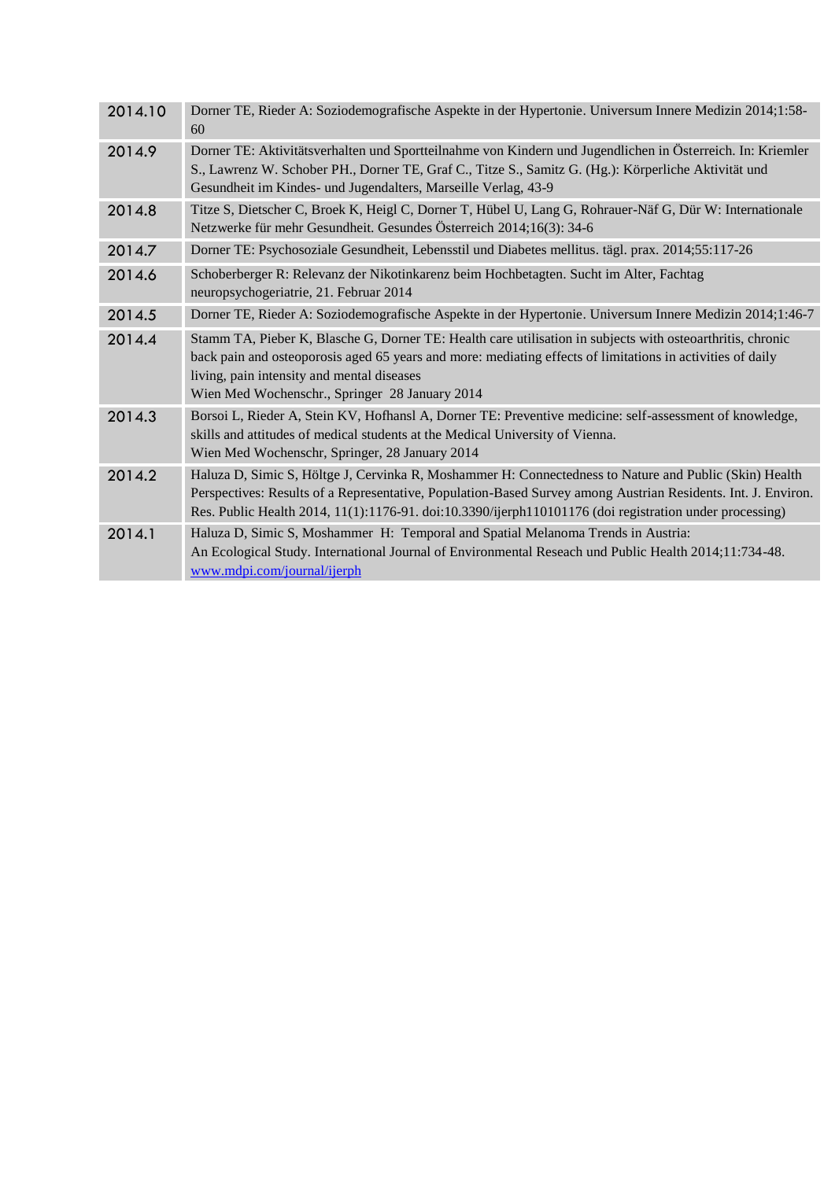| | |
|---|---|
| 2014.10 | Dorner TE, Rieder A: Soziodemografische Aspekte in der Hypertonie. Universum Innere Medizin 2014;1:58-60 |
| 2014.9 | Dorner TE: Aktivitätsverhalten und Sportteilnahme von Kindern und Jugendlichen in Österreich. In: Kriemler S., Lawrenz W. Schober PH., Dorner TE, Graf C., Titze S., Samitz G. (Hg.): Körperliche Aktivität und Gesundheit im Kindes- und Jugendalters, Marseille Verlag, 43-9 |
| 2014.8 | Titze S, Dietscher C, Broek K, Heigl C, Dorner T, Hübel U, Lang G, Rohrauer-Näf G, Dür W: Internationale Netzwerke für mehr Gesundheit. Gesundes Österreich 2014;16(3): 34-6 |
| 2014.7 | Dorner TE: Psychosoziale Gesundheit, Lebensstil und Diabetes mellitus. tägl. prax. 2014;55:117-26 |
| 2014.6 | Schoberberger R: Relevanz der Nikotinkarenz beim Hochbetagten. Sucht im Alter, Fachtag neuropsychogeriatrie, 21. Februar 2014 |
| 2014.5 | Dorner TE, Rieder A: Soziodemografische Aspekte in der Hypertonie. Universum Innere Medizin 2014;1:46-7 |
| 2014.4 | Stamm TA, Pieber K, Blasche G, Dorner TE: Health care utilisation in subjects with osteoarthritis, chronic back pain and osteoporosis aged 65 years and more: mediating effects of limitations in activities of daily living, pain intensity and mental diseases<br>Wien Med Wochenschr., Springer 28 January 2014 |
| 2014.3 | Borsoi L, Rieder A, Stein KV, Hofhansl A, Dorner TE: Preventive medicine: self-assessment of knowledge, skills and attitudes of medical students at the Medical University of Vienna.<br>Wien Med Wochenschr, Springer, 28 January 2014 |
| 2014.2 | Haluza D, Simic S, Höltge J, Cervinka R, Moshammer H: Connectedness to Nature and Public (Skin) Health Perspectives: Results of a Representative, Population-Based Survey among Austrian Residents. Int. J. Environ. Res. Public Health 2014, 11(1):1176-91. doi:10.3390/ijerph110101176 (doi registration under processing) |
| 2014.1 | Haluza D, Simic S, Moshammer H: Temporal and Spatial Melanoma Trends in Austria:<br>An Ecological Study. International Journal of Environmental Reseach und Public Health 2014;11:734-48.<br>www.mdpi.com/journal/ijerph |